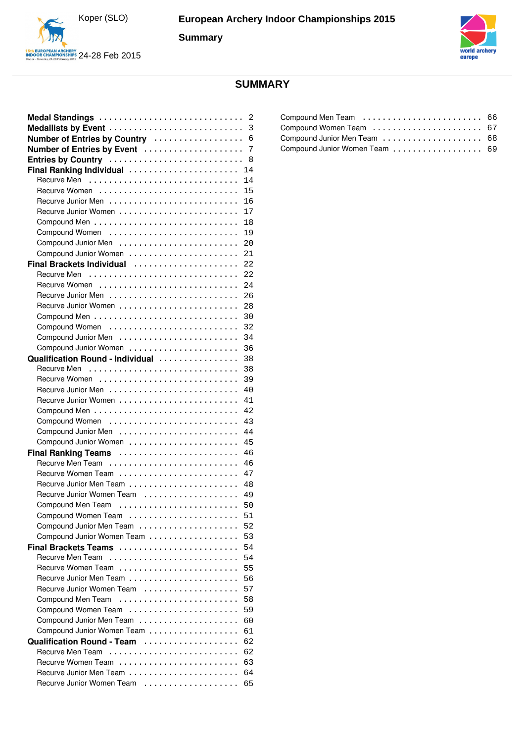# SUMMARY

- **Medal Standings** . . . . . 2
- **Medallists by Event** . . . . . 3
- **Number of Entries by Country** . . . . . 6
- **Number of Entries by Event** . . . . . 7
- **Entries by Country** . . . . . 8
- **Final Ranking Individual** . . . . . 14
  - Recurve Men . . . . . 14
  - Recurve Women . . . . . 15
  - Recurve Junior Men . . . . . 16
  - Recurve Junior Women . . . . . 17
  - Compound Men . . . . . 18
  - Compound Women . . . . . 19
  - Compound Junior Men . . . . . 20
  - Compound Junior Women . . . . . 21
- **Final Brackets Individual** . . . . . 22
  - Recurve Men . . . . . 22
  - Recurve Women . . . . . 24
  - Recurve Junior Men . . . . . 26
  - Recurve Junior Women . . . . . 28
  - Compound Men . . . . . 30
  - Compound Women . . . . . 32
  - Compound Junior Men . . . . . 34
  - Compound Junior Women . . . . . 36
- **Qualification Round - Individual** . . . . . 38
  - Recurve Men . . . . . 38
  - Recurve Women . . . . . 39
  - Recurve Junior Men . . . . . 40
  - Recurve Junior Women . . . . . 41
  - Compound Men . . . . . 42
  - Compound Women . . . . . 43
  - Compound Junior Men . . . . . 44
  - Compound Junior Women . . . . . 45
- **Final Ranking Teams** . . . . . 46
  - Recurve Men Team . . . . . 46
  - Recurve Women Team . . . . . 47
  - Recurve Junior Men Team . . . . . 48
  - Recurve Junior Women Team . . . . . 49
  - Compound Men Team . . . . . 50
  - Compound Women Team . . . . . 51
  - Compound Junior Men Team . . . . . 52
  - Compound Junior Women Team . . . . . 53
- **Final Brackets Teams** . . . . . 54
  - Recurve Men Team . . . . . 54
  - Recurve Women Team . . . . . 55
  - Recurve Junior Men Team . . . . . 56
  - Recurve Junior Women Team . . . . . 57
  - Compound Men Team . . . . . 58
  - Compound Women Team . . . . . 59
  - Compound Junior Men Team . . . . . 60
  - Compound Junior Women Team . . . . . 61
- **Qualification Round - Team** . . . . . 62
  - Recurve Men Team . . . . . 62
  - Recurve Women Team . . . . . 63
  - Recurve Junior Men Team . . . . . 64
  - Recurve Junior Women Team . . . . . 65
  - Compound Men Team . . . . . 66
  - Compound Women Team . . . . . 67
  - Compound Junior Men Team . . . . . 68
  - Compound Junior Women Team . . . . . 69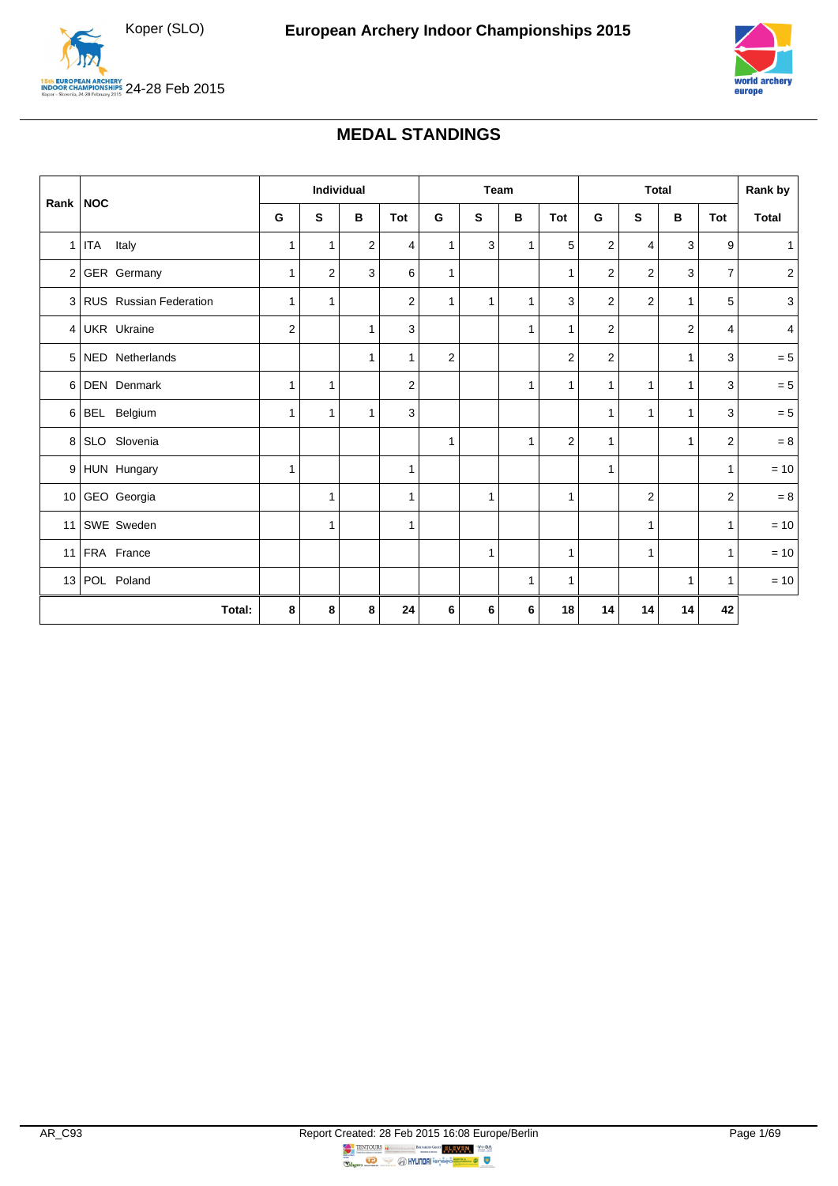## MEDAL STANDINGS

| Rank | NOC | | Individual | | | | Team | | | | Total | | | | Rank by |
|---|---|---|---|---|---|---|---|---|---|---|---|---|---|---|---|
| | | | G | S | B | Tot | G | S | B | Tot | G | S | B | Tot | Total |
| 1 | ITA | Italy | 1 | 1 | 2 | 4 | 1 | 3 | 1 | 5 | 2 | 4 | 3 | 9 | 1 |
| 2 | GER | Germany | 1 | 2 | 3 | 6 | 1 | | | 1 | 2 | 2 | 3 | 7 | 2 |
| 3 | RUS | Russian Federation | 1 | 1 | | 2 | 1 | 1 | 1 | 3 | 2 | 2 | 1 | 5 | 3 |
| 4 | UKR | Ukraine | 2 | | 1 | 3 | | | 1 | 1 | 2 | | 2 | 4 | 4 |
| 5 | NED | Netherlands | | | 1 | 1 | 2 | | | 2 | 2 | | 1 | 3 | = 5 |
| 6 | DEN | Denmark | 1 | 1 | | 2 | | | 1 | 1 | 1 | 1 | 1 | 3 | = 5 |
| 6 | BEL | Belgium | 1 | 1 | 1 | 3 | | | | | 1 | 1 | 1 | 3 | = 5 |
| 8 | SLO | Slovenia | | | | | 1 | | 1 | 2 | 1 | | 1 | 2 | = 8 |
| 9 | HUN | Hungary | 1 | | | 1 | | | | | 1 | | | 1 | = 10 |
| 10 | GEO | Georgia | | 1 | | 1 | | 1 | | 1 | | 2 | | 2 | = 8 |
| 11 | SWE | Sweden | | 1 | | 1 | | | | | | 1 | | 1 | = 10 |
| 11 | FRA | France | | | | | | 1 | | 1 | | 1 | | 1 | = 10 |
| 13 | POL | Poland | | | | | | | 1 | 1 | | | 1 | 1 | = 10 |
| | | **Total:** | **8** | **8** | **8** | **24** | **6** | **6** | **6** | **18** | **14** | **14** | **14** | **42** | |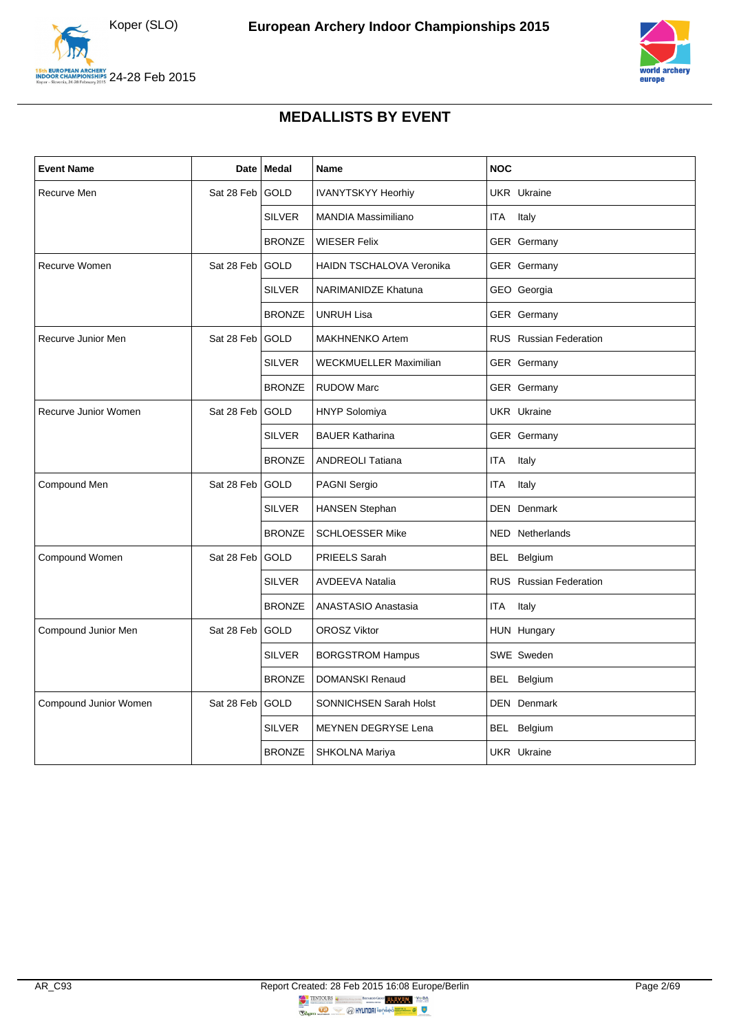# MEDALLISTS BY EVENT

| Event Name | Date | Medal | Name | NOC |
|---|---|---|---|---|
| Recurve Men | Sat 28 Feb | GOLD | IVANYTSKYY Heorhiy | UKR Ukraine |
| | | SILVER | MANDIA Massimiliano | ITA Italy |
| | | BRONZE | WIESER Felix | GER Germany |
| Recurve Women | Sat 28 Feb | GOLD | HAIDN TSCHALOVA Veronika | GER Germany |
| | | SILVER | NARIMANIDZE Khatuna | GEO Georgia |
| | | BRONZE | UNRUH Lisa | GER Germany |
| Recurve Junior Men | Sat 28 Feb | GOLD | MAKHNENKO Artem | RUS Russian Federation |
| | | SILVER | WECKMUELLER Maximilian | GER Germany |
| | | BRONZE | RUDOW Marc | GER Germany |
| Recurve Junior Women | Sat 28 Feb | GOLD | HNYP Solomiya | UKR Ukraine |
| | | SILVER | BAUER Katharina | GER Germany |
| | | BRONZE | ANDREOLI Tatiana | ITA Italy |
| Compound Men | Sat 28 Feb | GOLD | PAGNI Sergio | ITA Italy |
| | | SILVER | HANSEN Stephan | DEN Denmark |
| | | BRONZE | SCHLOESSER Mike | NED Netherlands |
| Compound Women | Sat 28 Feb | GOLD | PRIEELS Sarah | BEL Belgium |
| | | SILVER | AVDEEVA Natalia | RUS Russian Federation |
| | | BRONZE | ANASTASIO Anastasia | ITA Italy |
| Compound Junior Men | Sat 28 Feb | GOLD | OROSZ Viktor | HUN Hungary |
| | | SILVER | BORGSTROM Hampus | SWE Sweden |
| | | BRONZE | DOMANSKI Renaud | BEL Belgium |
| Compound Junior Women | Sat 28 Feb | GOLD | SONNICHSEN Sarah Holst | DEN Denmark |
| | | SILVER | MEYNEN DEGRYSE Lena | BEL Belgium |
| | | BRONZE | SHKOLNA Mariya | UKR Ukraine |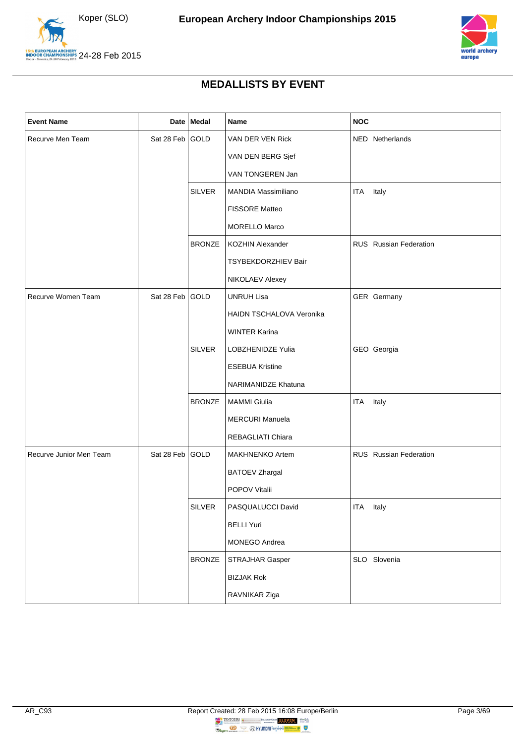## MEDALLISTS BY EVENT

| Event Name | Date | Medal | Name | NOC |
|---|---|---|---|---|
| Recurve Men Team | Sat 28 Feb | GOLD | VAN DER VEN Rick | NED Netherlands |
| | | | VAN DEN BERG Sjef | |
| | | | VAN TONGEREN Jan | |
| | | SILVER | MANDIA Massimiliano | ITA Italy |
| | | | FISSORE Matteo | |
| | | | MORELLO Marco | |
| | | BRONZE | KOZHIN Alexander | RUS Russian Federation |
| | | | TSYBEKDORZHIEV Bair | |
| | | | NIKOLAEV Alexey | |
| Recurve Women Team | Sat 28 Feb | GOLD | UNRUH Lisa | GER Germany |
| | | | HAIDN TSCHALOVA Veronika | |
| | | | WINTER Karina | |
| | | SILVER | LOBZHENIDZE Yulia | GEO Georgia |
| | | | ESEBUA Kristine | |
| | | | NARIMANIDZE Khatuna | |
| | | BRONZE | MAMMI Giulia | ITA Italy |
| | | | MERCURI Manuela | |
| | | | REBAGLIATI Chiara | |
| Recurve Junior Men Team | Sat 28 Feb | GOLD | MAKHNENKO Artem | RUS Russian Federation |
| | | | BATOEV Zhargal | |
| | | | POPOV Vitalii | |
| | | SILVER | PASQUALUCCI David | ITA Italy |
| | | | BELLI Yuri | |
| | | | MONEGO Andrea | |
| | | BRONZE | STRAJHAR Gasper | SLO Slovenia |
| | | | BIZJAK Rok | |
| | | | RAVNIKAR Ziga | |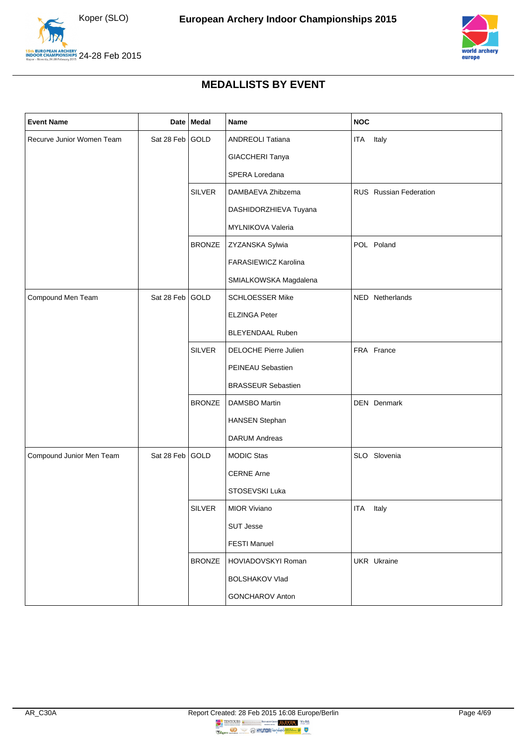## MEDALLISTS BY EVENT

| Event Name | Date | Medal | Name | NOC |
|---|---|---|---|---|
| Recurve Junior Women Team | Sat 28 Feb | GOLD | ANDREOLI Tatiana | ITA Italy |
| | | | GIACCHERI Tanya | |
| | | | SPERA Loredana | |
| | | SILVER | DAMBAEVA Zhibzema | RUS Russian Federation |
| | | | DASHIDORZHIEVA Tuyana | |
| | | | MYLNIKOVA Valeria | |
| | | BRONZE | ZYZANSKA Sylwia | POL Poland |
| | | | FARASIEWICZ Karolina | |
| | | | SMIALKOWSKA Magdalena | |
| Compound Men Team | Sat 28 Feb | GOLD | SCHLOESSER Mike | NED Netherlands |
| | | | ELZINGA Peter | |
| | | | BLEYENDAAL Ruben | |
| | | SILVER | DELOCHE Pierre Julien | FRA France |
| | | | PEINEAU Sebastien | |
| | | | BRASSEUR Sebastien | |
| | | BRONZE | DAMSBO Martin | DEN Denmark |
| | | | HANSEN Stephan | |
| | | | DARUM Andreas | |
| Compound Junior Men Team | Sat 28 Feb | GOLD | MODIC Stas | SLO Slovenia |
| | | | CERNE Arne | |
| | | | STOSEVSKI Luka | |
| | | SILVER | MIOR Viviano | ITA Italy |
| | | | SUT Jesse | |
| | | | FESTI Manuel | |
| | | BRONZE | HOVIADOVSKYI Roman | UKR Ukraine |
| | | | BOLSHAKOV Vlad | |
| | | | GONCHAROV Anton | |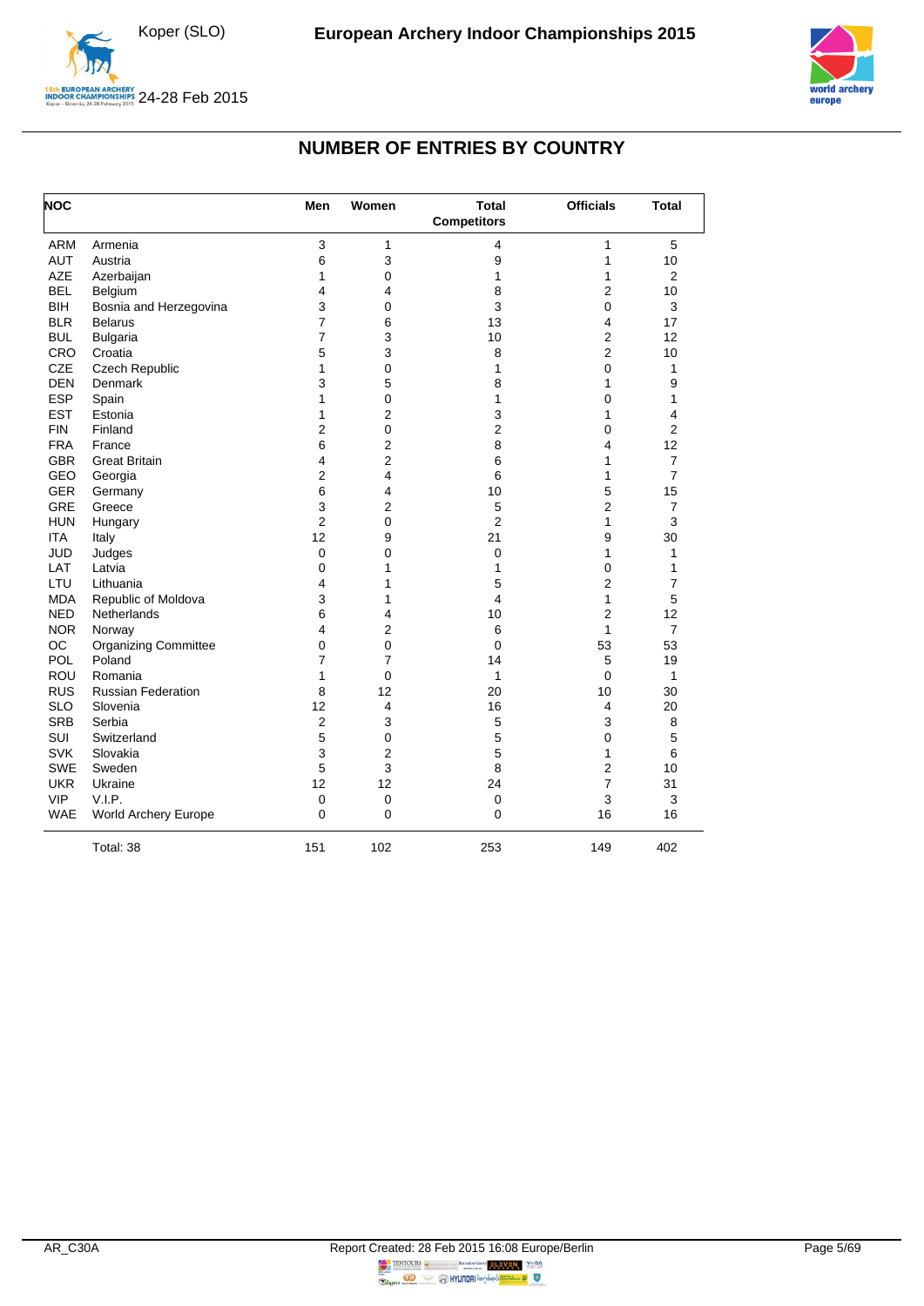# NUMBER OF ENTRIES BY COUNTRY

| NOC | | Men | Women | Total Competitors | Officials | Total |
|---|---|---|---|---|---|---|
| ARM | Armenia | 3 | 1 | 4 | 1 | 5 |
| AUT | Austria | 6 | 3 | 9 | 1 | 10 |
| AZE | Azerbaijan | 1 | 0 | 1 | 1 | 2 |
| BEL | Belgium | 4 | 4 | 8 | 2 | 10 |
| BIH | Bosnia and Herzegovina | 3 | 0 | 3 | 0 | 3 |
| BLR | Belarus | 7 | 6 | 13 | 4 | 17 |
| BUL | Bulgaria | 7 | 3 | 10 | 2 | 12 |
| CRO | Croatia | 5 | 3 | 8 | 2 | 10 |
| CZE | Czech Republic | 1 | 0 | 1 | 0 | 1 |
| DEN | Denmark | 3 | 5 | 8 | 1 | 9 |
| ESP | Spain | 1 | 0 | 1 | 0 | 1 |
| EST | Estonia | 1 | 2 | 3 | 1 | 4 |
| FIN | Finland | 2 | 0 | 2 | 0 | 2 |
| FRA | France | 6 | 2 | 8 | 4 | 12 |
| GBR | Great Britain | 4 | 2 | 6 | 1 | 7 |
| GEO | Georgia | 2 | 4 | 6 | 1 | 7 |
| GER | Germany | 6 | 4 | 10 | 5 | 15 |
| GRE | Greece | 3 | 2 | 5 | 2 | 7 |
| HUN | Hungary | 2 | 0 | 2 | 1 | 3 |
| ITA | Italy | 12 | 9 | 21 | 9 | 30 |
| JUD | Judges | 0 | 0 | 0 | 1 | 1 |
| LAT | Latvia | 0 | 1 | 1 | 0 | 1 |
| LTU | Lithuania | 4 | 1 | 5 | 2 | 7 |
| MDA | Republic of Moldova | 3 | 1 | 4 | 1 | 5 |
| NED | Netherlands | 6 | 4 | 10 | 2 | 12 |
| NOR | Norway | 4 | 2 | 6 | 1 | 7 |
| OC | Organizing Committee | 0 | 0 | 0 | 53 | 53 |
| POL | Poland | 7 | 7 | 14 | 5 | 19 |
| ROU | Romania | 1 | 0 | 1 | 0 | 1 |
| RUS | Russian Federation | 8 | 12 | 20 | 10 | 30 |
| SLO | Slovenia | 12 | 4 | 16 | 4 | 20 |
| SRB | Serbia | 2 | 3 | 5 | 3 | 8 |
| SUI | Switzerland | 5 | 0 | 5 | 0 | 5 |
| SVK | Slovakia | 3 | 2 | 5 | 1 | 6 |
| SWE | Sweden | 5 | 3 | 8 | 2 | 10 |
| UKR | Ukraine | 12 | 12 | 24 | 7 | 31 |
| VIP | V.I.P. | 0 | 0 | 0 | 3 | 3 |
| WAE | World Archery Europe | 0 | 0 | 0 | 16 | 16 |
| | Total: 38 | 151 | 102 | 253 | 149 | 402 |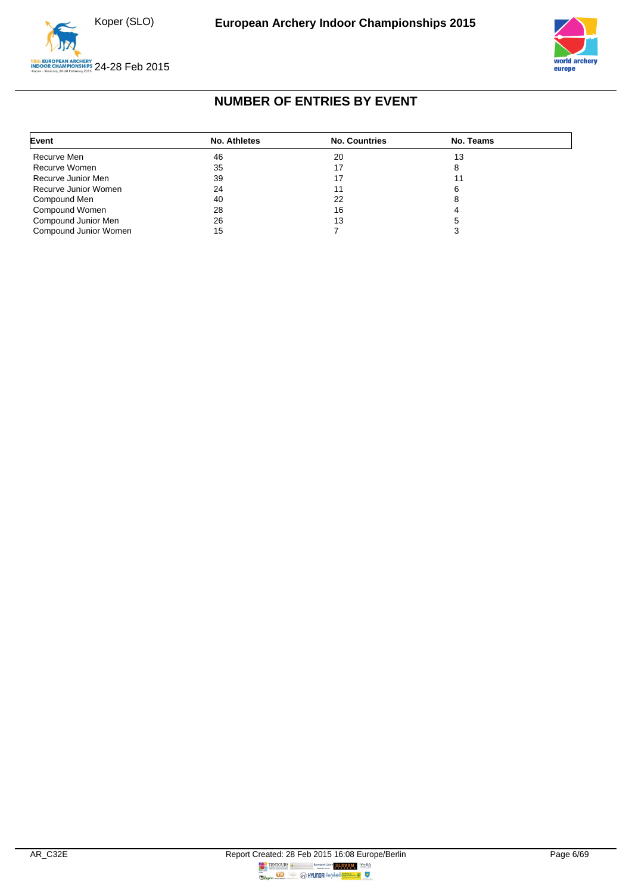## NUMBER OF ENTRIES BY EVENT

| Event | No. Athletes | No. Countries | No. Teams |
|---|---|---|---|
| Recurve Men | 46 | 20 | 13 |
| Recurve Women | 35 | 17 | 8 |
| Recurve Junior Men | 39 | 17 | 11 |
| Recurve Junior Women | 24 | 11 | 6 |
| Compound Men | 40 | 22 | 8 |
| Compound Women | 28 | 16 | 4 |
| Compound Junior Men | 26 | 13 | 5 |
| Compound Junior Women | 15 | 7 | 3 |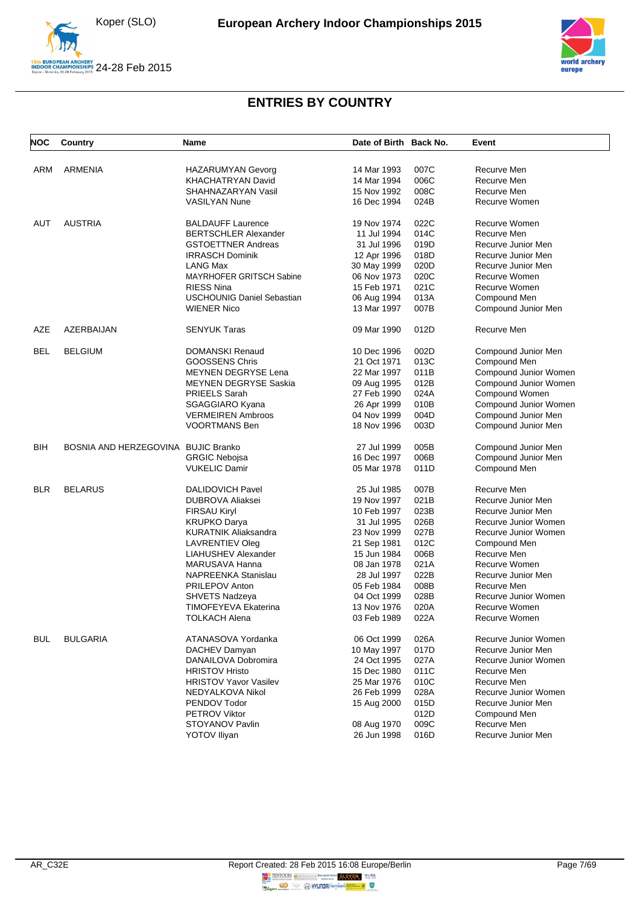# ENTRIES BY COUNTRY

| NOC | Country | Name | Date of Birth | Back No. | Event |
|---|---|---|---|---|---|
| ARM | ARMENIA | HAZARUMYAN Gevorg | 14 Mar 1993 | 007C | Recurve Men |
| | | KHACHATRYAN David | 14 Mar 1994 | 006C | Recurve Men |
| | | SHAHNAZARYAN Vasil | 15 Nov 1992 | 008C | Recurve Men |
| | | VASILYAN Nune | 16 Dec 1994 | 024B | Recurve Women |
| AUT | AUSTRIA | BALDAUFF Laurence | 19 Nov 1974 | 022C | Recurve Women |
| | | BERTSCHLER Alexander | 11 Jul 1994 | 014C | Recurve Men |
| | | GSTOETTNER Andreas | 31 Jul 1996 | 019D | Recurve Junior Men |
| | | IRRASCH Dominik | 12 Apr 1996 | 018D | Recurve Junior Men |
| | | LANG Max | 30 May 1999 | 020D | Recurve Junior Men |
| | | MAYRHOFER GRITSCH Sabine | 06 Nov 1973 | 020C | Recurve Women |
| | | RIESS Nina | 15 Feb 1971 | 021C | Recurve Women |
| | | USCHOUNIG Daniel Sebastian | 06 Aug 1994 | 013A | Compound Men |
| | | WIENER Nico | 13 Mar 1997 | 007B | Compound Junior Men |
| AZE | AZERBAIJAN | SENYUK Taras | 09 Mar 1990 | 012D | Recurve Men |
| BEL | BELGIUM | DOMANSKI Renaud | 10 Dec 1996 | 002D | Compound Junior Men |
| | | GOOSSENS Chris | 21 Oct 1971 | 013C | Compound Men |
| | | MEYNEN DEGRYSE Lena | 22 Mar 1997 | 011B | Compound Junior Women |
| | | MEYNEN DEGRYSE Saskia | 09 Aug 1995 | 012B | Compound Junior Women |
| | | PRIEELS Sarah | 27 Feb 1990 | 024A | Compound Women |
| | | SGAGGIARO Kyana | 26 Apr 1999 | 010B | Compound Junior Women |
| | | VERMEIREN Ambroos | 04 Nov 1999 | 004D | Compound Junior Men |
| | | VOORTMANS Ben | 18 Nov 1996 | 003D | Compound Junior Men |
| BIH | BOSNIA AND HERZEGOVINA | BUJIC Branko | 27 Jul 1999 | 005B | Compound Junior Men |
| | | GRGIC Nebojsa | 16 Dec 1997 | 006B | Compound Junior Men |
| | | VUKELIC Damir | 05 Mar 1978 | 011D | Compound Men |
| BLR | BELARUS | DALIDOVICH Pavel | 25 Jul 1985 | 007B | Recurve Men |
| | | DUBROVA Aliaksei | 19 Nov 1997 | 021B | Recurve Junior Men |
| | | FIRSAU Kiryl | 10 Feb 1997 | 023B | Recurve Junior Men |
| | | KRUPKO Darya | 31 Jul 1995 | 026B | Recurve Junior Women |
| | | KURATNIK Aliaksandra | 23 Nov 1999 | 027B | Recurve Junior Women |
| | | LAVRENTIEV Oleg | 21 Sep 1981 | 012C | Compound Men |
| | | LIAHUSHEV Alexander | 15 Jun 1984 | 006B | Recurve Men |
| | | MARUSAVA Hanna | 08 Jan 1978 | 021A | Recurve Women |
| | | NAPREENKA Stanislau | 28 Jul 1997 | 022B | Recurve Junior Men |
| | | PRILEPOV Anton | 05 Feb 1984 | 008B | Recurve Men |
| | | SHVETS Nadzeya | 04 Oct 1999 | 028B | Recurve Junior Women |
| | | TIMOFEYEVA Ekaterina | 13 Nov 1976 | 020A | Recurve Women |
| | | TOLKACH Alena | 03 Feb 1989 | 022A | Recurve Women |
| BUL | BULGARIA | ATANASOVA Yordanka | 06 Oct 1999 | 026A | Recurve Junior Women |
| | | DACHEV Damyan | 10 May 1997 | 017D | Recurve Junior Men |
| | | DANAILOVA Dobromira | 24 Oct 1995 | 027A | Recurve Junior Women |
| | | HRISTOV Hristo | 15 Dec 1980 | 011C | Recurve Men |
| | | HRISTOV Yavor Vasilev | 25 Mar 1976 | 010C | Recurve Men |
| | | NEDYALKOVA Nikol | 26 Feb 1999 | 028A | Recurve Junior Women |
| | | PENDOV Todor | 15 Aug 2000 | 015D | Recurve Junior Men |
| | | PETROV Viktor | | 012D | Compound Men |
| | | STOYANOV Pavlin | 08 Aug 1970 | 009C | Recurve Men |
| | | YOTOV Iliyan | 26 Jun 1998 | 016D | Recurve Junior Men |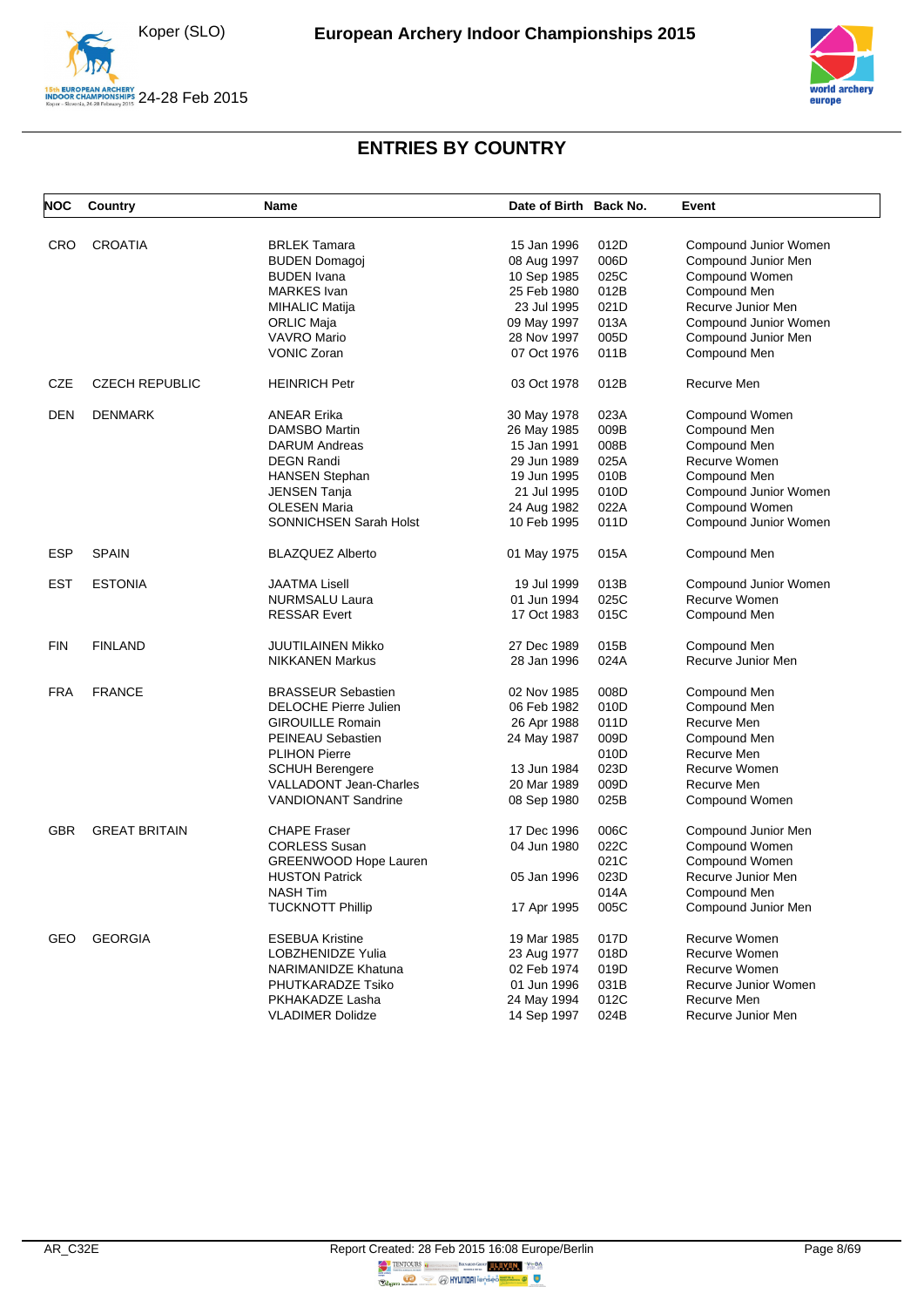## ENTRIES BY COUNTRY

| NOC | Country | Name | Date of Birth | Back No. | Event |
|---|---|---|---|---|---|
| CRO | CROATIA | BRLEK Tamara | 15 Jan 1996 | 012D | Compound Junior Women |
| | | BUDEN Domagoj | 08 Aug 1997 | 006D | Compound Junior Men |
| | | BUDEN Ivana | 10 Sep 1985 | 025C | Compound Women |
| | | MARKES Ivan | 25 Feb 1980 | 012B | Compound Men |
| | | MIHALIC Matija | 23 Jul 1995 | 021D | Recurve Junior Men |
| | | ORLIC Maja | 09 May 1997 | 013A | Compound Junior Women |
| | | VAVRO Mario | 28 Nov 1997 | 005D | Compound Junior Men |
| | | VONIC Zoran | 07 Oct 1976 | 011B | Compound Men |
| CZE | CZECH REPUBLIC | HEINRICH Petr | 03 Oct 1978 | 012B | Recurve Men |
| DEN | DENMARK | ANEAR Erika | 30 May 1978 | 023A | Compound Women |
| | | DAMSBO Martin | 26 May 1985 | 009B | Compound Men |
| | | DARUM Andreas | 15 Jan 1991 | 008B | Compound Men |
| | | DEGN Randi | 29 Jun 1989 | 025A | Recurve Women |
| | | HANSEN Stephan | 19 Jun 1995 | 010B | Compound Men |
| | | JENSEN Tanja | 21 Jul 1995 | 010D | Compound Junior Women |
| | | OLESEN Maria | 24 Aug 1982 | 022A | Compound Women |
| | | SONNICHSEN Sarah Holst | 10 Feb 1995 | 011D | Compound Junior Women |
| ESP | SPAIN | BLAZQUEZ Alberto | 01 May 1975 | 015A | Compound Men |
| EST | ESTONIA | JAATMA Lisell | 19 Jul 1999 | 013B | Compound Junior Women |
| | | NURMSALU Laura | 01 Jun 1994 | 025C | Recurve Women |
| | | RESSAR Evert | 17 Oct 1983 | 015C | Compound Men |
| FIN | FINLAND | JUUTILAINEN Mikko | 27 Dec 1989 | 015B | Compound Men |
| | | NIKKANEN Markus | 28 Jan 1996 | 024A | Recurve Junior Men |
| FRA | FRANCE | BRASSEUR Sebastien | 02 Nov 1985 | 008D | Compound Men |
| | | DELOCHE Pierre Julien | 06 Feb 1982 | 010D | Compound Men |
| | | GIROUILLE Romain | 26 Apr 1988 | 011D | Recurve Men |
| | | PEINEAU Sebastien | 24 May 1987 | 009D | Compound Men |
| | | PLIHON Pierre | | 010D | Recurve Men |
| | | SCHUH Berengere | 13 Jun 1984 | 023D | Recurve Women |
| | | VALLADONT Jean-Charles | 20 Mar 1989 | 009D | Recurve Men |
| | | VANDIONANT Sandrine | 08 Sep 1980 | 025B | Compound Women |
| GBR | GREAT BRITAIN | CHAPE Fraser | 17 Dec 1996 | 006C | Compound Junior Men |
| | | CORLESS Susan | 04 Jun 1980 | 022C | Compound Women |
| | | GREENWOOD Hope Lauren | | 021C | Compound Women |
| | | HUSTON Patrick | 05 Jan 1996 | 023D | Recurve Junior Men |
| | | NASH Tim | | 014A | Compound Men |
| | | TUCKNOTT Phillip | 17 Apr 1995 | 005C | Compound Junior Men |
| GEO | GEORGIA | ESEBUA Kristine | 19 Mar 1985 | 017D | Recurve Women |
| | | LOBZHENIDZE Yulia | 23 Aug 1977 | 018D | Recurve Women |
| | | NARIMANIDZE Khatuna | 02 Feb 1974 | 019D | Recurve Women |
| | | PHUTKARADZE Tsiko | 01 Jun 1996 | 031B | Recurve Junior Women |
| | | PKHAKADZE Lasha | 24 May 1994 | 012C | Recurve Men |
| | | VLADIMER Dolidze | 14 Sep 1997 | 024B | Recurve Junior Men |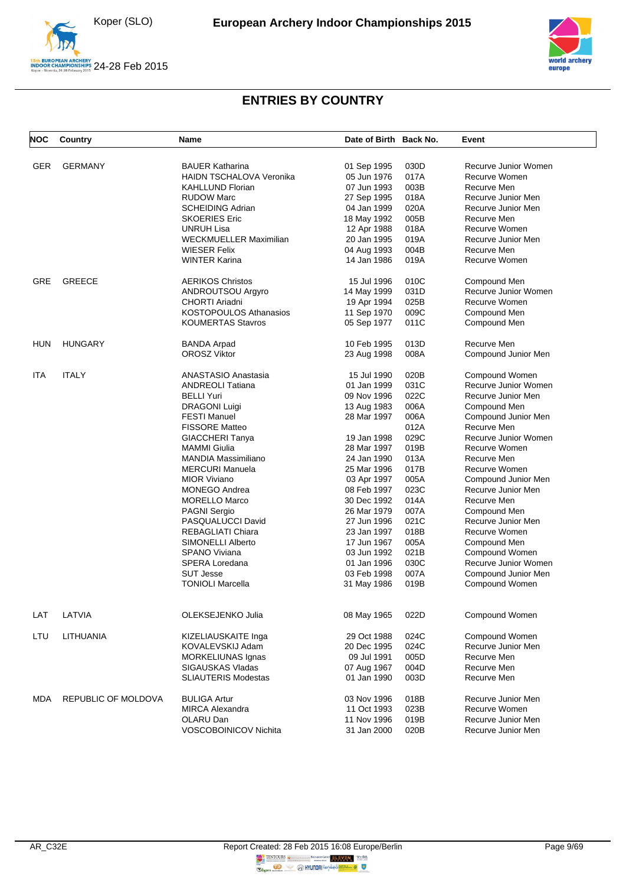## ENTRIES BY COUNTRY

| NOC | Country | Name | Date of Birth | Back No. | Event |
|---|---|---|---|---|---|
| GER | GERMANY | BAUER Katharina | 01 Sep 1995 | 030D | Recurve Junior Women |
| | | HAIDN TSCHALOVA Veronika | 05 Jun 1976 | 017A | Recurve Women |
| | | KAHLLUND Florian | 07 Jun 1993 | 003B | Recurve Men |
| | | RUDOW Marc | 27 Sep 1995 | 018A | Recurve Junior Men |
| | | SCHEIDING Adrian | 04 Jan 1999 | 020A | Recurve Junior Men |
| | | SKOERIES Eric | 18 May 1992 | 005B | Recurve Men |
| | | UNRUH Lisa | 12 Apr 1988 | 018A | Recurve Women |
| | | WECKMUELLER Maximilian | 20 Jan 1995 | 019A | Recurve Junior Men |
| | | WIESER Felix | 04 Aug 1993 | 004B | Recurve Men |
| | | WINTER Karina | 14 Jan 1986 | 019A | Recurve Women |
| GRE | GREECE | AERIKOS Christos | 15 Jul 1996 | 010C | Compound Men |
| | | ANDROUTSOU Argyro | 14 May 1999 | 031D | Recurve Junior Women |
| | | CHORTI Ariadni | 19 Apr 1994 | 025B | Recurve Women |
| | | KOSTOPOULOS Athanasios | 11 Sep 1970 | 009C | Compound Men |
| | | KOUMERTAS Stavros | 05 Sep 1977 | 011C | Compound Men |
| HUN | HUNGARY | BANDA Arpad | 10 Feb 1995 | 013D | Recurve Men |
| | | OROSZ Viktor | 23 Aug 1998 | 008A | Compound Junior Men |
| ITA | ITALY | ANASTASIO Anastasia | 15 Jul 1990 | 020B | Compound Women |
| | | ANDREOLI Tatiana | 01 Jan 1999 | 031C | Recurve Junior Women |
| | | BELLI Yuri | 09 Nov 1996 | 022C | Recurve Junior Men |
| | | DRAGONI Luigi | 13 Aug 1983 | 006A | Compound Men |
| | | FESTI Manuel | 28 Mar 1997 | 006A | Compound Junior Men |
| | | FISSORE Matteo | | 012A | Recurve Men |
| | | GIACCHERI Tanya | 19 Jan 1998 | 029C | Recurve Junior Women |
| | | MAMMI Giulia | 28 Mar 1997 | 019B | Recurve Women |
| | | MANDIA Massimiliano | 24 Jan 1990 | 013A | Recurve Men |
| | | MERCURI Manuela | 25 Mar 1996 | 017B | Recurve Women |
| | | MIOR Viviano | 03 Apr 1997 | 005A | Compound Junior Men |
| | | MONEGO Andrea | 08 Feb 1997 | 023C | Recurve Junior Men |
| | | MORELLO Marco | 30 Dec 1992 | 014A | Recurve Men |
| | | PAGNI Sergio | 26 Mar 1979 | 007A | Compound Men |
| | | PASQUALUCCI David | 27 Jun 1996 | 021C | Recurve Junior Men |
| | | REBAGLIATI Chiara | 23 Jan 1997 | 018B | Recurve Women |
| | | SIMONELLI Alberto | 17 Jun 1967 | 005A | Compound Men |
| | | SPANO Viviana | 03 Jun 1992 | 021B | Compound Women |
| | | SPERA Loredana | 01 Jan 1996 | 030C | Recurve Junior Women |
| | | SUT Jesse | 03 Feb 1998 | 007A | Compound Junior Men |
| | | TONIOLI Marcella | 31 May 1986 | 019B | Compound Women |
| LAT | LATVIA | OLEKSEJENKO Julia | 08 May 1965 | 022D | Compound Women |
| LTU | LITHUANIA | KIZELIAUSKAITE Inga | 29 Oct 1988 | 024C | Compound Women |
| | | KOVALEVSKIJ Adam | 20 Dec 1995 | 024C | Recurve Junior Men |
| | | MORKELIUNAS Ignas | 09 Jul 1991 | 005D | Recurve Men |
| | | SIGAUSKAS Vladas | 07 Aug 1967 | 004D | Recurve Men |
| | | SLIAUTERIS Modestas | 01 Jan 1990 | 003D | Recurve Men |
| MDA | REPUBLIC OF MOLDOVA | BULIGA Artur | 03 Nov 1996 | 018B | Recurve Junior Men |
| | | MIRCA Alexandra | 11 Oct 1993 | 023B | Recurve Women |
| | | OLARU Dan | 11 Nov 1996 | 019B | Recurve Junior Men |
| | | VOSCOBOINICOV Nichita | 31 Jan 2000 | 020B | Recurve Junior Men |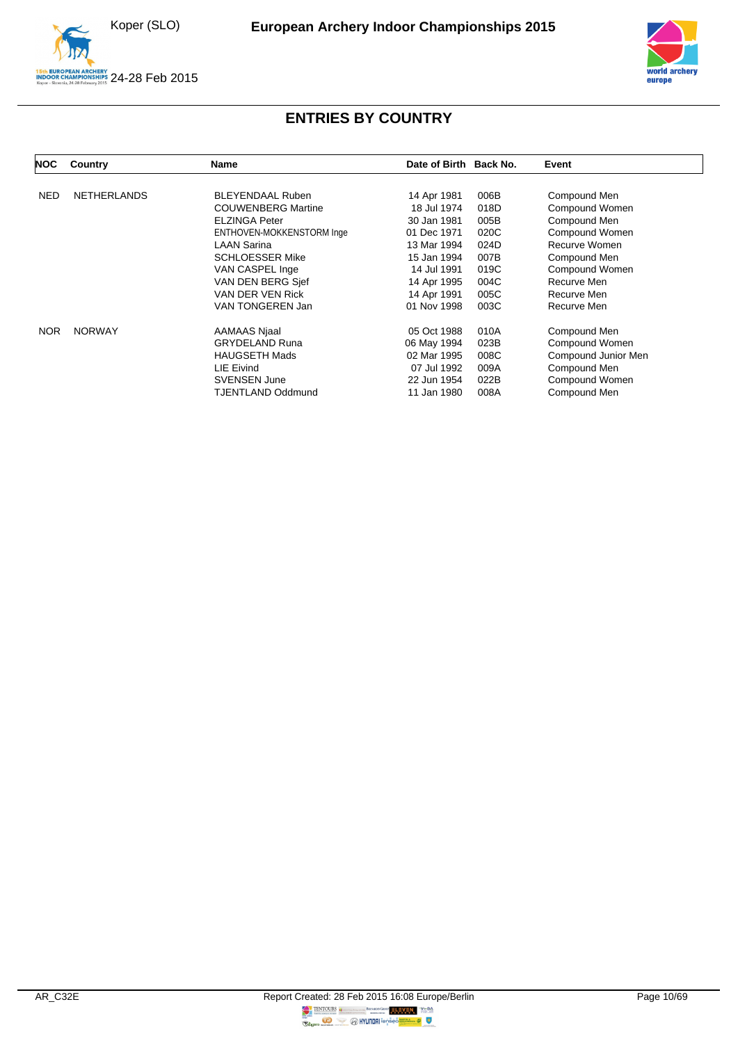## ENTRIES BY COUNTRY

| NOC | Country | Name | Date of Birth | Back No. | Event |
|---|---|---|---|---|---|
| NED | NETHERLANDS | BLEYENDAAL Ruben | 14 Apr 1981 | 006B | Compound Men |
| | | COUWENBERG Martine | 18 Jul 1974 | 018D | Compound Women |
| | | ELZINGA Peter | 30 Jan 1981 | 005B | Compound Men |
| | | ENTHOVEN-MOKKENSTORM Inge | 01 Dec 1971 | 020C | Compound Women |
| | | LAAN Sarina | 13 Mar 1994 | 024D | Recurve Women |
| | | SCHLOESSER Mike | 15 Jan 1994 | 007B | Compound Men |
| | | VAN CASPEL Inge | 14 Jul 1991 | 019C | Compound Women |
| | | VAN DEN BERG Sjef | 14 Apr 1995 | 004C | Recurve Men |
| | | VAN DER VEN Rick | 14 Apr 1991 | 005C | Recurve Men |
| | | VAN TONGEREN Jan | 01 Nov 1998 | 003C | Recurve Men |
| NOR | NORWAY | AAMAAS Njaal | 05 Oct 1988 | 010A | Compound Men |
| | | GRYDELAND Runa | 06 May 1994 | 023B | Compound Women |
| | | HAUGSETH Mads | 02 Mar 1995 | 008C | Compound Junior Men |
| | | LIE Eivind | 07 Jul 1992 | 009A | Compound Men |
| | | SVENSEN June | 22 Jun 1954 | 022B | Compound Women |
| | | TJENTLAND Oddmund | 11 Jan 1980 | 008A | Compound Men |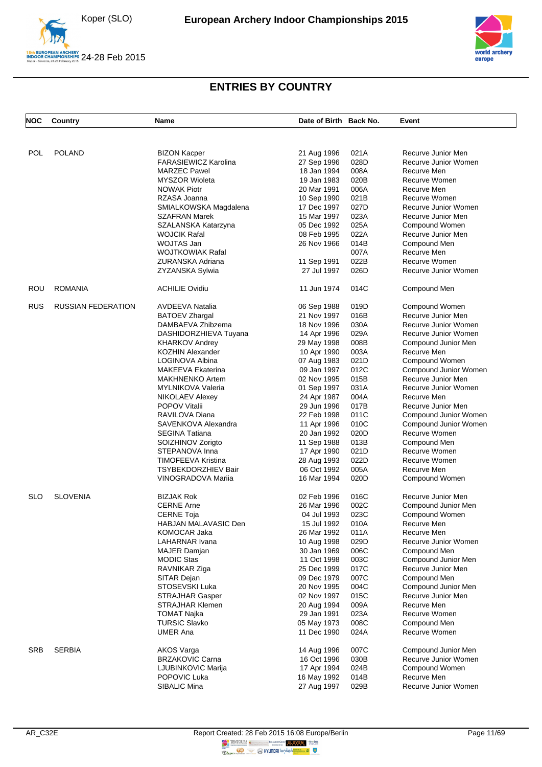## ENTRIES BY COUNTRY

| NOC | Country | Name | Date of Birth | Back No. | Event |
|---|---|---|---|---|---|
| POL | POLAND | BIZON Kacper | 21 Aug 1996 | 021A | Recurve Junior Men |
| | | FARASIEWICZ Karolina | 27 Sep 1996 | 028D | Recurve Junior Women |
| | | MARZEC Pawel | 18 Jan 1994 | 008A | Recurve Men |
| | | MYSZOR Wioleta | 19 Jan 1983 | 020B | Recurve Women |
| | | NOWAK Piotr | 20 Mar 1991 | 006A | Recurve Men |
| | | RZASA Joanna | 10 Sep 1990 | 021B | Recurve Women |
| | | SMIALKOWSKA Magdalena | 17 Dec 1997 | 027D | Recurve Junior Women |
| | | SZAFRAN Marek | 15 Mar 1997 | 023A | Recurve Junior Men |
| | | SZALANSKA Katarzyna | 05 Dec 1992 | 025A | Compound Women |
| | | WOJCIK Rafal | 08 Feb 1995 | 022A | Recurve Junior Men |
| | | WOJTAS Jan | 26 Nov 1966 | 014B | Compound Men |
| | | WOJTKOWIAK Rafal | | 007A | Recurve Men |
| | | ZURANSKA Adriana | 11 Sep 1991 | 022B | Recurve Women |
| | | ZYZANSKA Sylwia | 27 Jul 1997 | 026D | Recurve Junior Women |
| ROU | ROMANIA | ACHILIE Ovidiu | 11 Jun 1974 | 014C | Compound Men |
| RUS | RUSSIAN FEDERATION | AVDEEVA Natalia | 06 Sep 1988 | 019D | Compound Women |
| | | BATOEV Zhargal | 21 Nov 1997 | 016B | Recurve Junior Men |
| | | DAMBAEVA Zhibzema | 18 Nov 1996 | 030A | Recurve Junior Women |
| | | DASHIDORZHIEVA Tuyana | 14 Apr 1996 | 029A | Recurve Junior Women |
| | | KHARKOV Andrey | 29 May 1998 | 008B | Compound Junior Men |
| | | KOZHIN Alexander | 10 Apr 1990 | 003A | Recurve Men |
| | | LOGINOVA Albina | 07 Aug 1983 | 021D | Compound Women |
| | | MAKEEVA Ekaterina | 09 Jan 1997 | 012C | Compound Junior Women |
| | | MAKHNENKO Artem | 02 Nov 1995 | 015B | Recurve Junior Men |
| | | MYLNIKOVA Valeria | 01 Sep 1997 | 031A | Recurve Junior Women |
| | | NIKOLAEV Alexey | 24 Apr 1987 | 004A | Recurve Men |
| | | POPOV Vitalii | 29 Jun 1996 | 017B | Recurve Junior Men |
| | | RAVILOVA Diana | 22 Feb 1998 | 011C | Compound Junior Women |
| | | SAVENKOVA Alexandra | 11 Apr 1996 | 010C | Compound Junior Women |
| | | SEGINA Tatiana | 20 Jan 1992 | 020D | Recurve Women |
| | | SOIZHINOV Zorigto | 11 Sep 1988 | 013B | Compound Men |
| | | STEPANOVA Inna | 17 Apr 1990 | 021D | Recurve Women |
| | | TIMOFEEVA Kristina | 28 Aug 1993 | 022D | Recurve Women |
| | | TSYBEKDORZHIEV Bair | 06 Oct 1992 | 005A | Recurve Men |
| | | VINOGRADOVA Mariia | 16 Mar 1994 | 020D | Compound Women |
| SLO | SLOVENIA | BIZJAK Rok | 02 Feb 1996 | 016C | Recurve Junior Men |
| | | CERNE Arne | 26 Mar 1996 | 002C | Compound Junior Men |
| | | CERNE Toja | 04 Jul 1993 | 023C | Compound Women |
| | | HABJAN MALAVASIC Den | 15 Jul 1992 | 010A | Recurve Men |
| | | KOMOCAR Jaka | 26 Mar 1992 | 011A | Recurve Men |
| | | LAHARNAR Ivana | 10 Aug 1998 | 029D | Recurve Junior Women |
| | | MAJER Damjan | 30 Jan 1969 | 006C | Compound Men |
| | | MODIC Stas | 11 Oct 1998 | 003C | Compound Junior Men |
| | | RAVNIKAR Ziga | 25 Dec 1999 | 017C | Recurve Junior Men |
| | | SITAR Dejan | 09 Dec 1979 | 007C | Compound Men |
| | | STOSEVSKI Luka | 20 Nov 1995 | 004C | Compound Junior Men |
| | | STRAJHAR Gasper | 02 Nov 1997 | 015C | Recurve Junior Men |
| | | STRAJHAR Klemen | 20 Aug 1994 | 009A | Recurve Men |
| | | TOMAT Najka | 29 Jan 1991 | 023A | Recurve Women |
| | | TURSIC Slavko | 05 May 1973 | 008C | Compound Men |
| | | UMER Ana | 11 Dec 1990 | 024A | Recurve Women |
| SRB | SERBIA | AKOS Varga | 14 Aug 1996 | 007C | Compound Junior Men |
| | | BRZAKOVIC Carna | 16 Oct 1996 | 030B | Recurve Junior Women |
| | | LJUBINKOVIC Marija | 17 Apr 1994 | 024B | Compound Women |
| | | POPOVIC Luka | 16 May 1992 | 014B | Recurve Men |
| | | SIBALIC Mina | 27 Aug 1997 | 029B | Recurve Junior Women |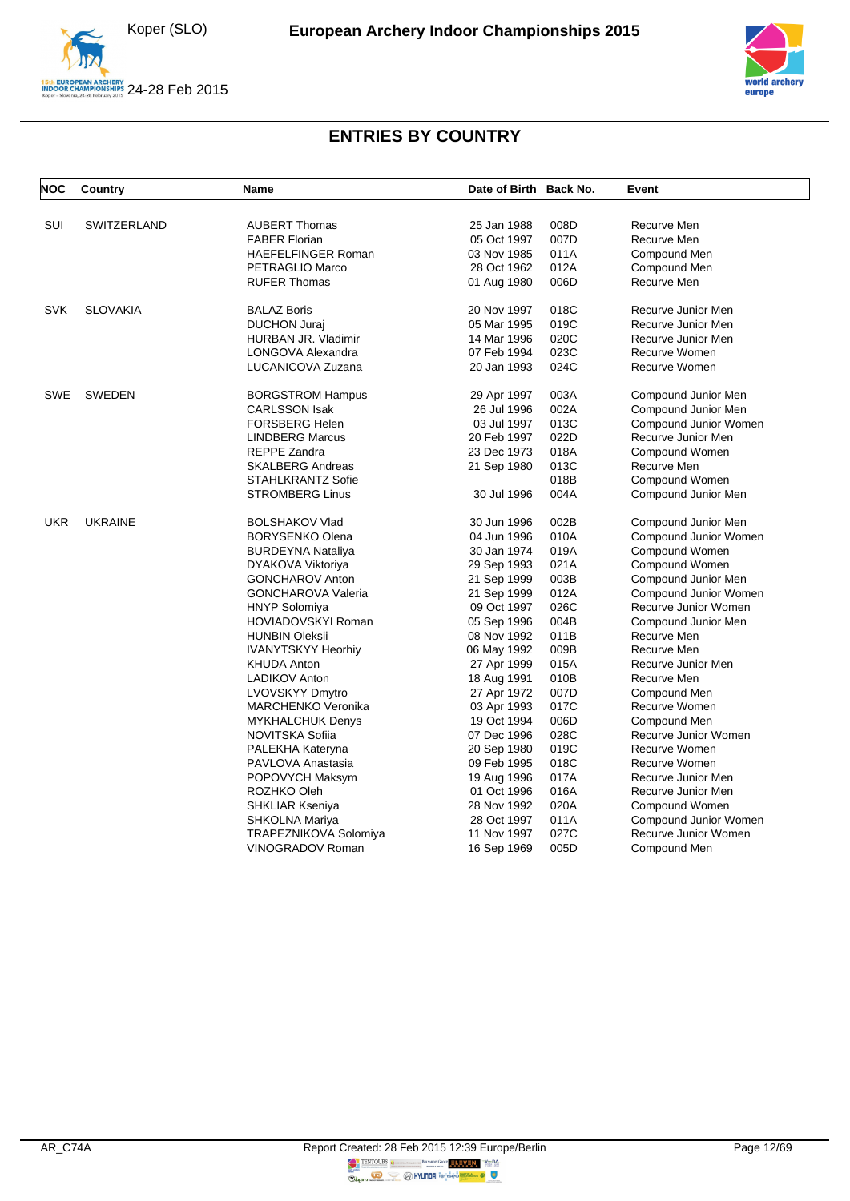## ENTRIES BY COUNTRY

| NOC | Country | Name | Date of Birth | Back No. | Event |
|---|---|---|---|---|---|
| SUI | SWITZERLAND | AUBERT Thomas | 25 Jan 1988 | 008D | Recurve Men |
| | | FABER Florian | 05 Oct 1997 | 007D | Recurve Men |
| | | HAEFELFINGER Roman | 03 Nov 1985 | 011A | Compound Men |
| | | PETRAGLIO Marco | 28 Oct 1962 | 012A | Compound Men |
| | | RUFER Thomas | 01 Aug 1980 | 006D | Recurve Men |
| SVK | SLOVAKIA | BALAZ Boris | 20 Nov 1997 | 018C | Recurve Junior Men |
| | | DUCHON Juraj | 05 Mar 1995 | 019C | Recurve Junior Men |
| | | HURBAN JR. Vladimir | 14 Mar 1996 | 020C | Recurve Junior Men |
| | | LONGOVA Alexandra | 07 Feb 1994 | 023C | Recurve Women |
| | | LUCANICOVA Zuzana | 20 Jan 1993 | 024C | Recurve Women |
| SWE | SWEDEN | BORGSTROM Hampus | 29 Apr 1997 | 003A | Compound Junior Men |
| | | CARLSSON Isak | 26 Jul 1996 | 002A | Compound Junior Men |
| | | FORSBERG Helen | 03 Jul 1997 | 013C | Compound Junior Women |
| | | LINDBERG Marcus | 20 Feb 1997 | 022D | Recurve Junior Men |
| | | REPPE Zandra | 23 Dec 1973 | 018A | Compound Women |
| | | SKALBERG Andreas | 21 Sep 1980 | 013C | Recurve Men |
| | | STAHLKRANTZ Sofie | | 018B | Compound Women |
| | | STROMBERG Linus | 30 Jul 1996 | 004A | Compound Junior Men |
| UKR | UKRAINE | BOLSHAKOV Vlad | 30 Jun 1996 | 002B | Compound Junior Men |
| | | BORYSENKO Olena | 04 Jun 1996 | 010A | Compound Junior Women |
| | | BURDEYNA Nataliya | 30 Jan 1974 | 019A | Compound Women |
| | | DYAKOVA Viktoriya | 29 Sep 1993 | 021A | Compound Women |
| | | GONCHAROV Anton | 21 Sep 1999 | 003B | Compound Junior Men |
| | | GONCHAROVA Valeria | 21 Sep 1999 | 012A | Compound Junior Women |
| | | HNYP Solomiya | 09 Oct 1997 | 026C | Recurve Junior Women |
| | | HOVIADOVSKYI Roman | 05 Sep 1996 | 004B | Compound Junior Men |
| | | HUNBIN Oleksii | 08 Nov 1992 | 011B | Recurve Men |
| | | IVANYTSKYY Heorhiy | 06 May 1992 | 009B | Recurve Men |
| | | KHUDA Anton | 27 Apr 1999 | 015A | Recurve Junior Men |
| | | LADIKOV Anton | 18 Aug 1991 | 010B | Recurve Men |
| | | LVOVSKYY Dmytro | 27 Apr 1972 | 007D | Compound Men |
| | | MARCHENKO Veronika | 03 Apr 1993 | 017C | Recurve Women |
| | | MYKHALCHUK Denys | 19 Oct 1994 | 006D | Compound Men |
| | | NOVITSKA Sofiia | 07 Dec 1996 | 028C | Recurve Junior Women |
| | | PALEKHA Kateryna | 20 Sep 1980 | 019C | Recurve Women |
| | | PAVLOVA Anastasia | 09 Feb 1995 | 018C | Recurve Women |
| | | POPOVYCH Maksym | 19 Aug 1996 | 017A | Recurve Junior Men |
| | | ROZHKO Oleh | 01 Oct 1996 | 016A | Recurve Junior Men |
| | | SHKLIAR Kseniya | 28 Nov 1992 | 020A | Compound Women |
| | | SHKOLNA Mariya | 28 Oct 1997 | 011A | Compound Junior Women |
| | | TRAPEZNIKOVA Solomiya | 11 Nov 1997 | 027C | Recurve Junior Women |
| | | VINOGRADOV Roman | 16 Sep 1969 | 005D | Compound Men |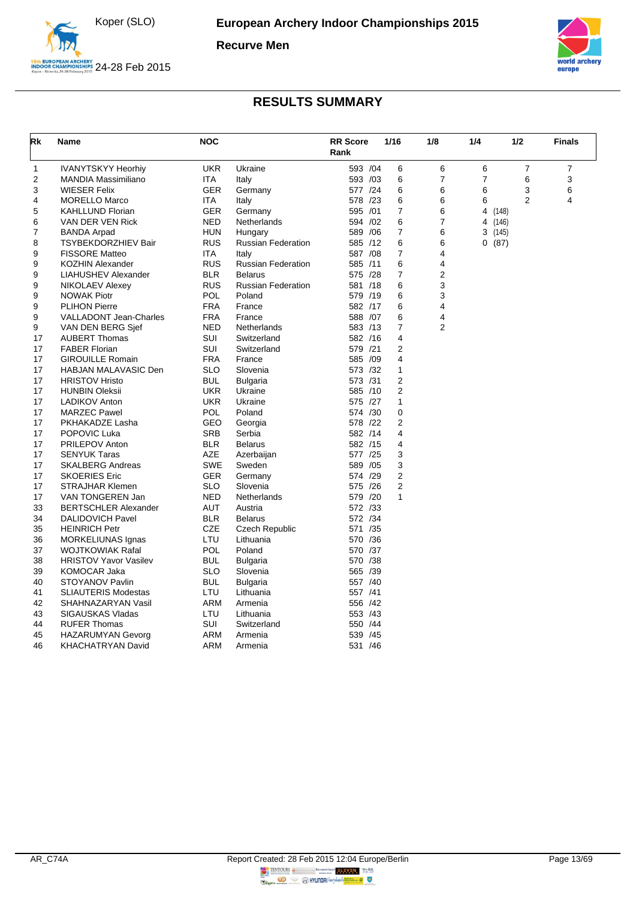# European Archery Indoor Championships 2015

Koper (SLO)
24-28 Feb 2015

## Recurve Men

## RESULTS SUMMARY

| Rk | Name | NOC | | RR Score | Rank | 1/16 | 1/8 | 1/4 | 1/2 | Finals |
|---|---|---|---|---|---|---|---|---|---|---|
| 1 | IVANYTSKYY Heorhiy | UKR | Ukraine | 593 | /04 | 6 | 6 | 6 | 7 | 7 |
| 2 | MANDIA Massimiliano | ITA | Italy | 593 | /03 | 6 | 7 | 7 | 6 | 3 |
| 3 | WIESER Felix | GER | Germany | 577 | /24 | 6 | 6 | 6 | 3 | 6 |
| 4 | MORELLO Marco | ITA | Italy | 578 | /23 | 6 | 6 | 6 | 2 | 4 |
| 5 | KAHLLUND Florian | GER | Germany | 595 | /01 | 7 | 6 | 4 (148) | | |
| 6 | VAN DER VEN Rick | NED | Netherlands | 594 | /02 | 6 | 7 | 4 (146) | | |
| 7 | BANDA Arpad | HUN | Hungary | 589 | /06 | 7 | 6 | 3 (145) | | |
| 8 | TSYBEKDORZHIEV Bair | RUS | Russian Federation | 585 | /12 | 6 | 6 | 0 (87) | | |
| 9 | FISSORE Matteo | ITA | Italy | 587 | /08 | 7 | 4 | | | |
| 9 | KOZHIN Alexander | RUS | Russian Federation | 585 | /11 | 6 | 4 | | | |
| 9 | LIAHUSHEV Alexander | BLR | Belarus | 575 | /28 | 7 | 2 | | | |
| 9 | NIKOLAEV Alexey | RUS | Russian Federation | 581 | /18 | 6 | 3 | | | |
| 9 | NOWAK Piotr | POL | Poland | 579 | /19 | 6 | 3 | | | |
| 9 | PLIHON Pierre | FRA | France | 582 | /17 | 6 | 4 | | | |
| 9 | VALLADONT Jean-Charles | FRA | France | 588 | /07 | 6 | 4 | | | |
| 9 | VAN DEN BERG Sjef | NED | Netherlands | 583 | /13 | 7 | 2 | | | |
| 17 | AUBERT Thomas | SUI | Switzerland | 582 | /16 | 4 | | | | |
| 17 | FABER Florian | SUI | Switzerland | 579 | /21 | 2 | | | | |
| 17 | GIROUILLE Romain | FRA | France | 585 | /09 | 4 | | | | |
| 17 | HABJAN MALAVASIC Den | SLO | Slovenia | 573 | /32 | 1 | | | | |
| 17 | HRISTOV Hristo | BUL | Bulgaria | 573 | /31 | 2 | | | | |
| 17 | HUNBIN Oleksii | UKR | Ukraine | 585 | /10 | 2 | | | | |
| 17 | LADIKOV Anton | UKR | Ukraine | 575 | /27 | 1 | | | | |
| 17 | MARZEC Pawel | POL | Poland | 574 | /30 | 0 | | | | |
| 17 | PKHAKADZE Lasha | GEO | Georgia | 578 | /22 | 2 | | | | |
| 17 | POPOVIC Luka | SRB | Serbia | 582 | /14 | 4 | | | | |
| 17 | PRILEPOV Anton | BLR | Belarus | 582 | /15 | 4 | | | | |
| 17 | SENYUK Taras | AZE | Azerbaijan | 577 | /25 | 3 | | | | |
| 17 | SKALBERG Andreas | SWE | Sweden | 589 | /05 | 3 | | | | |
| 17 | SKOERIES Eric | GER | Germany | 574 | /29 | 2 | | | | |
| 17 | STRAJHAR Klemen | SLO | Slovenia | 575 | /26 | 2 | | | | |
| 17 | VAN TONGEREN Jan | NED | Netherlands | 579 | /20 | 1 | | | | |
| 33 | BERTSCHLER Alexander | AUT | Austria | 572 | /33 | | | | | |
| 34 | DALIDOVICH Pavel | BLR | Belarus | 572 | /34 | | | | | |
| 35 | HEINRICH Petr | CZE | Czech Republic | 571 | /35 | | | | | |
| 36 | MORKELIUNAS Ignas | LTU | Lithuania | 570 | /36 | | | | | |
| 37 | WOJTKOWIAK Rafal | POL | Poland | 570 | /37 | | | | | |
| 38 | HRISTOV Yavor Vasilev | BUL | Bulgaria | 570 | /38 | | | | | |
| 39 | KOMOCAR Jaka | SLO | Slovenia | 565 | /39 | | | | | |
| 40 | STOYANOV Pavlin | BUL | Bulgaria | 557 | /40 | | | | | |
| 41 | SLIAUTERIS Modestas | LTU | Lithuania | 557 | /41 | | | | | |
| 42 | SHAHNAZARYAN Vasil | ARM | Armenia | 556 | /42 | | | | | |
| 43 | SIGAUSKAS Vladas | LTU | Lithuania | 553 | /43 | | | | | |
| 44 | RUFER Thomas | SUI | Switzerland | 550 | /44 | | | | | |
| 45 | HAZARUMYAN Gevorg | ARM | Armenia | 539 | /45 | | | | | |
| 46 | KHACHATRYAN David | ARM | Armenia | 531 | /46 | | | | | |

AR_C74A    Report Created: 28 Feb 2015 12:04 Europe/Berlin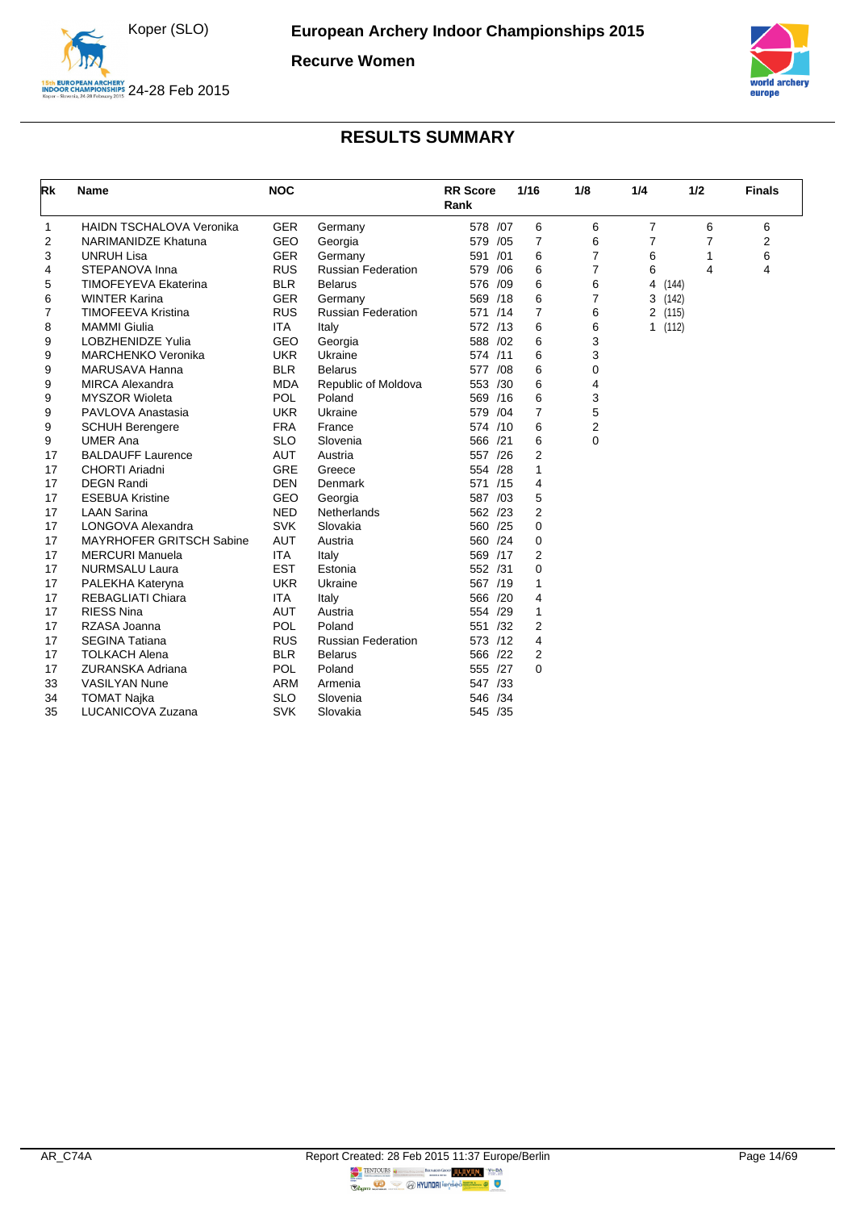# European Archery Indoor Championships 2015

## Recurve Women

Koper (SLO)

24-28 Feb 2015

## RESULTS SUMMARY

| Rk | Name | NOC | | RR Score Rank | 1/16 | 1/8 | 1/4 | 1/2 | Finals |
|---|---|---|---|---|---|---|---|---|---|
| 1 | HAIDN TSCHALOVA Veronika | GER | Germany | 578 /07 | 6 | 6 | 7 | 6 | 6 |
| 2 | NARIMANIDZE Khatuna | GEO | Georgia | 579 /05 | 7 | 6 | 7 | 7 | 2 |
| 3 | UNRUH Lisa | GER | Germany | 591 /01 | 6 | 7 | 6 | 1 | 6 |
| 4 | STEPANOVA Inna | RUS | Russian Federation | 579 /06 | 6 | 7 | 6 | 4 | 4 |
| 5 | TIMOFEYEVA Ekaterina | BLR | Belarus | 576 /09 | 6 | 6 | 4 (144) | | |
| 6 | WINTER Karina | GER | Germany | 569 /18 | 6 | 7 | 3 (142) | | |
| 7 | TIMOFEEVA Kristina | RUS | Russian Federation | 571 /14 | 7 | 6 | 2 (115) | | |
| 8 | MAMMI Giulia | ITA | Italy | 572 /13 | 6 | 6 | 1 (112) | | |
| 9 | LOBZHENIDZE Yulia | GEO | Georgia | 588 /02 | 6 | 3 | | | |
| 9 | MARCHENKO Veronika | UKR | Ukraine | 574 /11 | 6 | 3 | | | |
| 9 | MARUSAVA Hanna | BLR | Belarus | 577 /08 | 6 | 0 | | | |
| 9 | MIRCA Alexandra | MDA | Republic of Moldova | 553 /30 | 6 | 4 | | | |
| 9 | MYSZOR Wioleta | POL | Poland | 569 /16 | 6 | 3 | | | |
| 9 | PAVLOVA Anastasia | UKR | Ukraine | 579 /04 | 7 | 5 | | | |
| 9 | SCHUH Berengere | FRA | France | 574 /10 | 6 | 2 | | | |
| 9 | UMER Ana | SLO | Slovenia | 566 /21 | 6 | 0 | | | |
| 17 | BALDAUFF Laurence | AUT | Austria | 557 /26 | 2 | | | | |
| 17 | CHORTI Ariadni | GRE | Greece | 554 /28 | 1 | | | | |
| 17 | DEGN Randi | DEN | Denmark | 571 /15 | 4 | | | | |
| 17 | ESEBUA Kristine | GEO | Georgia | 587 /03 | 5 | | | | |
| 17 | LAAN Sarina | NED | Netherlands | 562 /23 | 2 | | | | |
| 17 | LONGOVA Alexandra | SVK | Slovakia | 560 /25 | 0 | | | | |
| 17 | MAYRHOFER GRITSCH Sabine | AUT | Austria | 560 /24 | 0 | | | | |
| 17 | MERCURI Manuela | ITA | Italy | 569 /17 | 2 | | | | |
| 17 | NURMSALU Laura | EST | Estonia | 552 /31 | 0 | | | | |
| 17 | PALEKHA Kateryna | UKR | Ukraine | 567 /19 | 1 | | | | |
| 17 | REBAGLIATI Chiara | ITA | Italy | 566 /20 | 4 | | | | |
| 17 | RIESS Nina | AUT | Austria | 554 /29 | 1 | | | | |
| 17 | RZASA Joanna | POL | Poland | 551 /32 | 2 | | | | |
| 17 | SEGINA Tatiana | RUS | Russian Federation | 573 /12 | 4 | | | | |
| 17 | TOLKACH Alena | BLR | Belarus | 566 /22 | 2 | | | | |
| 17 | ZURANSKA Adriana | POL | Poland | 555 /27 | 0 | | | | |
| 33 | VASILYAN Nune | ARM | Armenia | 547 /33 | | | | | |
| 34 | TOMAT Najka | SLO | Slovenia | 546 /34 | | | | | |
| 35 | LUCANICOVA Zuzana | SVK | Slovakia | 545 /35 | | | | | |

AR_C74A Report Created: 28 Feb 2015 11:37 Europe/Berlin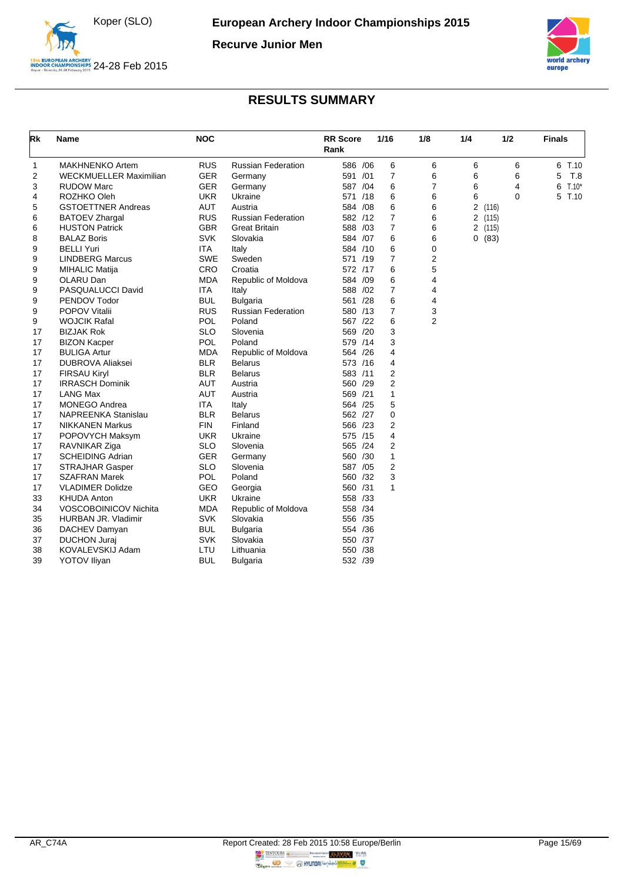# European Archery Indoor Championships 2015

Koper (SLO)

24-28 Feb 2015

## Recurve Junior Men

## RESULTS SUMMARY

| Rk | Name | NOC | | RR Score Rank | 1/16 | 1/8 | 1/4 | 1/2 | Finals |
|---|---|---|---|---|---|---|---|---|---|
| 1 | MAKHNENKO Artem | RUS | Russian Federation | 586 /06 | 6 | 6 | 6 | 6 | 6 T.10 |
| 2 | WECKMUELLER Maximilian | GER | Germany | 591 /01 | 7 | 6 | 6 | 6 | 5 T.8 |
| 3 | RUDOW Marc | GER | Germany | 587 /04 | 6 | 7 | 6 | 4 | 6 T.10* |
| 4 | ROZHKO Oleh | UKR | Ukraine | 571 /18 | 6 | 6 | 6 | 0 | 5 T.10 |
| 5 | GSTOETTNER Andreas | AUT | Austria | 584 /08 | 6 | 6 | 2 (116) | | |
| 6 | BATOEV Zhargal | RUS | Russian Federation | 582 /12 | 7 | 6 | 2 (115) | | |
| 6 | HUSTON Patrick | GBR | Great Britain | 588 /03 | 7 | 6 | 2 (115) | | |
| 8 | BALAZ Boris | SVK | Slovakia | 584 /07 | 6 | 6 | 0 (83) | | |
| 9 | BELLI Yuri | ITA | Italy | 584 /10 | 6 | 0 | | | |
| 9 | LINDBERG Marcus | SWE | Sweden | 571 /19 | 7 | 2 | | | |
| 9 | MIHALIC Matija | CRO | Croatia | 572 /17 | 6 | 5 | | | |
| 9 | OLARU Dan | MDA | Republic of Moldova | 584 /09 | 6 | 4 | | | |
| 9 | PASQUALUCCI David | ITA | Italy | 588 /02 | 7 | 4 | | | |
| 9 | PENDOV Todor | BUL | Bulgaria | 561 /28 | 6 | 4 | | | |
| 9 | POPOV Vitalii | RUS | Russian Federation | 580 /13 | 7 | 3 | | | |
| 9 | WOJCIK Rafal | POL | Poland | 567 /22 | 6 | 2 | | | |
| 17 | BIZJAK Rok | SLO | Slovenia | 569 /20 | 3 | | | | |
| 17 | BIZON Kacper | POL | Poland | 579 /14 | 3 | | | | |
| 17 | BULIGA Artur | MDA | Republic of Moldova | 564 /26 | 4 | | | | |
| 17 | DUBROVA Aliaksei | BLR | Belarus | 573 /16 | 4 | | | | |
| 17 | FIRSAU Kiryl | BLR | Belarus | 583 /11 | 2 | | | | |
| 17 | IRRASCH Dominik | AUT | Austria | 560 /29 | 2 | | | | |
| 17 | LANG Max | AUT | Austria | 569 /21 | 1 | | | | |
| 17 | MONEGO Andrea | ITA | Italy | 564 /25 | 5 | | | | |
| 17 | NAPREENKA Stanislau | BLR | Belarus | 562 /27 | 0 | | | | |
| 17 | NIKKANEN Markus | FIN | Finland | 566 /23 | 2 | | | | |
| 17 | POPOVYCH Maksym | UKR | Ukraine | 575 /15 | 4 | | | | |
| 17 | RAVNIKAR Ziga | SLO | Slovenia | 565 /24 | 2 | | | | |
| 17 | SCHEIDING Adrian | GER | Germany | 560 /30 | 1 | | | | |
| 17 | STRAJHAR Gasper | SLO | Slovenia | 587 /05 | 2 | | | | |
| 17 | SZAFRAN Marek | POL | Poland | 560 /32 | 3 | | | | |
| 17 | VLADIMER Dolidze | GEO | Georgia | 560 /31 | 1 | | | | |
| 33 | KHUDA Anton | UKR | Ukraine | 558 /33 | | | | | |
| 34 | VOSCOBOINICOV Nichita | MDA | Republic of Moldova | 558 /34 | | | | | |
| 35 | HURBAN JR. Vladimir | SVK | Slovakia | 556 /35 | | | | | |
| 36 | DACHEV Damyan | BUL | Bulgaria | 554 /36 | | | | | |
| 37 | DUCHON Juraj | SVK | Slovakia | 550 /37 | | | | | |
| 38 | KOVALEVSKIJ Adam | LTU | Lithuania | 550 /38 | | | | | |
| 39 | YOTOV Iliyan | BUL | Bulgaria | 532 /39 | | | | | |

AR_C74A — Report Created: 28 Feb 2015 10:58 Europe/Berlin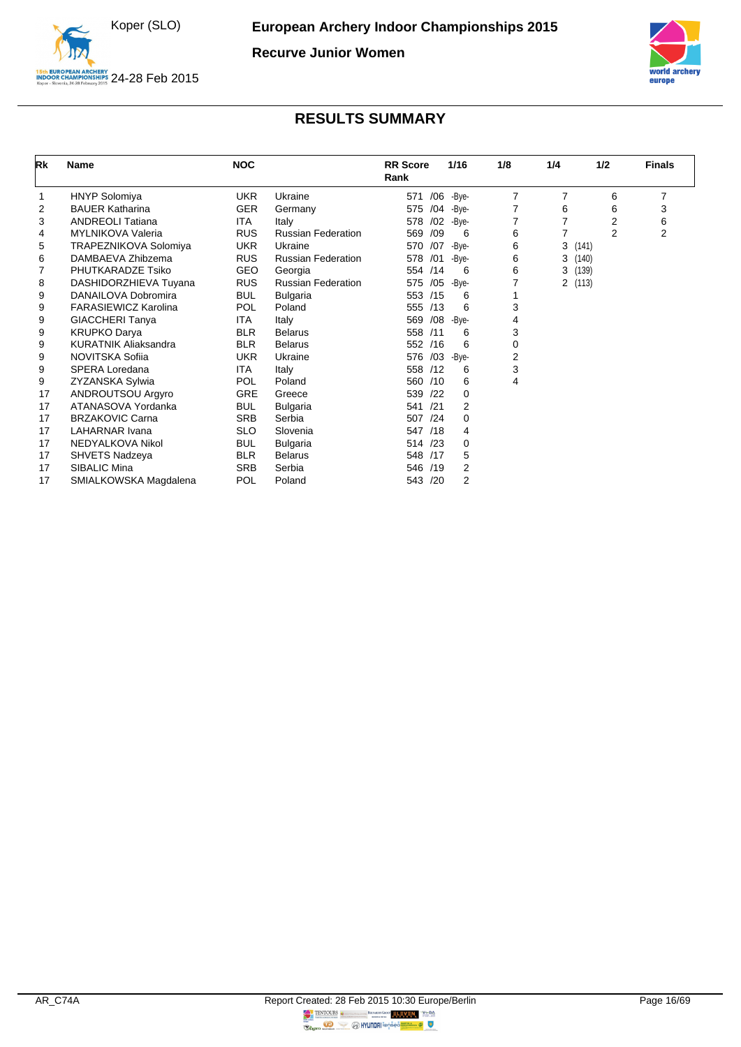# European Archery Indoor Championships 2015

## Recurve Junior Women

Koper (SLO) 24-28 Feb 2015

## RESULTS SUMMARY

| Rk | Name | NOC | | RR Score Rank | 1/16 | 1/8 | 1/4 | 1/2 | Finals |
|---|---|---|---|---|---|---|---|---|---|
| 1 | HNYP Solomiya | UKR | Ukraine | 571 /06 | -Bye- | 7 | 7 | 6 | 7 |
| 2 | BAUER Katharina | GER | Germany | 575 /04 | -Bye- | 7 | 6 | 6 | 3 |
| 3 | ANDREOLI Tatiana | ITA | Italy | 578 /02 | -Bye- | 7 | 7 | 2 | 6 |
| 4 | MYLNIKOVA Valeria | RUS | Russian Federation | 569 /09 | 6 | 6 | 7 | 2 | 2 |
| 5 | TRAPEZNIKOVA Solomiya | UKR | Ukraine | 570 /07 | -Bye- | 6 | 3 (141) | | |
| 6 | DAMBAEVA Zhibzema | RUS | Russian Federation | 578 /01 | -Bye- | 6 | 3 (140) | | |
| 7 | PHUTKARADZE Tsiko | GEO | Georgia | 554 /14 | 6 | 6 | 3 (139) | | |
| 8 | DASHIDORZHIEVA Tuyana | RUS | Russian Federation | 575 /05 | -Bye- | 7 | 2 (113) | | |
| 9 | DANAILOVA Dobromira | BUL | Bulgaria | 553 /15 | 6 | 1 | | | |
| 9 | FARASIEWICZ Karolina | POL | Poland | 555 /13 | 6 | 3 | | | |
| 9 | GIACCHERI Tanya | ITA | Italy | 569 /08 | -Bye- | 4 | | | |
| 9 | KRUPKO Darya | BLR | Belarus | 558 /11 | 6 | 3 | | | |
| 9 | KURATNIK Aliaksandra | BLR | Belarus | 552 /16 | 6 | 0 | | | |
| 9 | NOVITSKA Sofiia | UKR | Ukraine | 576 /03 | -Bye- | 2 | | | |
| 9 | SPERA Loredana | ITA | Italy | 558 /12 | 6 | 3 | | | |
| 9 | ZYZANSKA Sylwia | POL | Poland | 560 /10 | 6 | 4 | | | |
| 17 | ANDROUTSOU Argyro | GRE | Greece | 539 /22 | 0 | | | | |
| 17 | ATANASOVA Yordanka | BUL | Bulgaria | 541 /21 | 2 | | | | |
| 17 | BRZAKOVIC Carna | SRB | Serbia | 507 /24 | 0 | | | | |
| 17 | LAHARNAR Ivana | SLO | Slovenia | 547 /18 | 4 | | | | |
| 17 | NEDYALKOVA Nikol | BUL | Bulgaria | 514 /23 | 0 | | | | |
| 17 | SHVETS Nadzeya | BLR | Belarus | 548 /17 | 5 | | | | |
| 17 | SIBALIC Mina | SRB | Serbia | 546 /19 | 2 | | | | |
| 17 | SMIALKOWSKA Magdalena | POL | Poland | 543 /20 | 2 | | | | |

AR_C74A Report Created: 28 Feb 2015 10:30 Europe/Berlin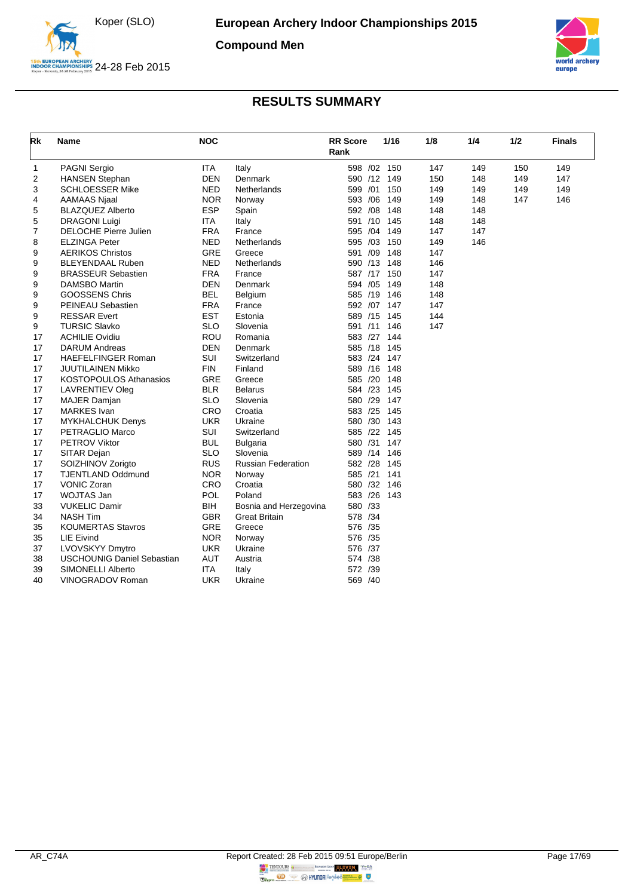# European Archery Indoor Championships 2015

## Compound Men

Koper (SLO)
24-28 Feb 2015

### RESULTS SUMMARY

| Rk | Name | NOC | | RR Score Rank | 1/16 | 1/8 | 1/4 | 1/2 | Finals |
|---|---|---|---|---|---|---|---|---|---|
| 1 | PAGNI Sergio | ITA | Italy | 598 /02 | 150 | 147 | 149 | 150 | 149 |
| 2 | HANSEN Stephan | DEN | Denmark | 590 /12 | 149 | 150 | 148 | 149 | 147 |
| 3 | SCHLOESSER Mike | NED | Netherlands | 599 /01 | 150 | 149 | 149 | 149 | 149 |
| 4 | AAMAAS Njaal | NOR | Norway | 593 /06 | 149 | 149 | 148 | 147 | 146 |
| 5 | BLAZQUEZ Alberto | ESP | Spain | 592 /08 | 148 | 148 | 148 | | |
| 5 | DRAGONI Luigi | ITA | Italy | 591 /10 | 145 | 148 | 148 | | |
| 7 | DELOCHE Pierre Julien | FRA | France | 595 /04 | 149 | 147 | 147 | | |
| 8 | ELZINGA Peter | NED | Netherlands | 595 /03 | 150 | 149 | 146 | | |
| 9 | AERIKOS Christos | GRE | Greece | 591 /09 | 148 | 147 | | | |
| 9 | BLEYENDAAL Ruben | NED | Netherlands | 590 /13 | 148 | 146 | | | |
| 9 | BRASSEUR Sebastien | FRA | France | 587 /17 | 150 | 147 | | | |
| 9 | DAMSBO Martin | DEN | Denmark | 594 /05 | 149 | 148 | | | |
| 9 | GOOSSENS Chris | BEL | Belgium | 585 /19 | 146 | 148 | | | |
| 9 | PEINEAU Sebastien | FRA | France | 592 /07 | 147 | 147 | | | |
| 9 | RESSAR Evert | EST | Estonia | 589 /15 | 145 | 144 | | | |
| 9 | TURSIC Slavko | SLO | Slovenia | 591 /11 | 146 | 147 | | | |
| 17 | ACHILIE Ovidiu | ROU | Romania | 583 /27 | 144 | | | | |
| 17 | DARUM Andreas | DEN | Denmark | 585 /18 | 145 | | | | |
| 17 | HAEFELFINGER Roman | SUI | Switzerland | 583 /24 | 147 | | | | |
| 17 | JUUTILAINEN Mikko | FIN | Finland | 589 /16 | 148 | | | | |
| 17 | KOSTOPOULOS Athanasios | GRE | Greece | 585 /20 | 148 | | | | |
| 17 | LAVRENTIEV Oleg | BLR | Belarus | 584 /23 | 145 | | | | |
| 17 | MAJER Damjan | SLO | Slovenia | 580 /29 | 147 | | | | |
| 17 | MARKES Ivan | CRO | Croatia | 583 /25 | 145 | | | | |
| 17 | MYKHALCHUK Denys | UKR | Ukraine | 580 /30 | 143 | | | | |
| 17 | PETRAGLIO Marco | SUI | Switzerland | 585 /22 | 145 | | | | |
| 17 | PETROV Viktor | BUL | Bulgaria | 580 /31 | 147 | | | | |
| 17 | SITAR Dejan | SLO | Slovenia | 589 /14 | 146 | | | | |
| 17 | SOIZHINOV Zorigto | RUS | Russian Federation | 582 /28 | 145 | | | | |
| 17 | TJENTLAND Oddmund | NOR | Norway | 585 /21 | 141 | | | | |
| 17 | VONIC Zoran | CRO | Croatia | 580 /32 | 146 | | | | |
| 17 | WOJTAS Jan | POL | Poland | 583 /26 | 143 | | | | |
| 33 | VUKELIC Damir | BIH | Bosnia and Herzegovina | 580 /33 | | | | | |
| 34 | NASH Tim | GBR | Great Britain | 578 /34 | | | | | |
| 35 | KOUMERTAS Stavros | GRE | Greece | 576 /35 | | | | | |
| 35 | LIE Eivind | NOR | Norway | 576 /35 | | | | | |
| 37 | LVOVSKYY Dmytro | UKR | Ukraine | 576 /37 | | | | | |
| 38 | USCHOUNIG Daniel Sebastian | AUT | Austria | 574 /38 | | | | | |
| 39 | SIMONELLI Alberto | ITA | Italy | 572 /39 | | | | | |
| 40 | VINOGRADOV Roman | UKR | Ukraine | 569 /40 | | | | | |

AR_C74A Report Created: 28 Feb 2015 09:51 Europe/Berlin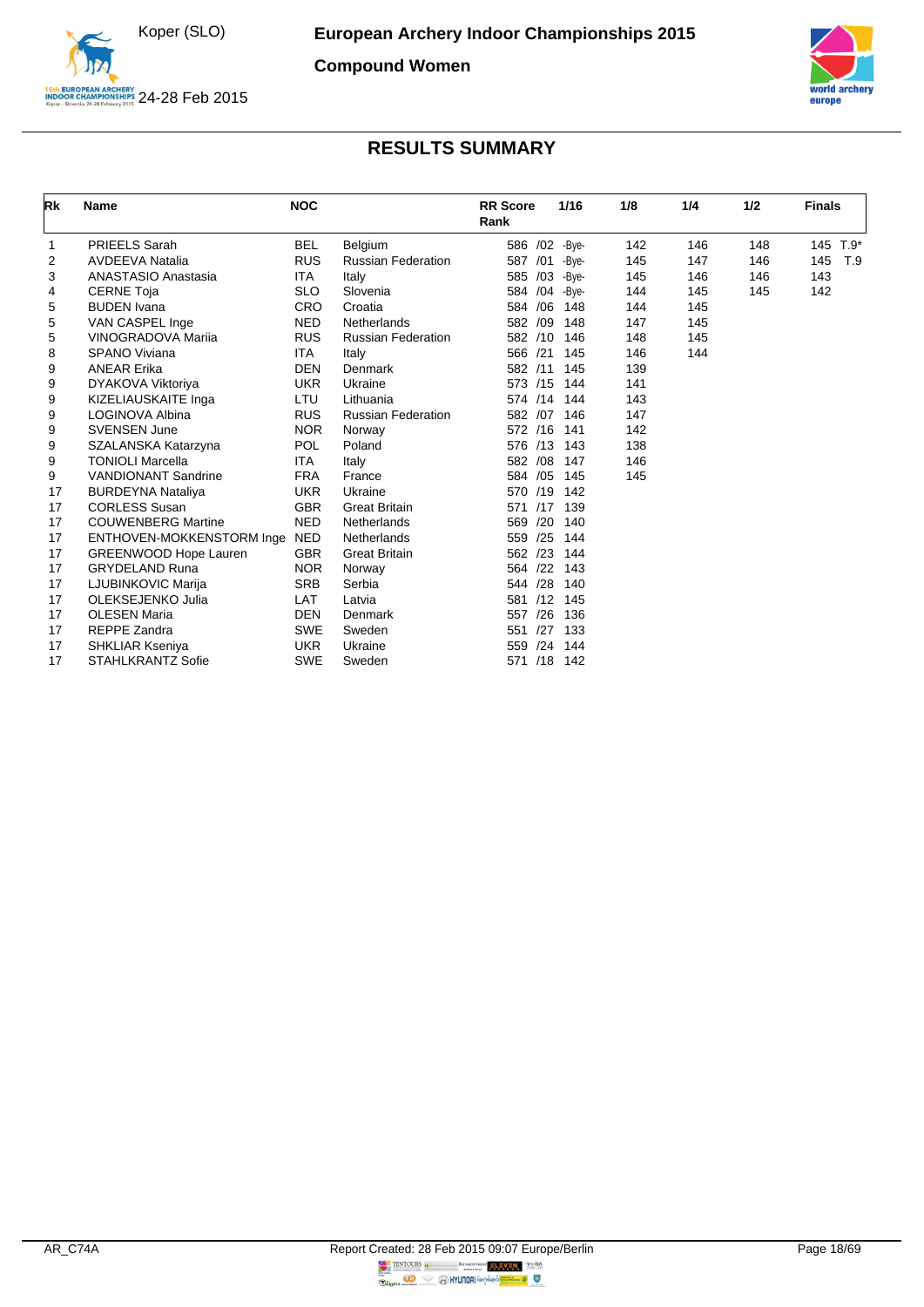# European Archery Indoor Championships 2015

## Compound Women

Koper (SLO)

24-28 Feb 2015

## RESULTS SUMMARY

| Rk | Name | NOC | | RR Score | Rank | 1/16 | 1/8 | 1/4 | 1/2 | Finals |
|---|---|---|---|---|---|---|---|---|---|---|
| 1 | PRIEELS Sarah | BEL | Belgium | 586 | /02 | -Bye- | 142 | 146 | 148 | 145 T.9* |
| 2 | AVDEEVA Natalia | RUS | Russian Federation | 587 | /01 | -Bye- | 145 | 147 | 146 | 145 T.9 |
| 3 | ANASTASIO Anastasia | ITA | Italy | 585 | /03 | -Bye- | 145 | 146 | 146 | 143 |
| 4 | CERNE Toja | SLO | Slovenia | 584 | /04 | -Bye- | 144 | 145 | 145 | 142 |
| 5 | BUDEN Ivana | CRO | Croatia | 584 | /06 | 148 | 144 | 145 | | |
| 5 | VAN CASPEL Inge | NED | Netherlands | 582 | /09 | 148 | 147 | 145 | | |
| 5 | VINOGRADOVA Mariia | RUS | Russian Federation | 582 | /10 | 146 | 148 | 145 | | |
| 8 | SPANO Viviana | ITA | Italy | 566 | /21 | 145 | 146 | 144 | | |
| 9 | ANEAR Erika | DEN | Denmark | 582 | /11 | 145 | 139 | | | |
| 9 | DYAKOVA Viktoriya | UKR | Ukraine | 573 | /15 | 144 | 141 | | | |
| 9 | KIZELIAUSKAITE Inga | LTU | Lithuania | 574 | /14 | 144 | 143 | | | |
| 9 | LOGINOVA Albina | RUS | Russian Federation | 582 | /07 | 146 | 147 | | | |
| 9 | SVENSEN June | NOR | Norway | 572 | /16 | 141 | 142 | | | |
| 9 | SZALANSKA Katarzyna | POL | Poland | 576 | /13 | 143 | 138 | | | |
| 9 | TONIOLI Marcella | ITA | Italy | 582 | /08 | 147 | 146 | | | |
| 9 | VANDIONANT Sandrine | FRA | France | 584 | /05 | 145 | 145 | | | |
| 17 | BURDEYNA Nataliya | UKR | Ukraine | 570 | /19 | 142 | | | | |
| 17 | CORLESS Susan | GBR | Great Britain | 571 | /17 | 139 | | | | |
| 17 | COUWENBERG Martine | NED | Netherlands | 569 | /20 | 140 | | | | |
| 17 | ENTHOVEN-MOKKENSTORM Inge | NED | Netherlands | 559 | /25 | 144 | | | | |
| 17 | GREENWOOD Hope Lauren | GBR | Great Britain | 562 | /23 | 144 | | | | |
| 17 | GRYDELAND Runa | NOR | Norway | 564 | /22 | 143 | | | | |
| 17 | LJUBINKOVIC Marija | SRB | Serbia | 544 | /28 | 140 | | | | |
| 17 | OLEKSEJENKO Julia | LAT | Latvia | 581 | /12 | 145 | | | | |
| 17 | OLESEN Maria | DEN | Denmark | 557 | /26 | 136 | | | | |
| 17 | REPPE Zandra | SWE | Sweden | 551 | /27 | 133 | | | | |
| 17 | SHKLIAR Kseniya | UKR | Ukraine | 559 | /24 | 144 | | | | |
| 17 | STAHLKRANTZ Sofie | SWE | Sweden | 571 | /18 | 142 | | | | |

AR_C74A Report Created: 28 Feb 2015 09:07 Europe/Berlin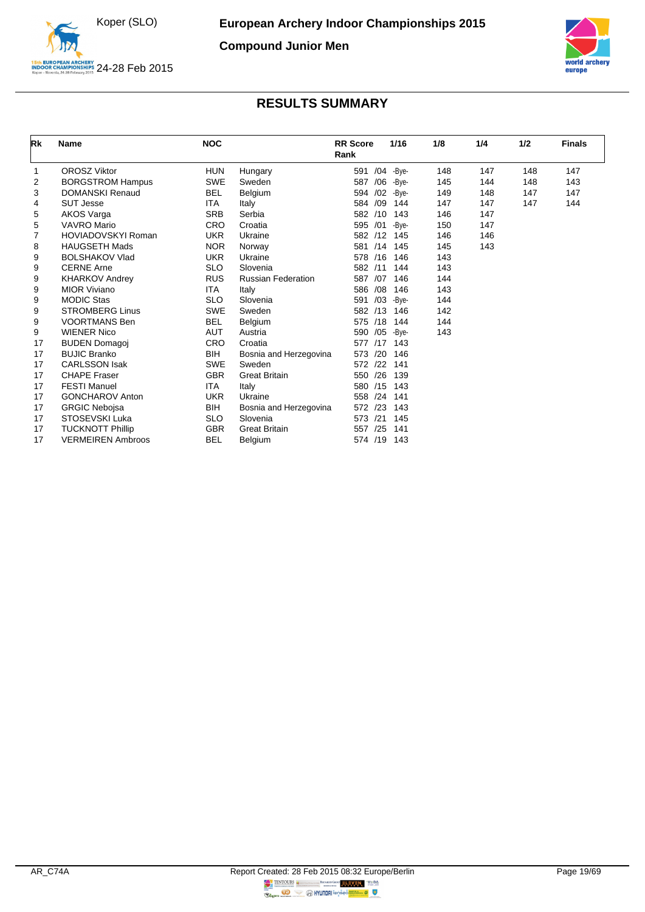# European Archery Indoor Championships 2015

Koper (SLO) 24-28 Feb 2015

## Compound Junior Men

## RESULTS SUMMARY

| Rk | Name | NOC | | RR Score Rank | 1/16 | 1/8 | 1/4 | 1/2 | Finals |
|---|---|---|---|---|---|---|---|---|---|
| 1 | OROSZ Viktor | HUN | Hungary | 591 /04 | -Bye- | 148 | 147 | 148 | 147 |
| 2 | BORGSTROM Hampus | SWE | Sweden | 587 /06 | -Bye- | 145 | 144 | 148 | 143 |
| 3 | DOMANSKI Renaud | BEL | Belgium | 594 /02 | -Bye- | 149 | 148 | 147 | 147 |
| 4 | SUT Jesse | ITA | Italy | 584 /09 | 144 | 147 | 147 | 147 | 144 |
| 5 | AKOS Varga | SRB | Serbia | 582 /10 | 143 | 146 | 147 | | |
| 5 | VAVRO Mario | CRO | Croatia | 595 /01 | -Bye- | 150 | 147 | | |
| 7 | HOVIADOVSKYI Roman | UKR | Ukraine | 582 /12 | 145 | 146 | 146 | | |
| 8 | HAUGSETH Mads | NOR | Norway | 581 /14 | 145 | 145 | 143 | | |
| 9 | BOLSHAKOV Vlad | UKR | Ukraine | 578 /16 | 146 | 143 | | | |
| 9 | CERNE Arne | SLO | Slovenia | 582 /11 | 144 | 143 | | | |
| 9 | KHARKOV Andrey | RUS | Russian Federation | 587 /07 | 146 | 144 | | | |
| 9 | MIOR Viviano | ITA | Italy | 586 /08 | 146 | 143 | | | |
| 9 | MODIC Stas | SLO | Slovenia | 591 /03 | -Bye- | 144 | | | |
| 9 | STROMBERG Linus | SWE | Sweden | 582 /13 | 146 | 142 | | | |
| 9 | VOORTMANS Ben | BEL | Belgium | 575 /18 | 144 | 144 | | | |
| 9 | WIENER Nico | AUT | Austria | 590 /05 | -Bye- | 143 | | | |
| 17 | BUDEN Domagoj | CRO | Croatia | 577 /17 | 143 | | | | |
| 17 | BUJIC Branko | BIH | Bosnia and Herzegovina | 573 /20 | 146 | | | | |
| 17 | CARLSSON Isak | SWE | Sweden | 572 /22 | 141 | | | | |
| 17 | CHAPE Fraser | GBR | Great Britain | 550 /26 | 139 | | | | |
| 17 | FESTI Manuel | ITA | Italy | 580 /15 | 143 | | | | |
| 17 | GONCHAROV Anton | UKR | Ukraine | 558 /24 | 141 | | | | |
| 17 | GRGIC Nebojsa | BIH | Bosnia and Herzegovina | 572 /23 | 143 | | | | |
| 17 | STOSEVSKI Luka | SLO | Slovenia | 573 /21 | 145 | | | | |
| 17 | TUCKNOTT Phillip | GBR | Great Britain | 557 /25 | 141 | | | | |
| 17 | VERMEIREN Ambroos | BEL | Belgium | 574 /19 | 143 | | | | |

AR_C74A Report Created: 28 Feb 2015 08:32 Europe/Berlin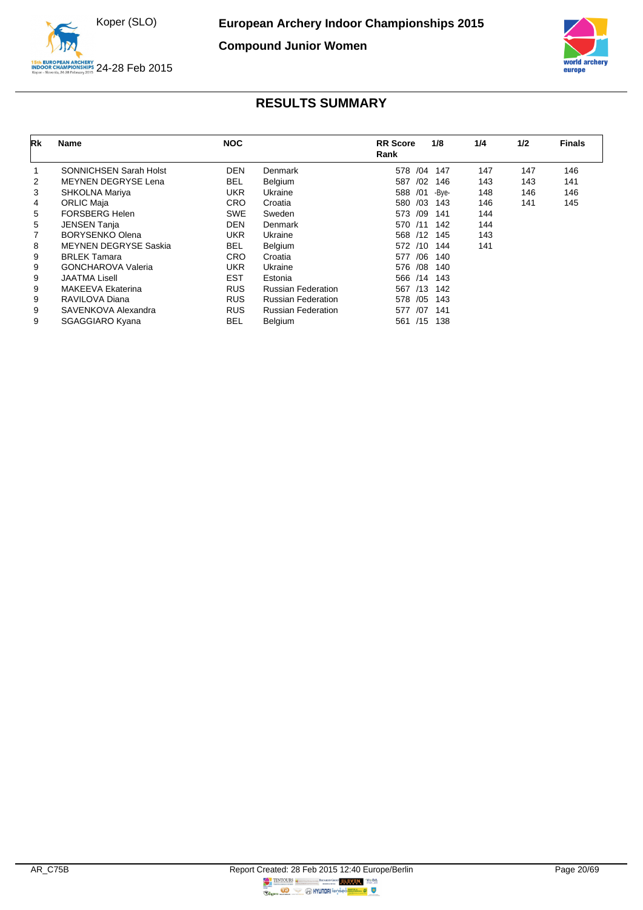# European Archery Indoor Championships 2015

## Compound Junior Women

Koper (SLO)

24-28 Feb 2015

## RESULTS SUMMARY

| Rk | Name | NOC | | RR Score Rank | 1/8 | 1/4 | 1/2 | Finals |
|---|---|---|---|---|---|---|---|---|
| 1 | SONNICHSEN Sarah Holst | DEN | Denmark | 578 /04 | 147 | 147 | 147 | 146 |
| 2 | MEYNEN DEGRYSE Lena | BEL | Belgium | 587 /02 | 146 | 143 | 143 | 141 |
| 3 | SHKOLNA Mariya | UKR | Ukraine | 588 /01 | -Bye- | 148 | 146 | 146 |
| 4 | ORLIC Maja | CRO | Croatia | 580 /03 | 143 | 146 | 141 | 145 |
| 5 | FORSBERG Helen | SWE | Sweden | 573 /09 | 141 | 144 | | |
| 5 | JENSEN Tanja | DEN | Denmark | 570 /11 | 142 | 144 | | |
| 7 | BORYSENKO Olena | UKR | Ukraine | 568 /12 | 145 | 143 | | |
| 8 | MEYNEN DEGRYSE Saskia | BEL | Belgium | 572 /10 | 144 | 141 | | |
| 9 | BRLEK Tamara | CRO | Croatia | 577 /06 | 140 | | | |
| 9 | GONCHAROVA Valeria | UKR | Ukraine | 576 /08 | 140 | | | |
| 9 | JAATMA Lisell | EST | Estonia | 566 /14 | 143 | | | |
| 9 | MAKEEVA Ekaterina | RUS | Russian Federation | 567 /13 | 142 | | | |
| 9 | RAVILOVA Diana | RUS | Russian Federation | 578 /05 | 143 | | | |
| 9 | SAVENKOVA Alexandra | RUS | Russian Federation | 577 /07 | 141 | | | |
| 9 | SGAGGIARO Kyana | BEL | Belgium | 561 /15 | 138 | | | |

AR_C75B

Report Created: 28 Feb 2015 12:40 Europe/Berlin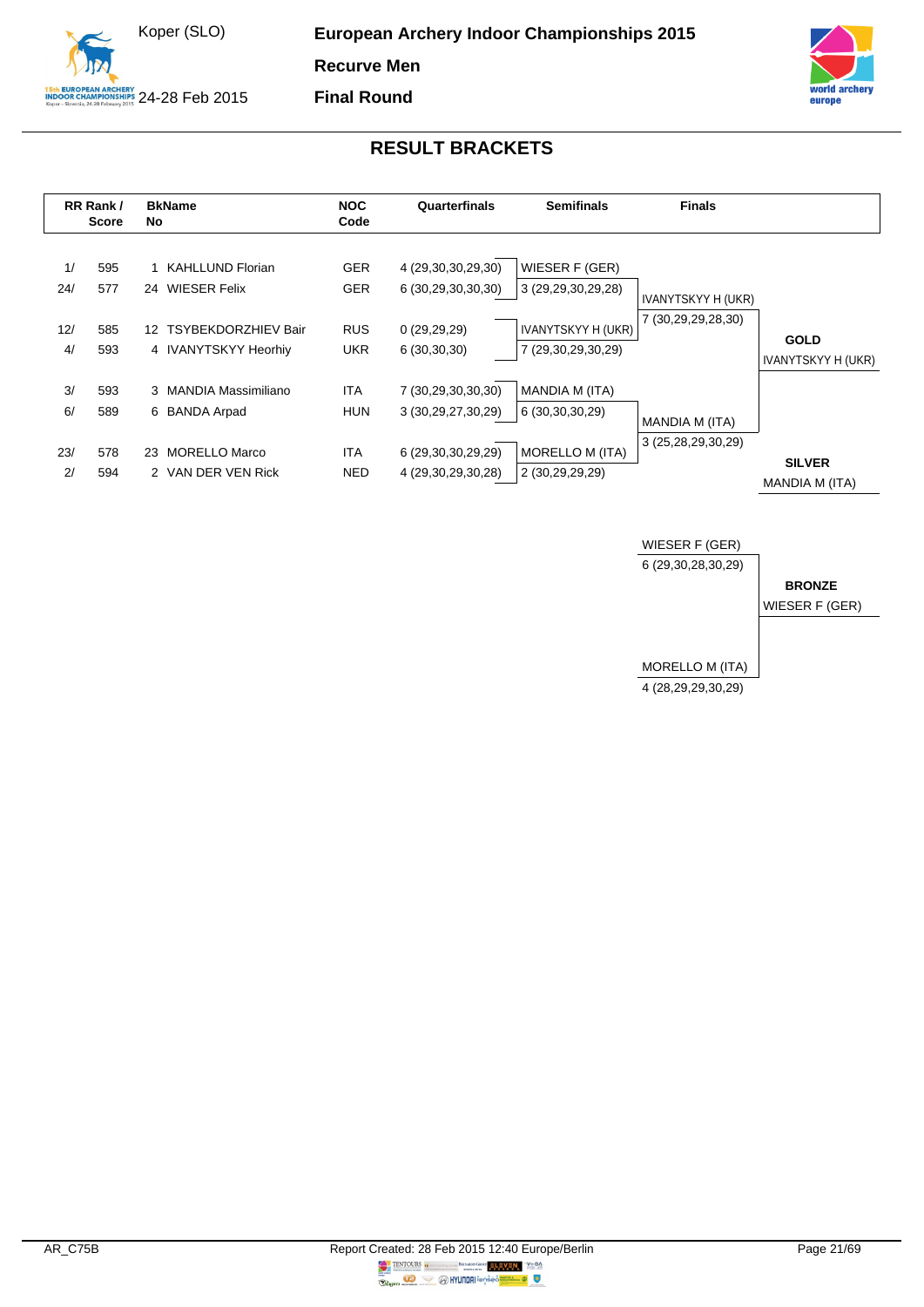# European Archery Indoor Championships 2015

Koper (SLO)

24-28 Feb 2015

**Recurve Men**

**Final Round**

## RESULT BRACKETS

| RR Rank / | Score | BkNo | Name | NOC Code | Quarterfinals | Semifinals | Finals |
|---|---|---|---|---|---|---|---|
| 1/ | 595 | 1 | KAHLLUND Florian | GER | 4 (29,30,30,29,30) | WIESER F (GER) | |
| 24/ | 577 | 24 | WIESER Felix | GER | 6 (30,29,30,30,30) | 3 (29,29,30,29,28) | IVANYTSKYY H (UKR) |
| 12/ | 585 | 12 | TSYBEKDORZHIEV Bair | RUS | 0 (29,29,29) | IVANYTSKYY H (UKR) | 7 (30,29,29,28,30) |
| 4/ | 593 | 4 | IVANYTSKYY Heorhiy | UKR | 6 (30,30,30) | 7 (29,30,29,30,29) | |
| 3/ | 593 | 3 | MANDIA Massimiliano | ITA | 7 (30,29,30,30,30) | MANDIA M (ITA) | |
| 6/ | 589 | 6 | BANDA Arpad | HUN | 3 (30,29,27,30,29) | 6 (30,30,30,29) | MANDIA M (ITA) |
| 23/ | 578 | 23 | MORELLO Marco | ITA | 6 (29,30,30,29,29) | MORELLO M (ITA) | 3 (25,28,29,30,29) |
| 2/ | 594 | 2 | VAN DER VEN Rick | NED | 4 (29,30,29,30,28) | 2 (30,29,29,29) | |

**GOLD**
IVANYTSKYY H (UKR)

**SILVER**
MANDIA M (ITA)

### Bronze Match

| Athlete | Score |
|---|---|
| WIESER F (GER) | 6 (29,30,28,30,29) |
| MORELLO M (ITA) | 4 (28,29,29,30,29) |

**BRONZE**
WIESER F (GER)

AR_C75B

Report Created: 28 Feb 2015 12:40 Europe/Berlin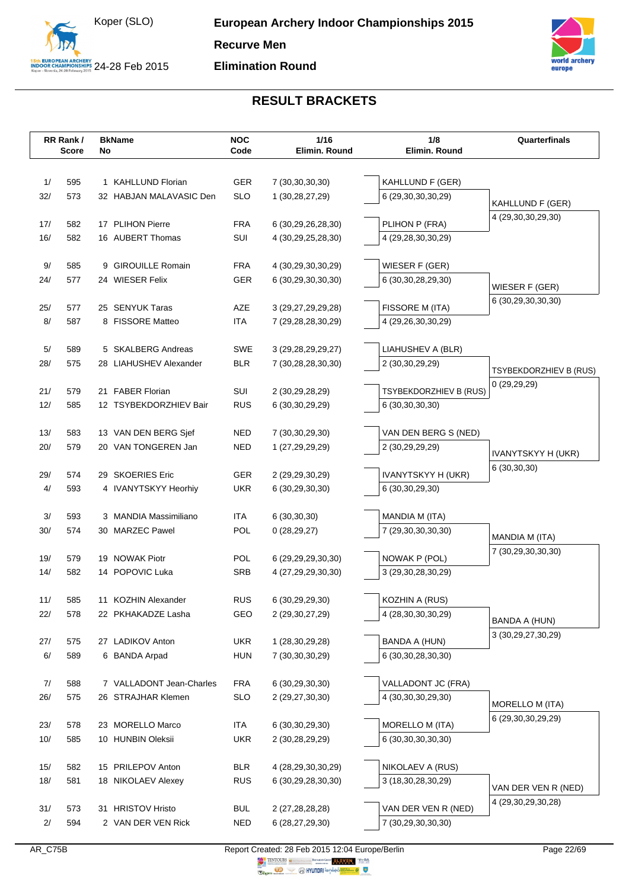# European Archery Indoor Championships 2015

**Recurve Men**

**Elimination Round**

Koper (SLO) 24-28 Feb 2015

## RESULT BRACKETS

| RR Rank / Score | BkName No | NOC Code | 1/16 Elimin. Round | 1/8 Elimin. Round | Quarterfinals |
|---|---|---|---|---|---|
| 1/ 595 | 1 KAHLLUND Florian | GER | 7 (30,30,30,30) | KAHLLUND F (GER) | |
| 32/ 573 | 32 HABJAN MALAVASIC Den | SLO | 1 (30,28,27,29) | 6 (29,30,30,30,29) | KAHLLUND F (GER) |
| | | | | | 4 (29,30,30,29,30) |
| 17/ 582 | 17 PLIHON Pierre | FRA | 6 (30,29,26,28,30) | PLIHON P (FRA) | |
| 16/ 582 | 16 AUBERT Thomas | SUI | 4 (30,29,25,28,30) | 4 (29,28,30,30,29) | |
| 9/ 585 | 9 GIROUILLE Romain | FRA | 4 (30,29,30,30,29) | WIESER F (GER) | |
| 24/ 577 | 24 WIESER Felix | GER | 6 (30,29,30,30,30) | 6 (30,30,28,29,30) | WIESER F (GER) |
| | | | | | 6 (30,29,30,30,30) |
| 25/ 577 | 25 SENYUK Taras | AZE | 3 (29,27,29,29,28) | FISSORE M (ITA) | |
| 8/ 587 | 8 FISSORE Matteo | ITA | 7 (29,28,28,30,29) | 4 (29,26,30,30,29) | |
| 5/ 589 | 5 SKALBERG Andreas | SWE | 3 (29,28,29,29,27) | LIAHUSHEV A (BLR) | |
| 28/ 575 | 28 LIAHUSHEV Alexander | BLR | 7 (30,28,28,30,30) | 2 (30,30,29,29) | TSYBEKDORZHIEV B (RUS) |
| | | | | | 0 (29,29,29) |
| 21/ 579 | 21 FABER Florian | SUI | 2 (30,29,28,29) | TSYBEKDORZHIEV B (RUS) | |
| 12/ 585 | 12 TSYBEKDORZHIEV Bair | RUS | 6 (30,30,29,29) | 6 (30,30,30,30) | |
| 13/ 583 | 13 VAN DEN BERG Sjef | NED | 7 (30,30,29,30) | VAN DEN BERG S (NED) | |
| 20/ 579 | 20 VAN TONGEREN Jan | NED | 1 (27,29,29,29) | 2 (30,29,29,29) | IVANYTSKYY H (UKR) |
| | | | | | 6 (30,30,30) |
| 29/ 574 | 29 SKOERIES Eric | GER | 2 (29,29,30,29) | IVANYTSKYY H (UKR) | |
| 4/ 593 | 4 IVANYTSKYY Heorhiy | UKR | 6 (30,29,30,30) | 6 (30,30,29,30) | |
| 3/ 593 | 3 MANDIA Massimiliano | ITA | 6 (30,30,30) | MANDIA M (ITA) | |
| 30/ 574 | 30 MARZEC Pawel | POL | 0 (28,29,27) | 7 (29,30,30,30,30) | MANDIA M (ITA) |
| | | | | | 7 (30,29,30,30,30) |
| 19/ 579 | 19 NOWAK Piotr | POL | 6 (29,29,29,30,30) | NOWAK P (POL) | |
| 14/ 582 | 14 POPOVIC Luka | SRB | 4 (27,29,29,30,30) | 3 (29,30,28,30,29) | |
| 11/ 585 | 11 KOZHIN Alexander | RUS | 6 (30,29,29,30) | KOZHIN A (RUS) | |
| 22/ 578 | 22 PKHAKADZE Lasha | GEO | 2 (29,30,27,29) | 4 (28,30,30,30,29) | BANDA A (HUN) |
| | | | | | 3 (30,29,27,30,29) |
| 27/ 575 | 27 LADIKOV Anton | UKR | 1 (28,30,29,28) | BANDA A (HUN) | |
| 6/ 589 | 6 BANDA Arpad | HUN | 7 (30,30,30,29) | 6 (30,30,28,30,30) | |
| 7/ 588 | 7 VALLADONT Jean-Charles | FRA | 6 (30,29,30,30) | VALLADONT JC (FRA) | |
| 26/ 575 | 26 STRAJHAR Klemen | SLO | 2 (29,27,30,30) | 4 (30,30,30,29,30) | MORELLO M (ITA) |
| | | | | | 6 (29,30,30,29,29) |
| 23/ 578 | 23 MORELLO Marco | ITA | 6 (30,30,29,30) | MORELLO M (ITA) | |
| 10/ 585 | 10 HUNBIN Oleksii | UKR | 2 (30,28,29,29) | 6 (30,30,30,30,30) | |
| 15/ 582 | 15 PRILEPOV Anton | BLR | 4 (28,29,30,30,29) | NIKOLAEV A (RUS) | |
| 18/ 581 | 18 NIKOLAEV Alexey | RUS | 6 (30,29,28,30,30) | 3 (18,30,28,30,29) | VAN DER VEN R (NED) |
| | | | | | 4 (29,30,29,30,28) |
| 31/ 573 | 31 HRISTOV Hristo | BUL | 2 (27,28,28,28) | VAN DER VEN R (NED) | |
| 2/ 594 | 2 VAN DER VEN Rick | NED | 6 (28,27,29,30) | 7 (30,29,30,30,30) | |

AR_C75B Report Created: 28 Feb 2015 12:04 Europe/Berlin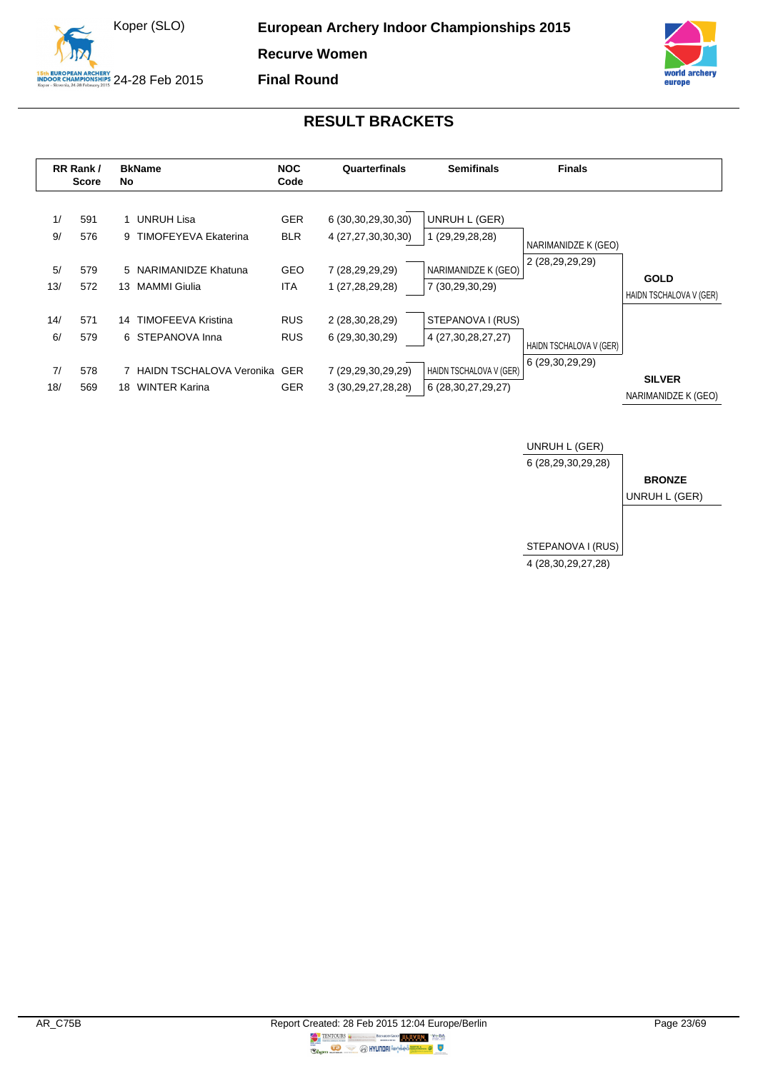# European Archery Indoor Championships 2015

**Recurve Women**

**Final Round**

Koper (SLO)

24-28 Feb 2015

## RESULT BRACKETS

| RR Rank / Score | | BkName No | | NOC Code | Quarterfinals | Semifinals | Finals | |
|---|---|---|---|---|---|---|---|---|
| 1/ | 591 | 1 | UNRUH Lisa | GER | 6 (30,30,29,30,30) | UNRUH L (GER) | | |
| 9/ | 576 | 9 | TIMOFEYEVA Ekaterina | BLR | 4 (27,27,30,30,30) | 1 (29,29,28,28) | NARIMANIDZE K (GEO) | |
| | | | | | | | 2 (28,29,29,29) | |
| 5/ | 579 | 5 | NARIMANIDZE Khatuna | GEO | 7 (28,29,29,29) | NARIMANIDZE K (GEO) | | **GOLD** |
| 13/ | 572 | 13 | MAMMI Giulia | ITA | 1 (27,28,29,28) | 7 (30,29,30,29) | | HAIDN TSCHALOVA V (GER) |
| 14/ | 571 | 14 | TIMOFEEVA Kristina | RUS | 2 (28,30,28,29) | STEPANOVA I (RUS) | | |
| 6/ | 579 | 6 | STEPANOVA Inna | RUS | 6 (29,30,30,29) | 4 (27,30,28,27,27) | HAIDN TSCHALOVA V (GER) | |
| | | | | | | | 6 (29,30,29,29) | |
| 7/ | 578 | 7 | HAIDN TSCHALOVA Veronika | GER | 7 (29,29,30,29,29) | HAIDN TSCHALOVA V (GER) | | **SILVER** |
| 18/ | 569 | 18 | WINTER Karina | GER | 3 (30,29,27,28,28) | 6 (28,30,27,29,27) | | NARIMANIDZE K (GEO) |

| Bronze Match | |
|---|---|
| UNRUH L (GER) | |
| 6 (28,29,30,29,28) | **BRONZE** |
| | UNRUH L (GER) |
| STEPANOVA I (RUS) | |
| 4 (28,30,29,27,28) | |

AR_C75B

Report Created: 28 Feb 2015 12:04 Europe/Berlin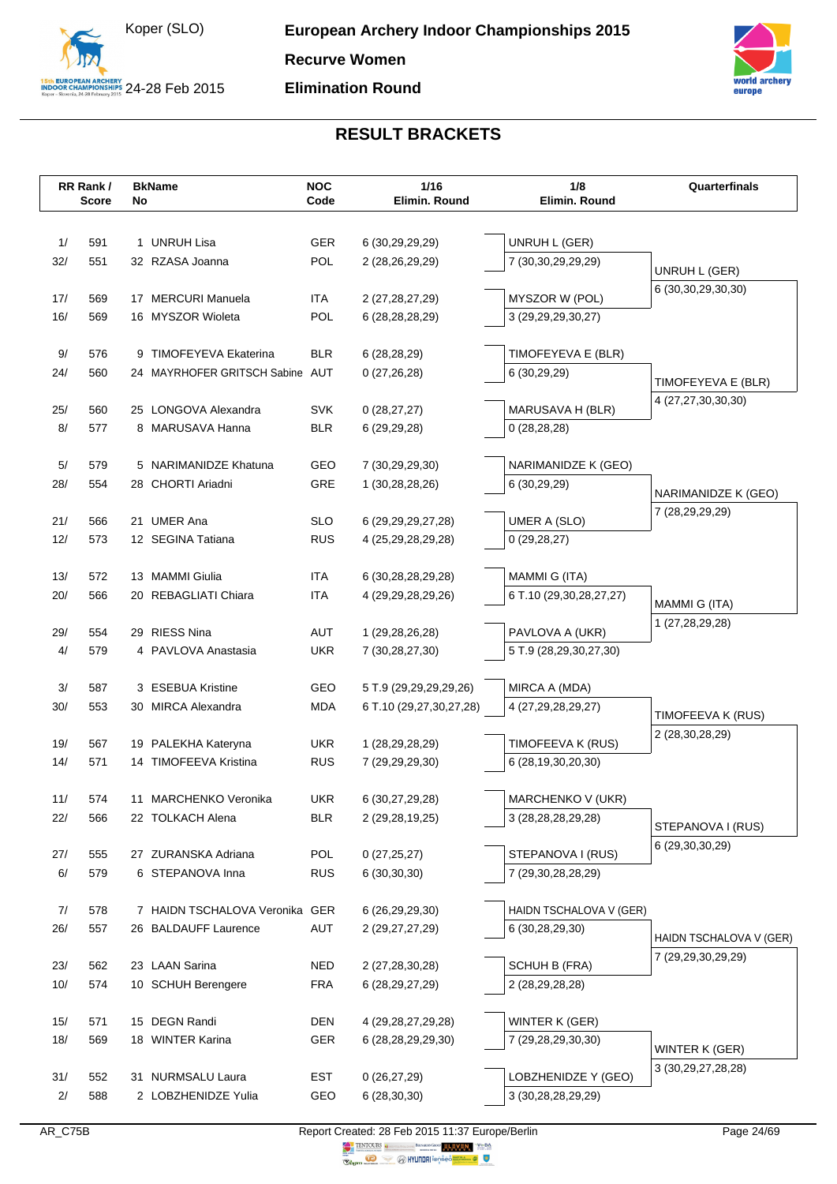# European Archery Indoor Championships 2015

Koper (SLO) 24-28 Feb 2015

**Recurve Women**

**Elimination Round**

## RESULT BRACKETS

| RR Rank / Score | | BkName No | | NOC Code | 1/16 Elimin. Round | 1/8 Elimin. Round | Quarterfinals |
|---|---|---|---|---|---|---|---|
| 1/ | 591 | 1 | UNRUH Lisa | GER | 6 (30,29,29,29) | UNRUH L (GER) | |
| 32/ | 551 | 32 | RZASA Joanna | POL | 2 (28,26,29,29) | 7 (30,30,29,29,29) | UNRUH L (GER) |
| | | | | | | | 6 (30,30,29,30,30) |
| 17/ | 569 | 17 | MERCURI Manuela | ITA | 2 (27,28,27,29) | MYSZOR W (POL) | |
| 16/ | 569 | 16 | MYSZOR Wioleta | POL | 6 (28,28,28,29) | 3 (29,29,29,30,27) | |
| 9/ | 576 | 9 | TIMOFEYEVA Ekaterina | BLR | 6 (28,28,29) | TIMOFEYEVA E (BLR) | |
| 24/ | 560 | 24 | MAYRHOFER GRITSCH Sabine | AUT | 0 (27,26,28) | 6 (30,29,29) | TIMOFEYEVA E (BLR) |
| | | | | | | | 4 (27,27,30,30,30) |
| 25/ | 560 | 25 | LONGOVA Alexandra | SVK | 0 (28,27,27) | MARUSAVA H (BLR) | |
| 8/ | 577 | 8 | MARUSAVA Hanna | BLR | 6 (29,29,28) | 0 (28,28,28) | |
| 5/ | 579 | 5 | NARIMANIDZE Khatuna | GEO | 7 (30,29,29,30) | NARIMANIDZE K (GEO) | |
| 28/ | 554 | 28 | CHORTI Ariadni | GRE | 1 (30,28,28,26) | 6 (30,29,29) | NARIMANIDZE K (GEO) |
| | | | | | | | 7 (28,29,29,29) |
| 21/ | 566 | 21 | UMER Ana | SLO | 6 (29,29,29,27,28) | UMER A (SLO) | |
| 12/ | 573 | 12 | SEGINA Tatiana | RUS | 4 (25,29,28,29,28) | 0 (29,28,27) | |
| 13/ | 572 | 13 | MAMMI Giulia | ITA | 6 (30,28,28,29,28) | MAMMI G (ITA) | |
| 20/ | 566 | 20 | REBAGLIATI Chiara | ITA | 4 (29,29,28,29,26) | 6 T.10 (29,30,28,27,27) | MAMMI G (ITA) |
| | | | | | | | 1 (27,28,29,28) |
| 29/ | 554 | 29 | RIESS Nina | AUT | 1 (29,28,26,28) | PAVLOVA A (UKR) | |
| 4/ | 579 | 4 | PAVLOVA Anastasia | UKR | 7 (30,28,27,30) | 5 T.9 (28,29,30,27,30) | |
| 3/ | 587 | 3 | ESEBUA Kristine | GEO | 5 T.9 (29,29,29,29,26) | MIRCA A (MDA) | |
| 30/ | 553 | 30 | MIRCA Alexandra | MDA | 6 T.10 (29,27,30,27,28) | 4 (27,29,28,29,27) | TIMOFEEVA K (RUS) |
| | | | | | | | 2 (28,30,28,29) |
| 19/ | 567 | 19 | PALEKHA Kateryna | UKR | 1 (28,29,28,29) | TIMOFEEVA K (RUS) | |
| 14/ | 571 | 14 | TIMOFEEVA Kristina | RUS | 7 (29,29,29,30) | 6 (28,19,30,20,30) | |
| 11/ | 574 | 11 | MARCHENKO Veronika | UKR | 6 (30,27,29,28) | MARCHENKO V (UKR) | |
| 22/ | 566 | 22 | TOLKACH Alena | BLR | 2 (29,28,19,25) | 3 (28,28,28,29,28) | STEPANOVA I (RUS) |
| | | | | | | | 6 (29,30,30,29) |
| 27/ | 555 | 27 | ZURANSKA Adriana | POL | 0 (27,25,27) | STEPANOVA I (RUS) | |
| 6/ | 579 | 6 | STEPANOVA Inna | RUS | 6 (30,30,30) | 7 (29,30,28,28,29) | |
| 7/ | 578 | 7 | HAIDN TSCHALOVA Veronika | GER | 6 (26,29,29,30) | HAIDN TSCHALOVA V (GER) | |
| 26/ | 557 | 26 | BALDAUFF Laurence | AUT | 2 (29,27,27,29) | 6 (30,28,29,30) | HAIDN TSCHALOVA V (GER) |
| | | | | | | | 7 (29,29,30,29,29) |
| 23/ | 562 | 23 | LAAN Sarina | NED | 2 (27,28,30,28) | SCHUH B (FRA) | |
| 10/ | 574 | 10 | SCHUH Berengere | FRA | 6 (28,29,27,29) | 2 (28,29,28,28) | |
| 15/ | 571 | 15 | DEGN Randi | DEN | 4 (29,28,27,29,28) | WINTER K (GER) | |
| 18/ | 569 | 18 | WINTER Karina | GER | 6 (28,28,29,29,30) | 7 (29,28,29,30,30) | WINTER K (GER) |
| | | | | | | | 3 (30,29,27,28,28) |
| 31/ | 552 | 31 | NURMSALU Laura | EST | 0 (26,27,29) | LOBZHENIDZE Y (GEO) | |
| 2/ | 588 | 2 | LOBZHENIDZE Yulia | GEO | 6 (28,30,30) | 3 (30,28,28,29,29) | |

AR_C75B Report Created: 28 Feb 2015 11:37 Europe/Berlin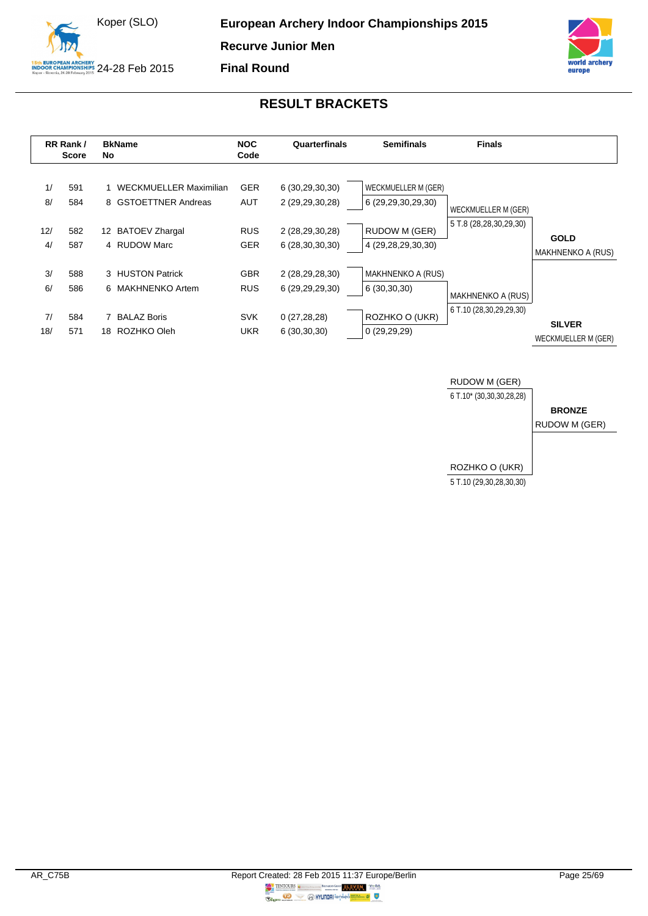# European Archery Indoor Championships 2015

## Recurve Junior Men

## Final Round

Koper (SLO) 24-28 Feb 2015

## RESULT BRACKETS

| RR Rank / Score | BkName No | NOC Code | Quarterfinals | Semifinals | Finals |
|---|---|---|---|---|---|
| 1/ 591 | 1 WECKMUELLER Maximilian | GER | 6 (30,29,30,30) | WECKMUELLER M (GER) 6 (29,29,30,29,30) | WECKMUELLER M (GER) 5 T.8 (28,28,30,29,30) |
| 8/ 584 | 8 GSTOETTNER Andreas | AUT | 2 (29,29,30,28) | | |
| 12/ 582 | 12 BATOEV Zhargal | RUS | 2 (28,29,30,28) | RUDOW M (GER) 4 (29,28,29,30,30) | |
| 4/ 587 | 4 RUDOW Marc | GER | 6 (28,30,30,30) | | |
| 3/ 588 | 3 HUSTON Patrick | GBR | 2 (28,29,28,30) | MAKHNENKO A (RUS) 6 (30,30,30) | MAKHNENKO A (RUS) 6 T.10 (28,30,29,29,30) |
| 6/ 586 | 6 MAKHNENKO Artem | RUS | 6 (29,29,29,30) | | |
| 7/ 584 | 7 BALAZ Boris | SVK | 0 (27,28,28) | ROZHKO O (UKR) 0 (29,29,29) | |
| 18/ 571 | 18 ROZHKO Oleh | UKR | 6 (30,30,30) | | |

**GOLD**
MAKHNENKO A (RUS)

**SILVER**
WECKMUELLER M (GER)

Bronze match:

RUDOW M (GER) 6 T.10* (30,30,30,28,28)

ROZHKO O (UKR) 5 T.10 (29,30,28,30,30)

**BRONZE**
RUDOW M (GER)

AR_C75B

Report Created: 28 Feb 2015 11:37 Europe/Berlin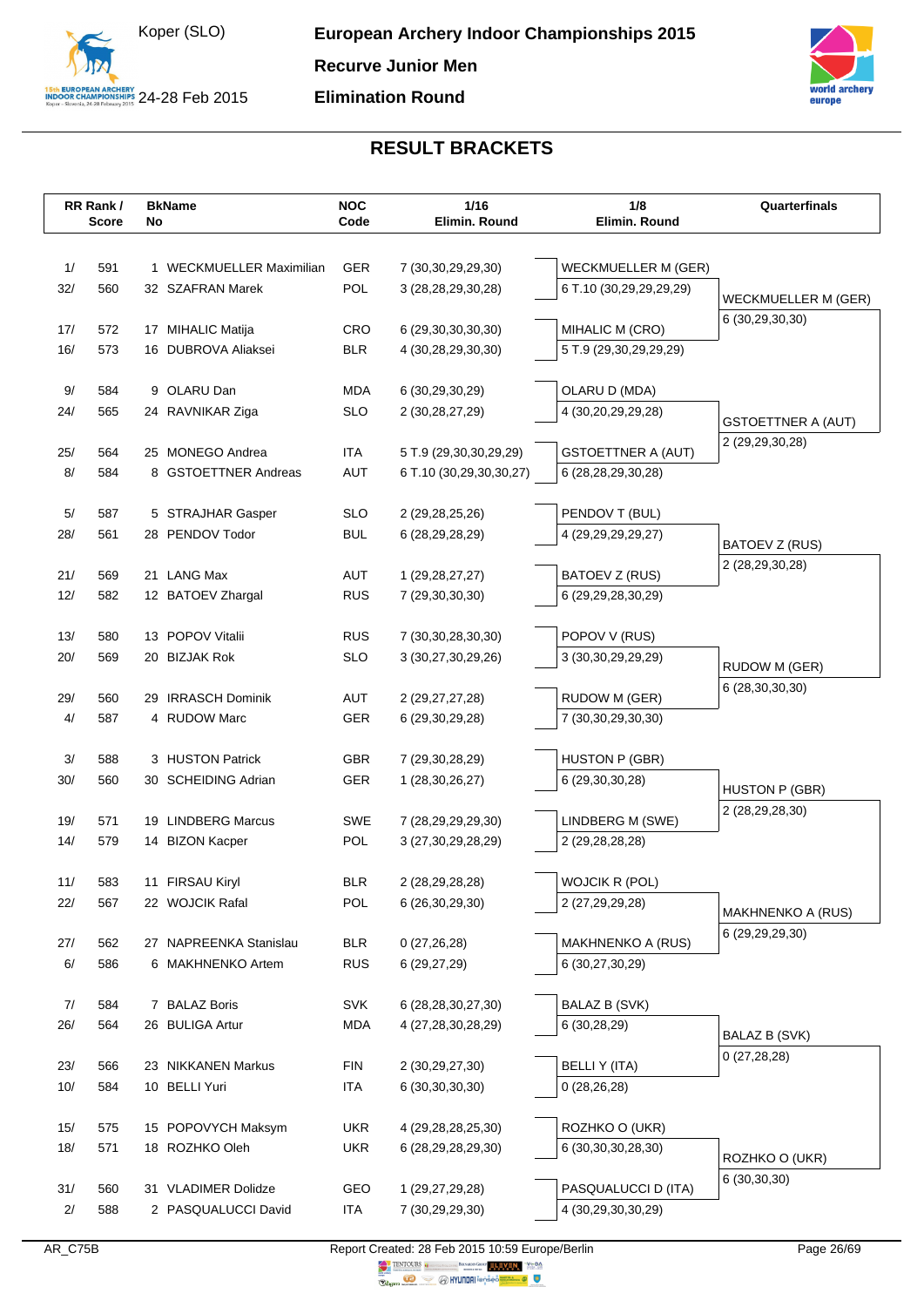# European Archery Indoor Championships 2015

Koper (SLO)

24-28 Feb 2015

**Recurve Junior Men**

**Elimination Round**

## RESULT BRACKETS

| RR Rank / Score | | BkName No | | NOC Code | 1/16 Elimin. Round | 1/8 Elimin. Round | Quarterfinals |
|---|---|---|---|---|---|---|---|
| 1/ | 591 | 1 | WECKMUELLER Maximilian | GER | 7 (30,30,29,29,30) | WECKMUELLER M (GER) | |
| 32/ | 560 | 32 | SZAFRAN Marek | POL | 3 (28,28,29,30,28) | 6 T.10 (30,29,29,29,29) | WECKMUELLER M (GER) |
| | | | | | | | 6 (30,29,30,30) |
| 17/ | 572 | 17 | MIHALIC Matija | CRO | 6 (29,30,30,30,30) | MIHALIC M (CRO) | |
| 16/ | 573 | 16 | DUBROVA Aliaksei | BLR | 4 (30,28,29,30,30) | 5 T.9 (29,30,29,29,29) | |
| 9/ | 584 | 9 | OLARU Dan | MDA | 6 (30,29,30,29) | OLARU D (MDA) | |
| 24/ | 565 | 24 | RAVNIKAR Ziga | SLO | 2 (30,28,27,29) | 4 (30,20,29,29,28) | GSTOETTNER A (AUT) |
| | | | | | | | 2 (29,29,30,28) |
| 25/ | 564 | 25 | MONEGO Andrea | ITA | 5 T.9 (29,30,30,29,29) | GSTOETTNER A (AUT) | |
| 8/ | 584 | 8 | GSTOETTNER Andreas | AUT | 6 T.10 (30,29,30,30,27) | 6 (28,28,29,30,28) | |
| 5/ | 587 | 5 | STRAJHAR Gasper | SLO | 2 (29,28,25,26) | PENDOV T (BUL) | |
| 28/ | 561 | 28 | PENDOV Todor | BUL | 6 (28,29,28,29) | 4 (29,29,29,29,27) | BATOEV Z (RUS) |
| | | | | | | | 2 (28,29,30,28) |
| 21/ | 569 | 21 | LANG Max | AUT | 1 (29,28,27,27) | BATOEV Z (RUS) | |
| 12/ | 582 | 12 | BATOEV Zhargal | RUS | 7 (29,30,30,30) | 6 (29,29,28,30,29) | |
| 13/ | 580 | 13 | POPOV Vitalii | RUS | 7 (30,30,28,30,30) | POPOV V (RUS) | |
| 20/ | 569 | 20 | BIZJAK Rok | SLO | 3 (30,27,30,29,26) | 3 (30,30,29,29,29) | RUDOW M (GER) |
| | | | | | | | 6 (28,30,30,30) |
| 29/ | 560 | 29 | IRRASCH Dominik | AUT | 2 (29,27,27,28) | RUDOW M (GER) | |
| 4/ | 587 | 4 | RUDOW Marc | GER | 6 (29,30,29,28) | 7 (30,30,29,30,30) | |
| 3/ | 588 | 3 | HUSTON Patrick | GBR | 7 (29,30,28,29) | HUSTON P (GBR) | |
| 30/ | 560 | 30 | SCHEIDING Adrian | GER | 1 (28,30,26,27) | 6 (29,30,30,28) | HUSTON P (GBR) |
| | | | | | | | 2 (28,29,28,30) |
| 19/ | 571 | 19 | LINDBERG Marcus | SWE | 7 (28,29,29,29,30) | LINDBERG M (SWE) | |
| 14/ | 579 | 14 | BIZON Kacper | POL | 3 (27,30,29,28,29) | 2 (29,28,28,28) | |
| 11/ | 583 | 11 | FIRSAU Kiryl | BLR | 2 (28,29,28,28) | WOJCIK R (POL) | |
| 22/ | 567 | 22 | WOJCIK Rafal | POL | 6 (26,30,29,30) | 2 (27,29,29,28) | MAKHNENKO A (RUS) |
| | | | | | | | 6 (29,29,29,30) |
| 27/ | 562 | 27 | NAPREENKA Stanislau | BLR | 0 (27,26,28) | MAKHNENKO A (RUS) | |
| 6/ | 586 | 6 | MAKHNENKO Artem | RUS | 6 (29,27,29) | 6 (30,27,30,29) | |
| 7/ | 584 | 7 | BALAZ Boris | SVK | 6 (28,28,30,27,30) | BALAZ B (SVK) | |
| 26/ | 564 | 26 | BULIGA Artur | MDA | 4 (27,28,30,28,29) | 6 (30,28,29) | BALAZ B (SVK) |
| | | | | | | | 0 (27,28,28) |
| 23/ | 566 | 23 | NIKKANEN Markus | FIN | 2 (30,29,27,30) | BELLI Y (ITA) | |
| 10/ | 584 | 10 | BELLI Yuri | ITA | 6 (30,30,30,30) | 0 (28,26,28) | |
| 15/ | 575 | 15 | POPOVYCH Maksym | UKR | 4 (29,28,28,25,30) | ROZHKO O (UKR) | |
| 18/ | 571 | 18 | ROZHKO Oleh | UKR | 6 (28,29,28,29,30) | 6 (30,30,30,28,30) | ROZHKO O (UKR) |
| | | | | | | | 6 (30,30,30) |
| 31/ | 560 | 31 | VLADIMER Dolidze | GEO | 1 (29,27,29,28) | PASQUALUCCI D (ITA) | |
| 2/ | 588 | 2 | PASQUALUCCI David | ITA | 7 (30,29,29,30) | 4 (30,29,30,30,29) | |

AR_C75B

Report Created: 28 Feb 2015 10:59 Europe/Berlin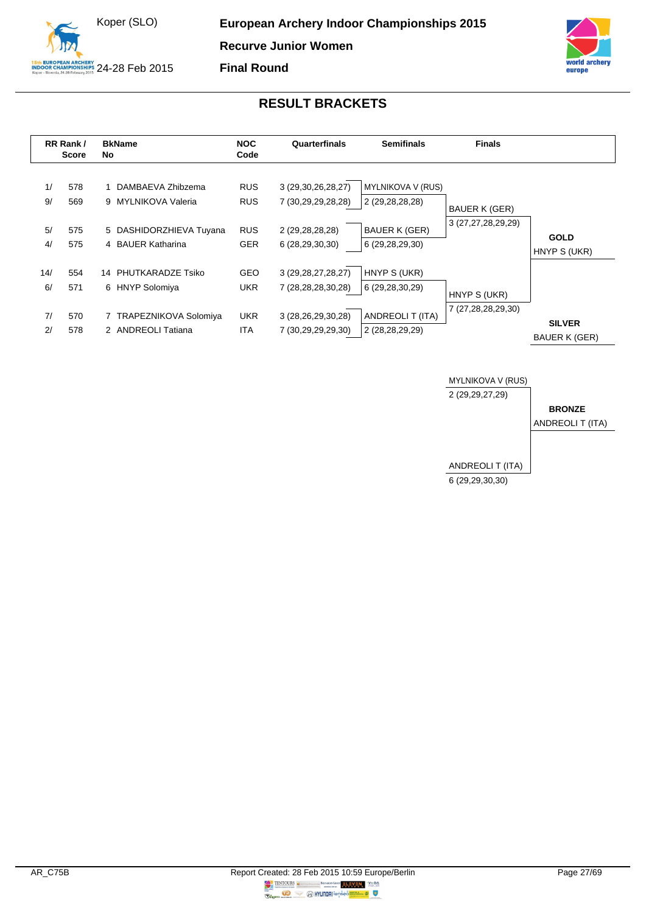# European Archery Indoor Championships 2015

Koper (SLO)

24-28 Feb 2015

**Recurve Junior Women**

**Final Round**

## RESULT BRACKETS

| RR Rank / | Score | BkNo | Name | NOC Code | Quarterfinals | Semifinals | Finals | |
|---|---|---|---|---|---|---|---|---|
| 1/ | 578 | 1 | DAMBAEVA Zhibzema | RUS | 3 (29,30,26,28,27) | MYLNIKOVA V (RUS) | | |
| 9/ | 569 | 9 | MYLNIKOVA Valeria | RUS | 7 (30,29,29,28,28) | 2 (29,28,28,28) | BAUER K (GER) | |
| | | | | | | | 3 (27,27,28,29,29) | |
| 5/ | 575 | 5 | DASHIDORZHIEVA Tuyana | RUS | 2 (29,28,28,28) | BAUER K (GER) | | **GOLD** |
| 4/ | 575 | 4 | BAUER Katharina | GER | 6 (28,29,30,30) | 6 (29,28,29,30) | | HNYP S (UKR) |
| 14/ | 554 | 14 | PHUTKARADZE Tsiko | GEO | 3 (29,28,27,28,27) | HNYP S (UKR) | | |
| 6/ | 571 | 6 | HNYP Solomiya | UKR | 7 (28,28,28,30,28) | 6 (29,28,30,29) | HNYP S (UKR) | |
| | | | | | | | 7 (27,28,28,29,30) | |
| 7/ | 570 | 7 | TRAPEZNIKOVA Solomiya | UKR | 3 (28,26,29,30,28) | ANDREOLI T (ITA) | | **SILVER** |
| 2/ | 578 | 2 | ANDREOLI Tatiana | ITA | 7 (30,29,29,29,30) | 2 (28,28,29,29) | | BAUER K (GER) |

**Bronze Match**

| Finals | |
|---|---|
| MYLNIKOVA V (RUS) | |
| 2 (29,29,27,29) | **BRONZE** |
| | ANDREOLI T (ITA) |
| ANDREOLI T (ITA) | |
| 6 (29,29,30,30) | |

AR_C75B

Report Created: 28 Feb 2015 10:59 Europe/Berlin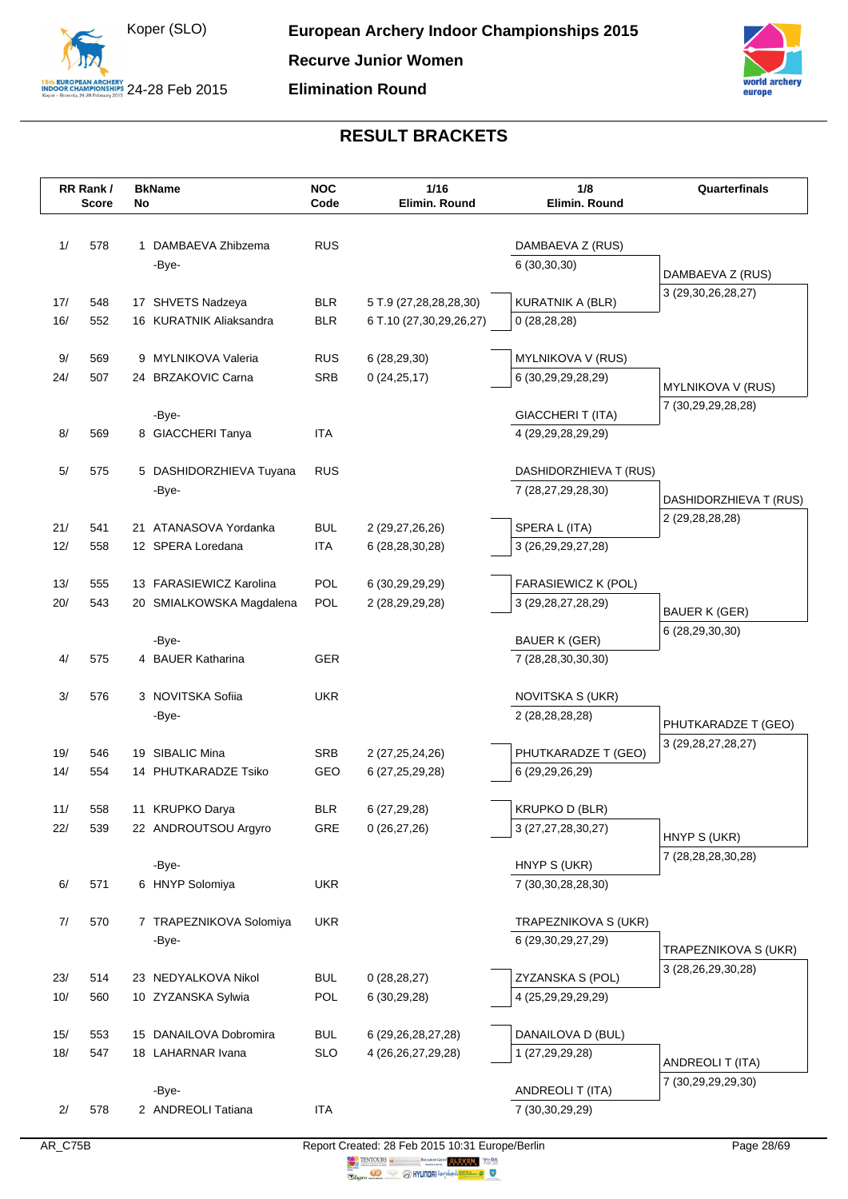# European Archery Indoor Championships 2015

## Recurve Junior Women

## Elimination Round

Koper (SLO) 24-28 Feb 2015

## RESULT BRACKETS

| RR Rank / Score | | BkName No | | NOC Code | 1/16 Elimin. Round | 1/8 Elimin. Round | Quarterfinals |
|---|---|---|---|---|---|---|---|
| 1/ | 578 | 1 | DAMBAEVA Zhibzema | RUS | | DAMBAEVA Z (RUS) | |
| | | | -Bye- | | | 6 (30,30,30) | DAMBAEVA Z (RUS) |
| | | | | | | | 3 (29,30,26,28,27) |
| 17/ | 548 | 17 | SHVETS Nadzeya | BLR | 5 T.9 (27,28,28,28,30) | KURATNIK A (BLR) | |
| 16/ | 552 | 16 | KURATNIK Aliaksandra | BLR | 6 T.10 (27,30,29,26,27) | 0 (28,28,28) | |
| 9/ | 569 | 9 | MYLNIKOVA Valeria | RUS | 6 (28,29,30) | MYLNIKOVA V (RUS) | |
| 24/ | 507 | 24 | BRZAKOVIC Carna | SRB | 0 (24,25,17) | 6 (30,29,29,28,29) | MYLNIKOVA V (RUS) |
| | | | | | | | 7 (30,29,29,28,28) |
| | | | -Bye- | | | GIACCHERI T (ITA) | |
| 8/ | 569 | 8 | GIACCHERI Tanya | ITA | | 4 (29,29,28,29,29) | |
| 5/ | 575 | 5 | DASHIDORZHIEVA Tuyana | RUS | | DASHIDORZHIEVA T (RUS) | |
| | | | -Bye- | | | 7 (28,27,29,28,30) | DASHIDORZHIEVA T (RUS) |
| | | | | | | | 2 (29,28,28,28) |
| 21/ | 541 | 21 | ATANASOVA Yordanka | BUL | 2 (29,27,26,26) | SPERA L (ITA) | |
| 12/ | 558 | 12 | SPERA Loredana | ITA | 6 (28,28,30,28) | 3 (26,29,29,27,28) | |
| 13/ | 555 | 13 | FARASIEWICZ Karolina | POL | 6 (30,29,29,29) | FARASIEWICZ K (POL) | |
| 20/ | 543 | 20 | SMIALKOWSKA Magdalena | POL | 2 (28,29,29,28) | 3 (29,28,27,28,29) | BAUER K (GER) |
| | | | | | | | 6 (28,29,30,30) |
| | | | -Bye- | | | BAUER K (GER) | |
| 4/ | 575 | 4 | BAUER Katharina | GER | | 7 (28,28,30,30,30) | |
| 3/ | 576 | 3 | NOVITSKA Sofiia | UKR | | NOVITSKA S (UKR) | |
| | | | -Bye- | | | 2 (28,28,28,28) | PHUTKARADZE T (GEO) |
| | | | | | | | 3 (29,28,27,28,27) |
| 19/ | 546 | 19 | SIBALIC Mina | SRB | 2 (27,25,24,26) | PHUTKARADZE T (GEO) | |
| 14/ | 554 | 14 | PHUTKARADZE Tsiko | GEO | 6 (27,25,29,28) | 6 (29,29,26,29) | |
| 11/ | 558 | 11 | KRUPKO Darya | BLR | 6 (27,29,28) | KRUPKO D (BLR) | |
| 22/ | 539 | 22 | ANDROUTSOU Argyro | GRE | 0 (26,27,26) | 3 (27,27,28,30,27) | HNYP S (UKR) |
| | | | | | | | 7 (28,28,28,30,28) |
| | | | -Bye- | | | HNYP S (UKR) | |
| 6/ | 571 | 6 | HNYP Solomiya | UKR | | 7 (30,30,28,28,30) | |
| 7/ | 570 | 7 | TRAPEZNIKOVA Solomiya | UKR | | TRAPEZNIKOVA S (UKR) | |
| | | | -Bye- | | | 6 (29,30,29,27,29) | TRAPEZNIKOVA S (UKR) |
| | | | | | | | 3 (28,26,29,30,28) |
| 23/ | 514 | 23 | NEDYALKOVA Nikol | BUL | 0 (28,28,27) | ZYZANSKA S (POL) | |
| 10/ | 560 | 10 | ZYZANSKA Sylwia | POL | 6 (30,29,28) | 4 (25,29,29,29,29) | |
| 15/ | 553 | 15 | DANAILOVA Dobromira | BUL | 6 (29,26,28,27,28) | DANAILOVA D (BUL) | |
| 18/ | 547 | 18 | LAHARNAR Ivana | SLO | 4 (26,26,27,29,28) | 1 (27,29,29,28) | ANDREOLI T (ITA) |
| | | | | | | | 7 (30,29,29,29,30) |
| | | | -Bye- | | | ANDREOLI T (ITA) | |
| 2/ | 578 | 2 | ANDREOLI Tatiana | ITA | | 7 (30,30,29,29) | |

AR_C75B Report Created: 28 Feb 2015 10:31 Europe/Berlin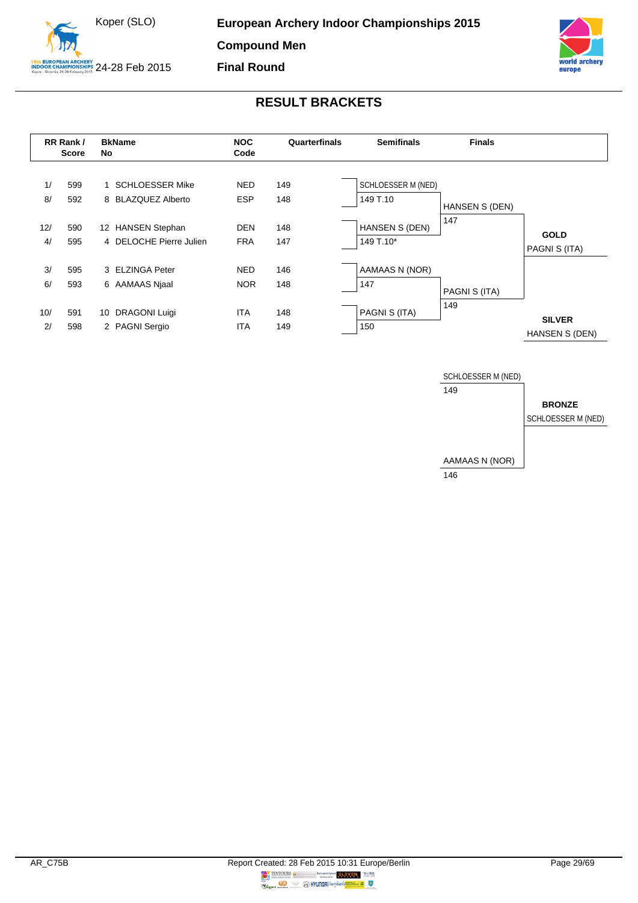# European Archery Indoor Championships 2015

**Compound Men**

**Final Round**

Koper (SLO)

24-28 Feb 2015

## RESULT BRACKETS

| RR Rank / | Score | BkName No | NOC Code | Quarterfinals | Semifinals | Finals | |
|---|---|---|---|---|---|---|---|
| 1/ | 599 | 1 SCHLOESSER Mike | NED | 149 | SCHLOESSER M (NED) | | |
| 8/ | 592 | 8 BLAZQUEZ Alberto | ESP | 148 | 149 T.10 | HANSEN S (DEN) | |
| | | | | | | 147 | **GOLD** |
| 12/ | 590 | 12 HANSEN Stephan | DEN | 148 | HANSEN S (DEN) | | PAGNI S (ITA) |
| 4/ | 595 | 4 DELOCHE Pierre Julien | FRA | 147 | 149 T.10* | | |
| 3/ | 595 | 3 ELZINGA Peter | NED | 146 | AAMAAS N (NOR) | | |
| 6/ | 593 | 6 AAMAAS Njaal | NOR | 148 | 147 | PAGNI S (ITA) | |
| | | | | | | 149 | **SILVER** |
| 10/ | 591 | 10 DRAGONI Luigi | ITA | 148 | PAGNI S (ITA) | | HANSEN S (DEN) |
| 2/ | 598 | 2 PAGNI Sergio | ITA | 149 | 150 | | |

**Bronze Match**

| Finals | |
|---|---|
| SCHLOESSER M (NED) | |
| 149 | **BRONZE** |
| | SCHLOESSER M (NED) |
| AAMAAS N (NOR) | |
| 146 | |

AR_C75B

Report Created: 28 Feb 2015 10:31 Europe/Berlin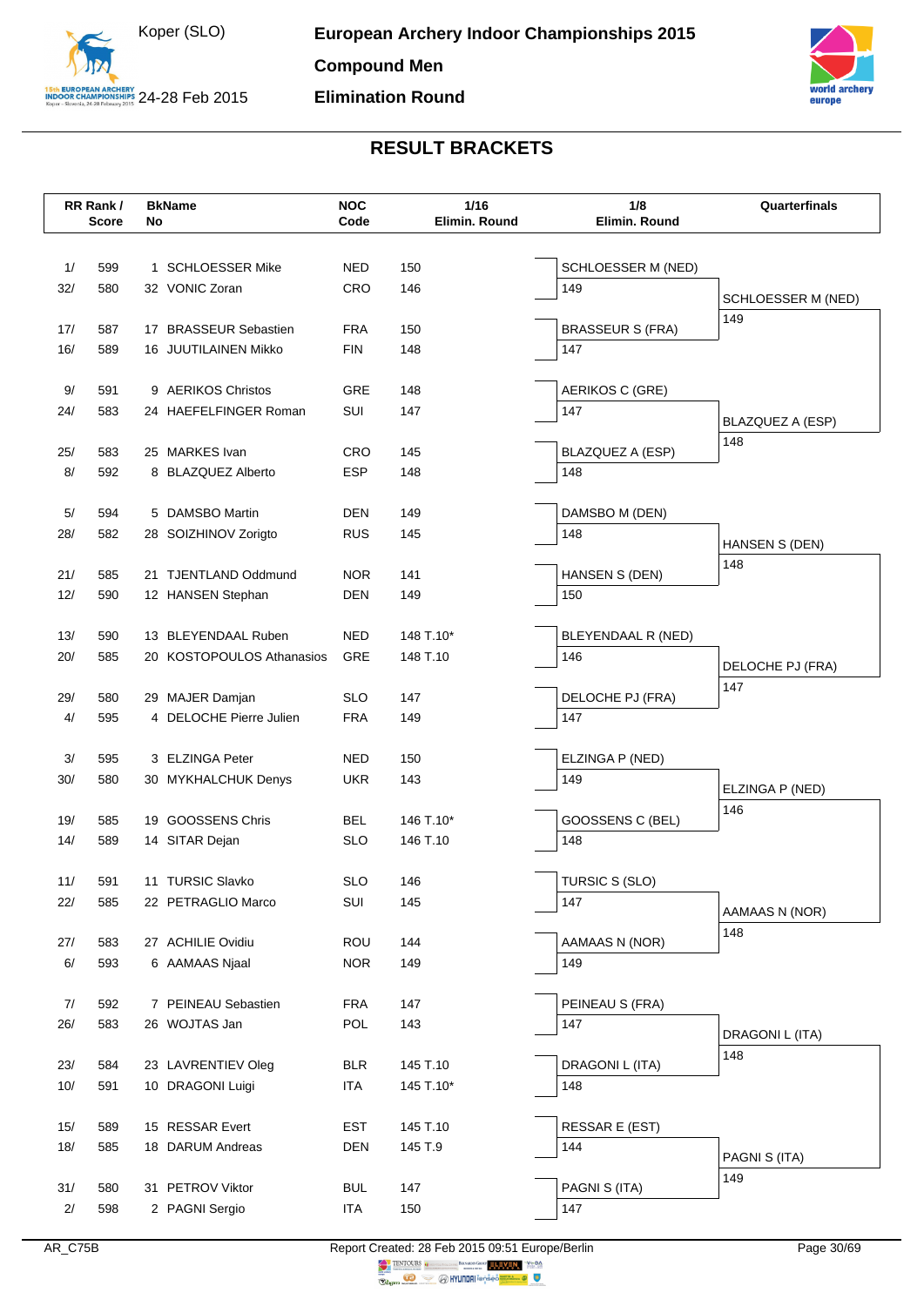# European Archery Indoor Championships 2015

## Compound Men

## Elimination Round

Koper (SLO) 24-28 Feb 2015

### RESULT BRACKETS

| RR Rank / Score | BkNo | Name | NOC Code | 1/16 Elimin. Round | 1/8 Elimin. Round | Quarterfinals |
|---|---|---|---|---|---|---|
| 1/ 599 | 1 | SCHLOESSER Mike | NED | 150 | SCHLOESSER M (NED) 149 | SCHLOESSER M (NED) 149 |
| 32/ 580 | 32 | VONIC Zoran | CRO | 146 | | |
| 17/ 587 | 17 | BRASSEUR Sebastien | FRA | 150 | BRASSEUR S (FRA) 147 | |
| 16/ 589 | 16 | JUUTILAINEN Mikko | FIN | 148 | | |
| 9/ 591 | 9 | AERIKOS Christos | GRE | 148 | AERIKOS C (GRE) 147 | BLAZQUEZ A (ESP) 148 |
| 24/ 583 | 24 | HAEFELFINGER Roman | SUI | 147 | | |
| 25/ 583 | 25 | MARKES Ivan | CRO | 145 | BLAZQUEZ A (ESP) 148 | |
| 8/ 592 | 8 | BLAZQUEZ Alberto | ESP | 148 | | |
| 5/ 594 | 5 | DAMSBO Martin | DEN | 149 | DAMSBO M (DEN) 148 | HANSEN S (DEN) 148 |
| 28/ 582 | 28 | SOIZHINOV Zorigto | RUS | 145 | | |
| 21/ 585 | 21 | TJENTLAND Oddmund | NOR | 141 | HANSEN S (DEN) 150 | |
| 12/ 590 | 12 | HANSEN Stephan | DEN | 149 | | |
| 13/ 590 | 13 | BLEYENDAAL Ruben | NED | 148 T.10* | BLEYENDAAL R (NED) 146 | DELOCHE PJ (FRA) 147 |
| 20/ 585 | 20 | KOSTOPOULOS Athanasios | GRE | 148 T.10 | | |
| 29/ 580 | 29 | MAJER Damjan | SLO | 147 | DELOCHE PJ (FRA) 147 | |
| 4/ 595 | 4 | DELOCHE Pierre Julien | FRA | 149 | | |
| 3/ 595 | 3 | ELZINGA Peter | NED | 150 | ELZINGA P (NED) 149 | ELZINGA P (NED) 146 |
| 30/ 580 | 30 | MYKHALCHUK Denys | UKR | 143 | | |
| 19/ 585 | 19 | GOOSSENS Chris | BEL | 146 T.10* | GOOSSENS C (BEL) 148 | |
| 14/ 589 | 14 | SITAR Dejan | SLO | 146 T.10 | | |
| 11/ 591 | 11 | TURSIC Slavko | SLO | 146 | TURSIC S (SLO) 147 | AAMAAS N (NOR) 148 |
| 22/ 585 | 22 | PETRAGLIO Marco | SUI | 145 | | |
| 27/ 583 | 27 | ACHILIE Ovidiu | ROU | 144 | AAMAAS N (NOR) 149 | |
| 6/ 593 | 6 | AAMAAS Njaal | NOR | 149 | | |
| 7/ 592 | 7 | PEINEAU Sebastien | FRA | 147 | PEINEAU S (FRA) 147 | DRAGONI L (ITA) 148 |
| 26/ 583 | 26 | WOJTAS Jan | POL | 143 | | |
| 23/ 584 | 23 | LAVRENTIEV Oleg | BLR | 145 T.10 | DRAGONI L (ITA) 148 | |
| 10/ 591 | 10 | DRAGONI Luigi | ITA | 145 T.10* | | |
| 15/ 589 | 15 | RESSAR Evert | EST | 145 T.10 | RESSAR E (EST) 144 | PAGNI S (ITA) 149 |
| 18/ 585 | 18 | DARUM Andreas | DEN | 145 T.9 | | |
| 31/ 580 | 31 | PETROV Viktor | BUL | 147 | PAGNI S (ITA) 147 | |
| 2/ 598 | 2 | PAGNI Sergio | ITA | 150 | | |

AR_C75B

Report Created: 28 Feb 2015 09:51 Europe/Berlin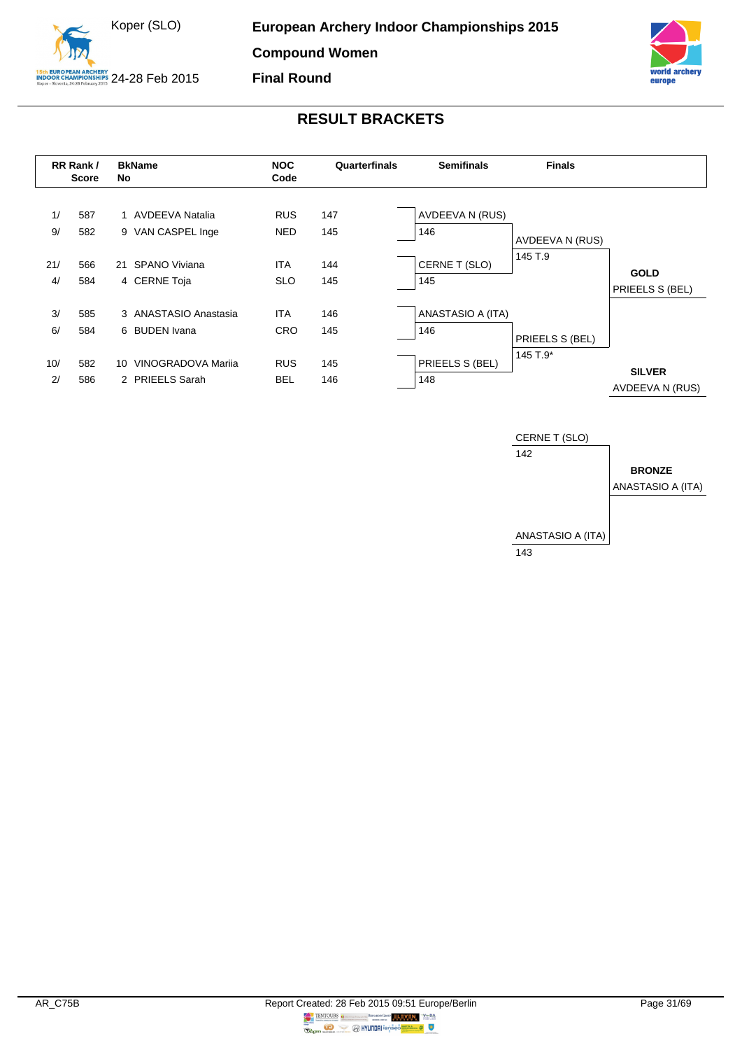# European Archery Indoor Championships 2015

**Compound Women**

**Final Round**

Koper (SLO)

24-28 Feb 2015

## RESULT BRACKETS

| RR Rank / Score | | BkNo | Name | NOC Code | Quarterfinals | Semifinals | Finals | |
|---|---|---|---|---|---|---|---|---|
| 1/ | 587 | 1 | AVDEEVA Natalia | RUS | 147 | AVDEEVA N (RUS) | | |
| 9/ | 582 | 9 | VAN CASPEL Inge | NED | 145 | 146 | AVDEEVA N (RUS) | |
| | | | | | | | 145 T.9 | |
| 21/ | 566 | 21 | SPANO Viviana | ITA | 144 | CERNE T (SLO) | | **GOLD** |
| 4/ | 584 | 4 | CERNE Toja | SLO | 145 | 145 | | PRIEELS S (BEL) |
| 3/ | 585 | 3 | ANASTASIO Anastasia | ITA | 146 | ANASTASIO A (ITA) | | |
| 6/ | 584 | 6 | BUDEN Ivana | CRO | 145 | 146 | PRIEELS S (BEL) | |
| | | | | | | | 145 T.9* | |
| 10/ | 582 | 10 | VINOGRADOVA Mariia | RUS | 145 | PRIEELS S (BEL) | | **SILVER** |
| 2/ | 586 | 2 | PRIEELS Sarah | BEL | 146 | 148 | | AVDEEVA N (RUS) |

### Bronze Match

| Athlete | Score | |
|---|---|---|
| CERNE T (SLO) | 142 | **BRONZE** |
| ANASTASIO A (ITA) | 143 | ANASTASIO A (ITA) |

AR_C75B

Report Created: 28 Feb 2015 09:51 Europe/Berlin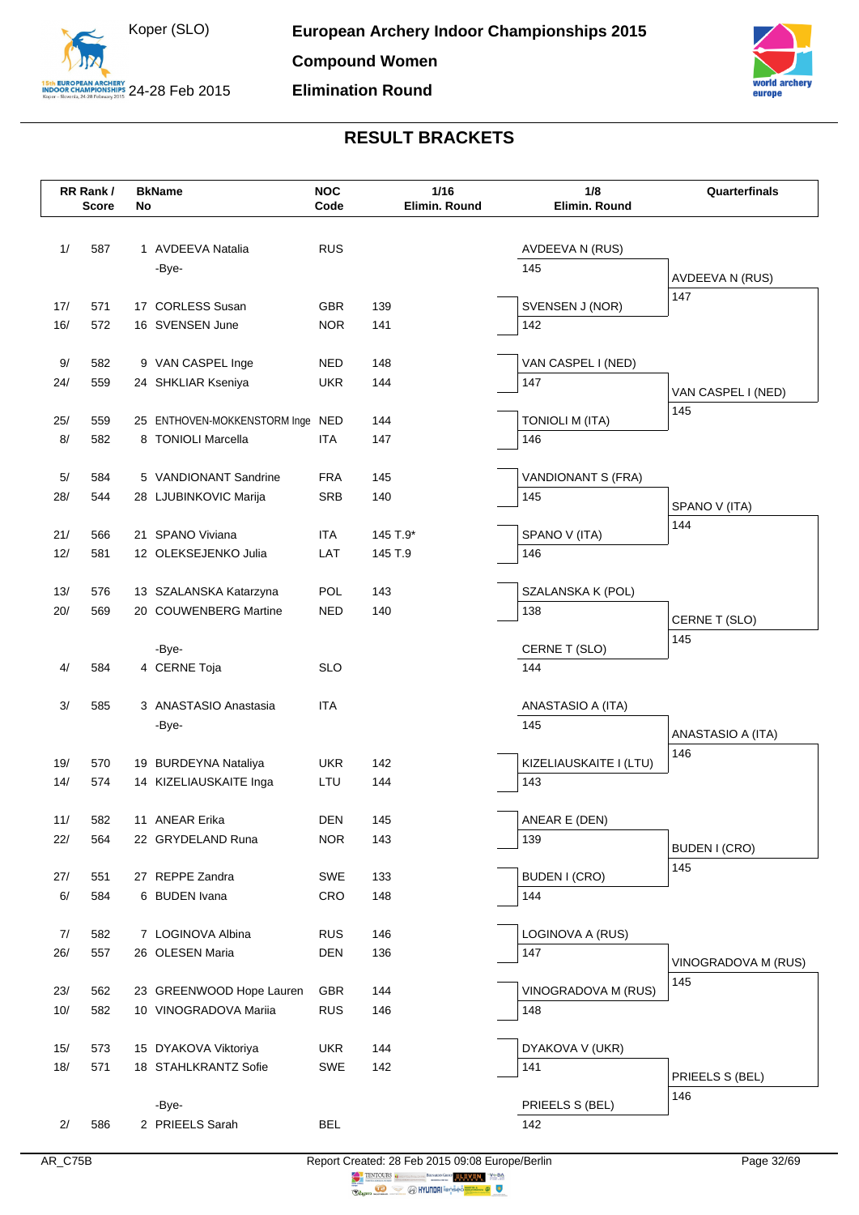# European Archery Indoor Championships 2015

## Compound Women

## Elimination Round

Koper (SLO) 24-28 Feb 2015

## RESULT BRACKETS

| RR Rank / | Score | BkNo | Name | NOC Code | 1/16 Elimin. Round | 1/8 Elimin. Round | Quarterfinals |
|---|---|---|---|---|---|---|---|
| 1/ | 587 | 1 | AVDEEVA Natalia | RUS | | AVDEEVA N (RUS) | |
| | | | -Bye- | | | 145 | AVDEEVA N (RUS) |
| 17/ | 571 | 17 | CORLESS Susan | GBR | 139 | SVENSEN J (NOR) | 147 |
| 16/ | 572 | 16 | SVENSEN June | NOR | 141 | 142 | |
| 9/ | 582 | 9 | VAN CASPEL Inge | NED | 148 | VAN CASPEL I (NED) | |
| 24/ | 559 | 24 | SHKLIAR Kseniya | UKR | 144 | 147 | VAN CASPEL I (NED) |
| 25/ | 559 | 25 | ENTHOVEN-MOKKENSTORM Inge | NED | 144 | TONIOLI M (ITA) | 145 |
| 8/ | 582 | 8 | TONIOLI Marcella | ITA | 147 | 146 | |
| 5/ | 584 | 5 | VANDIONANT Sandrine | FRA | 145 | VANDIONANT S (FRA) | |
| 28/ | 544 | 28 | LJUBINKOVIC Marija | SRB | 140 | 145 | SPANO V (ITA) |
| 21/ | 566 | 21 | SPANO Viviana | ITA | 145 T.9* | SPANO V (ITA) | 144 |
| 12/ | 581 | 12 | OLEKSEJENKO Julia | LAT | 145 T.9 | 146 | |
| 13/ | 576 | 13 | SZALANSKA Katarzyna | POL | 143 | SZALANSKA K (POL) | |
| 20/ | 569 | 20 | COUWENBERG Martine | NED | 140 | 138 | CERNE T (SLO) |
| | | | -Bye- | | | CERNE T (SLO) | 145 |
| 4/ | 584 | 4 | CERNE Toja | SLO | | 144 | |
| 3/ | 585 | 3 | ANASTASIO Anastasia | ITA | | ANASTASIO A (ITA) | |
| | | | -Bye- | | | 145 | ANASTASIO A (ITA) |
| 19/ | 570 | 19 | BURDEYNA Nataliya | UKR | 142 | KIZELIAUSKAITE I (LTU) | 146 |
| 14/ | 574 | 14 | KIZELIAUSKAITE Inga | LTU | 144 | 143 | |
| 11/ | 582 | 11 | ANEAR Erika | DEN | 145 | ANEAR E (DEN) | |
| 22/ | 564 | 22 | GRYDELAND Runa | NOR | 143 | 139 | BUDEN I (CRO) |
| 27/ | 551 | 27 | REPPE Zandra | SWE | 133 | BUDEN I (CRO) | 145 |
| 6/ | 584 | 6 | BUDEN Ivana | CRO | 148 | 144 | |
| 7/ | 582 | 7 | LOGINOVA Albina | RUS | 146 | LOGINOVA A (RUS) | |
| 26/ | 557 | 26 | OLESEN Maria | DEN | 136 | 147 | VINOGRADOVA M (RUS) |
| 23/ | 562 | 23 | GREENWOOD Hope Lauren | GBR | 144 | VINOGRADOVA M (RUS) | 145 |
| 10/ | 582 | 10 | VINOGRADOVA Mariia | RUS | 146 | 148 | |
| 15/ | 573 | 15 | DYAKOVA Viktoriya | UKR | 144 | DYAKOVA V (UKR) | |
| 18/ | 571 | 18 | STAHLKRANTZ Sofie | SWE | 142 | 141 | PRIEELS S (BEL) |
| | | | -Bye- | | | PRIEELS S (BEL) | 146 |
| 2/ | 586 | 2 | PRIEELS Sarah | BEL | | 142 | |

AR_C75B — Report Created: 28 Feb 2015 09:08 Europe/Berlin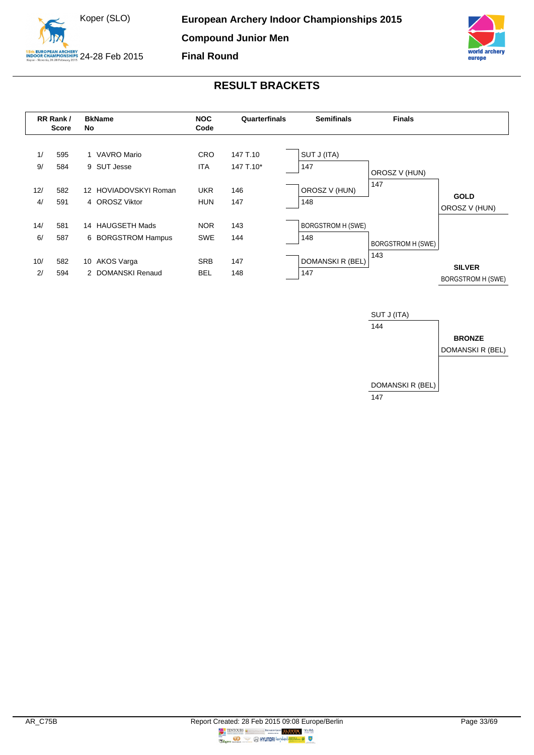# European Archery Indoor Championships 2015

## Compound Junior Men

## Final Round

Koper (SLO)

24-28 Feb 2015

## RESULT BRACKETS

| RR Rank / | Score | BkNo | Name | NOC Code | Quarterfinals | Semifinals | Finals | |
|---|---|---|---|---|---|---|---|---|
| 1/ | 595 | 1 | VAVRO Mario | CRO | 147 T.10 | SUT J (ITA) | | |
| 9/ | 584 | 9 | SUT Jesse | ITA | 147 T.10* | 147 | OROSZ V (HUN) | |
| 12/ | 582 | 12 | HOVIADOVSKYI Roman | UKR | 146 | OROSZ V (HUN) | 147 | **GOLD** |
| 4/ | 591 | 4 | OROSZ Viktor | HUN | 147 | 148 | | OROSZ V (HUN) |
| 14/ | 581 | 14 | HAUGSETH Mads | NOR | 143 | BORGSTROM H (SWE) | | |
| 6/ | 587 | 6 | BORGSTROM Hampus | SWE | 144 | 148 | BORGSTROM H (SWE) | |
| 10/ | 582 | 10 | AKOS Varga | SRB | 147 | DOMANSKI R (BEL) | 143 | **SILVER** |
| 2/ | 594 | 2 | DOMANSKI Renaud | BEL | 148 | 147 | | BORGSTROM H (SWE) |

**Bronze Match**

| Finals | |
|---|---|
| SUT J (ITA) 144 | **BRONZE** |
| DOMANSKI R (BEL) 147 | DOMANSKI R (BEL) |

AR_C75B

Report Created: 28 Feb 2015 09:08 Europe/Berlin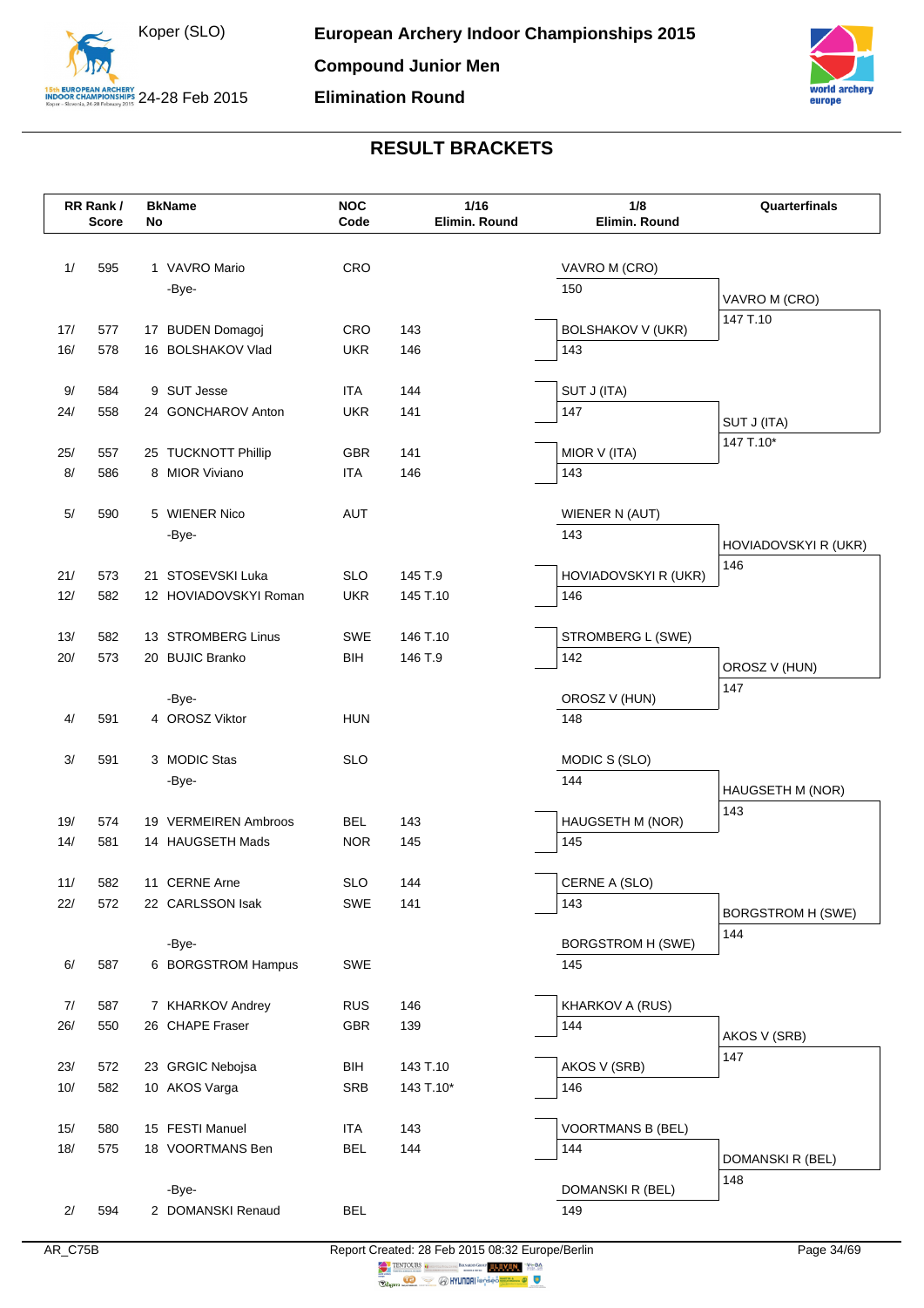# European Archery Indoor Championships 2015

Koper (SLO)
24-28 Feb 2015

## Compound Junior Men

## Elimination Round

## RESULT BRACKETS

| RR Rank / Score | | BkName No | | NOC Code | 1/16 Elimin. Round | 1/8 Elimin. Round | Quarterfinals |
|---|---|---|---|---|---|---|---|
| 1/ | 595 | 1 | VAVRO Mario | CRO | | VAVRO M (CRO) 150 | VAVRO M (CRO) 147 T.10 |
| | | | -Bye- | | | | |
| 17/ | 577 | 17 | BUDEN Domagoj | CRO | 143 | | |
| 16/ | 578 | 16 | BOLSHAKOV Vlad | UKR | 146 | BOLSHAKOV V (UKR) 143 | |
| 9/ | 584 | 9 | SUT Jesse | ITA | 144 | SUT J (ITA) 147 | SUT J (ITA) 147 T.10* |
| 24/ | 558 | 24 | GONCHAROV Anton | UKR | 141 | | |
| 25/ | 557 | 25 | TUCKNOTT Phillip | GBR | 141 | | |
| 8/ | 586 | 8 | MIOR Viviano | ITA | 146 | MIOR V (ITA) 143 | |
| 5/ | 590 | 5 | WIENER Nico | AUT | | WIENER N (AUT) 143 | HOVIADOVSKYI R (UKR) 146 |
| | | | -Bye- | | | | |
| 21/ | 573 | 21 | STOSEVSKI Luka | SLO | 145 T.9 | | |
| 12/ | 582 | 12 | HOVIADOVSKYI Roman | UKR | 145 T.10 | HOVIADOVSKYI R (UKR) 146 | |
| 13/ | 582 | 13 | STROMBERG Linus | SWE | 146 T.10 | STROMBERG L (SWE) 142 | OROSZ V (HUN) 147 |
| 20/ | 573 | 20 | BUJIC Branko | BIH | 146 T.9 | | |
| | | | -Bye- | | | | |
| 4/ | 591 | 4 | OROSZ Viktor | HUN | | OROSZ V (HUN) 148 | |
| 3/ | 591 | 3 | MODIC Stas | SLO | | MODIC S (SLO) 144 | HAUGSETH M (NOR) 143 |
| | | | -Bye- | | | | |
| 19/ | 574 | 19 | VERMEIREN Ambroos | BEL | 143 | | |
| 14/ | 581 | 14 | HAUGSETH Mads | NOR | 145 | HAUGSETH M (NOR) 145 | |
| 11/ | 582 | 11 | CERNE Arne | SLO | 144 | CERNE A (SLO) 143 | BORGSTROM H (SWE) 144 |
| 22/ | 572 | 22 | CARLSSON Isak | SWE | 141 | | |
| | | | -Bye- | | | | |
| 6/ | 587 | 6 | BORGSTROM Hampus | SWE | | BORGSTROM H (SWE) 145 | |
| 7/ | 587 | 7 | KHARKOV Andrey | RUS | 146 | KHARKOV A (RUS) 144 | AKOS V (SRB) 147 |
| 26/ | 550 | 26 | CHAPE Fraser | GBR | 139 | | |
| 23/ | 572 | 23 | GRGIC Nebojsa | BIH | 143 T.10 | | |
| 10/ | 582 | 10 | AKOS Varga | SRB | 143 T.10* | AKOS V (SRB) 146 | |
| 15/ | 580 | 15 | FESTI Manuel | ITA | 143 | | |
| 18/ | 575 | 18 | VOORTMANS Ben | BEL | 144 | VOORTMANS B (BEL) 144 | DOMANSKI R (BEL) 148 |
| | | | -Bye- | | | | |
| 2/ | 594 | 2 | DOMANSKI Renaud | BEL | | DOMANSKI R (BEL) 149 | |

AR_C75B — Report Created: 28 Feb 2015 08:32 Europe/Berlin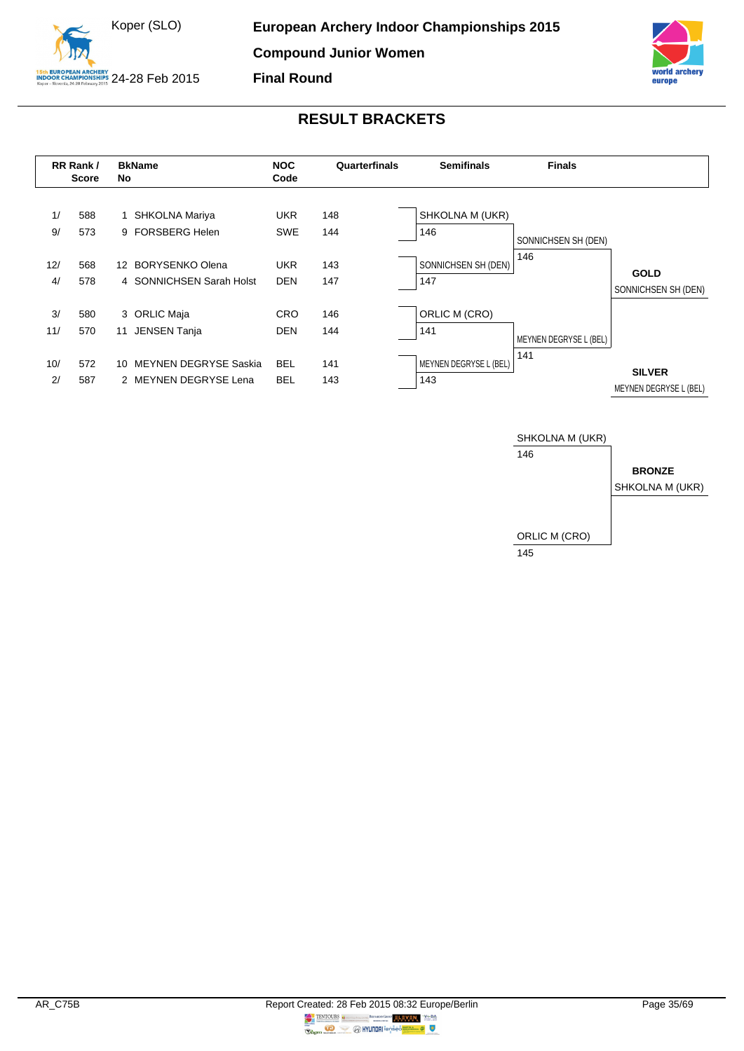# European Archery Indoor Championships 2015

## Compound Junior Women

## Final Round

Koper (SLO) 24-28 Feb 2015

## RESULT BRACKETS

| RR Rank / Score | | BkNo | Name | NOC Code | Quarterfinals |
|---|---|---|---|---|---|
| 1/ | 588 | 1 | SHKOLNA Mariya | UKR | 148 |
| 9/ | 573 | 9 | FORSBERG Helen | SWE | 144 |
| 12/ | 568 | 12 | BORYSENKO Olena | UKR | 143 |
| 4/ | 578 | 4 | SONNICHSEN Sarah Holst | DEN | 147 |
| 3/ | 580 | 3 | ORLIC Maja | CRO | 146 |
| 11/ | 570 | 11 | JENSEN Tanja | DEN | 144 |
| 10/ | 572 | 10 | MEYNEN DEGRYSE Saskia | BEL | 141 |
| 2/ | 587 | 2 | MEYNEN DEGRYSE Lena | BEL | 143 |

### Semifinals

| Athlete | Score |
|---|---|
| SHKOLNA M (UKR) | 146 |
| SONNICHSEN SH (DEN) | 147 |
| ORLIC M (CRO) | 141 |
| MEYNEN DEGRYSE L (BEL) | 143 |

### Finals

| Athlete | Score |
|---|---|
| SONNICHSEN SH (DEN) | 146 |
| MEYNEN DEGRYSE L (BEL) | 141 |

**GOLD**
SONNICHSEN SH (DEN)

**SILVER**
MEYNEN DEGRYSE L (BEL)

### Bronze Match

| Athlete | Score |
|---|---|
| SHKOLNA M (UKR) | 146 |
| ORLIC M (CRO) | 145 |

**BRONZE**
SHKOLNA M (UKR)

AR_C75B — Report Created: 28 Feb 2015 08:32 Europe/Berlin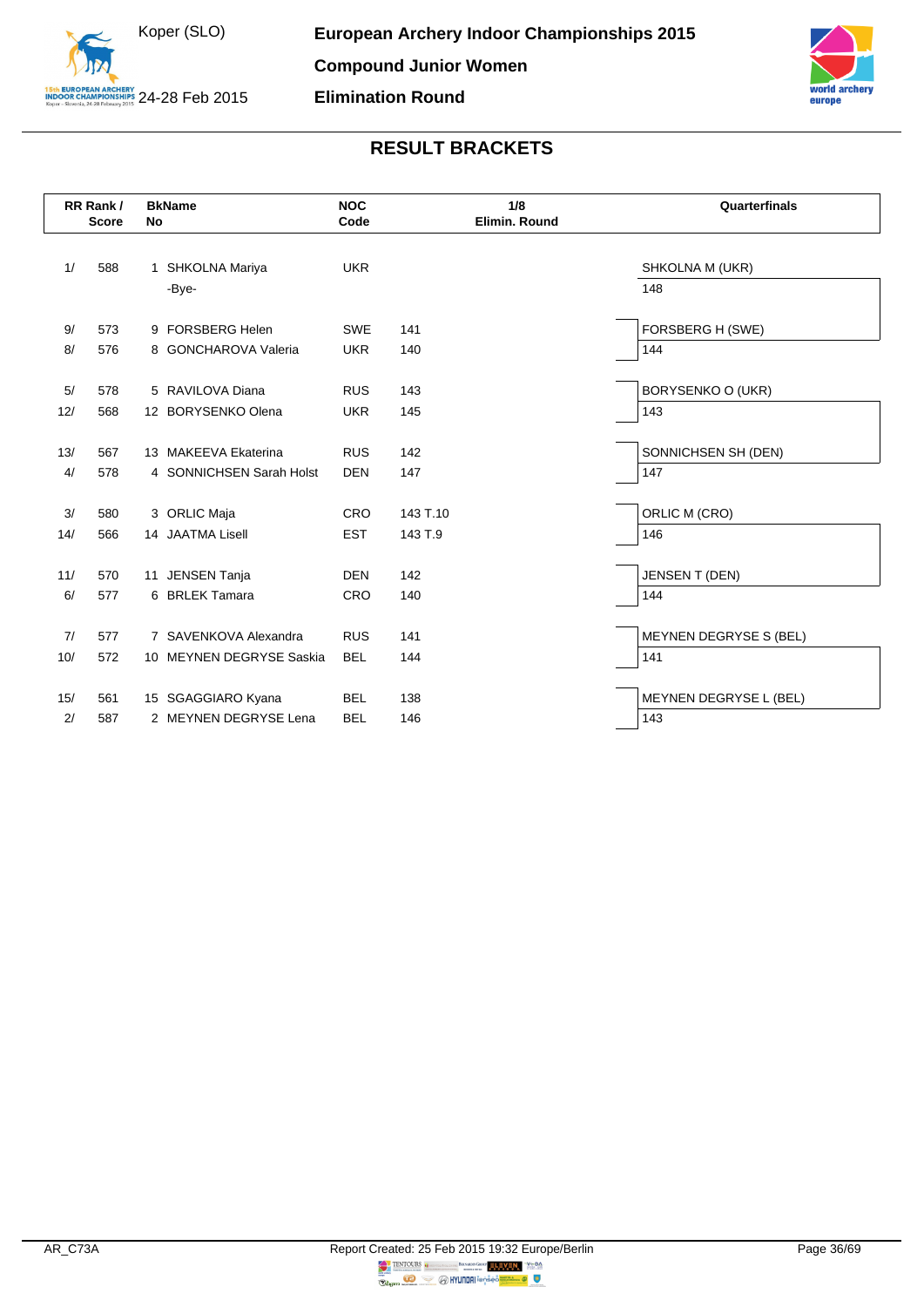Koper (SLO)

24-28 Feb 2015

**European Archery Indoor Championships 2015**

**Compound Junior Women**

**Elimination Round**

## RESULT BRACKETS

| RR Rank / | Score | BkNo | Name | NOC Code | 1/8 Elimin. Round | Quarterfinals |
|---|---|---|---|---|---|---|
| 1/ | 588 | 1 | SHKOLNA Mariya | UKR | | SHKOLNA M (UKR) |
| | | | -Bye- | | | 148 |
| 9/ | 573 | 9 | FORSBERG Helen | SWE | 141 | FORSBERG H (SWE) |
| 8/ | 576 | 8 | GONCHAROVA Valeria | UKR | 140 | 144 |
| 5/ | 578 | 5 | RAVILOVA Diana | RUS | 143 | BORYSENKO O (UKR) |
| 12/ | 568 | 12 | BORYSENKO Olena | UKR | 145 | 143 |
| 13/ | 567 | 13 | MAKEEVA Ekaterina | RUS | 142 | SONNICHSEN SH (DEN) |
| 4/ | 578 | 4 | SONNICHSEN Sarah Holst | DEN | 147 | 147 |
| 3/ | 580 | 3 | ORLIC Maja | CRO | 143 T.10 | ORLIC M (CRO) |
| 14/ | 566 | 14 | JAATMA Lisell | EST | 143 T.9 | 146 |
| 11/ | 570 | 11 | JENSEN Tanja | DEN | 142 | JENSEN T (DEN) |
| 6/ | 577 | 6 | BRLEK Tamara | CRO | 140 | 144 |
| 7/ | 577 | 7 | SAVENKOVA Alexandra | RUS | 141 | MEYNEN DEGRYSE S (BEL) |
| 10/ | 572 | 10 | MEYNEN DEGRYSE Saskia | BEL | 144 | 141 |
| 15/ | 561 | 15 | SGAGGIARO Kyana | BEL | 138 | MEYNEN DEGRYSE L (BEL) |
| 2/ | 587 | 2 | MEYNEN DEGRYSE Lena | BEL | 146 | 143 |

AR_C73A

Report Created: 25 Feb 2015 19:32 Europe/Berlin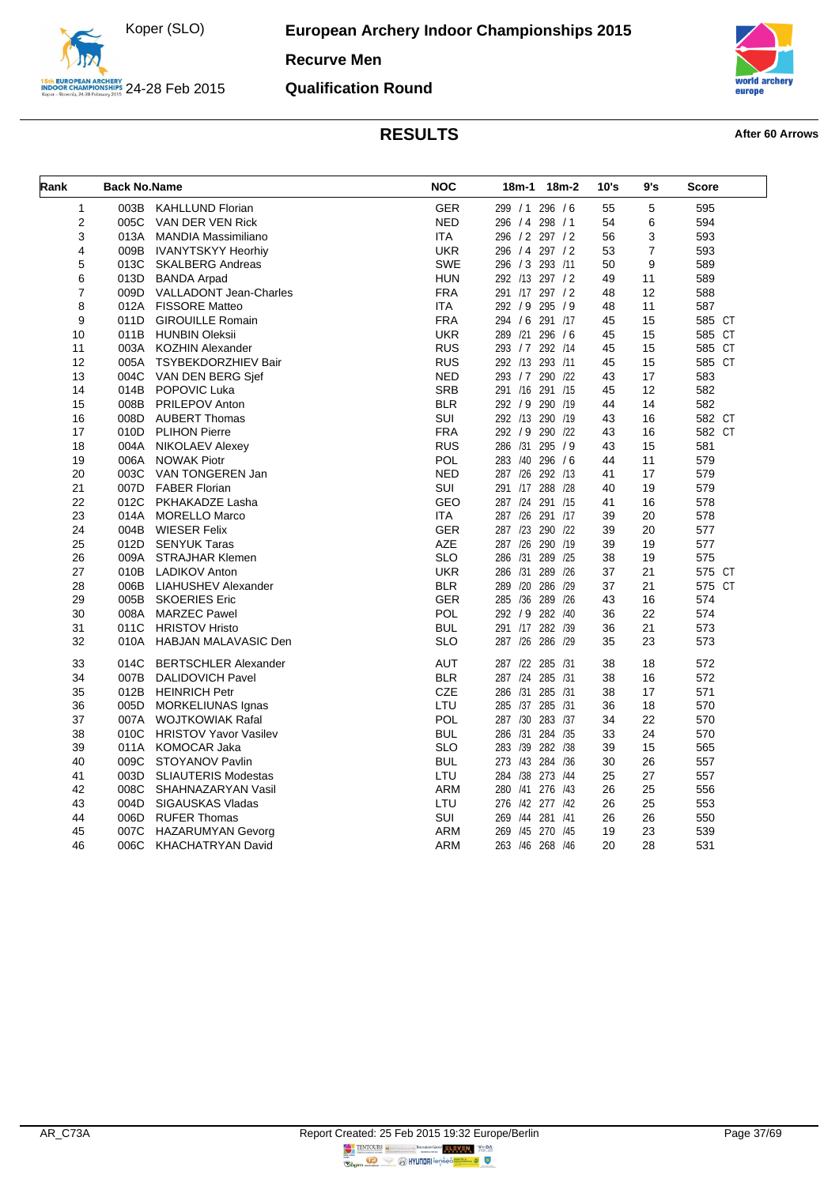# European Archery Indoor Championships 2015

Koper (SLO)

24-28 Feb 2015

## Recurve Men

## Qualification Round

## RESULTS

**After 60 Arrows**

| Rank | Back No. | Name | NOC | 18m-1 | 18m-2 | 10's | 9's | Score |
|---|---|---|---|---|---|---|---|---|
| 1 | 003B | KAHLLUND Florian | GER | 299 / 1 | 296 / 6 | 55 | 5 | 595 |
| 2 | 005C | VAN DER VEN Rick | NED | 296 / 4 | 298 / 1 | 54 | 6 | 594 |
| 3 | 013A | MANDIA Massimiliano | ITA | 296 / 2 | 297 / 2 | 56 | 3 | 593 |
| 4 | 009B | IVANYTSKYY Heorhiy | UKR | 296 / 4 | 297 / 2 | 53 | 7 | 593 |
| 5 | 013C | SKALBERG Andreas | SWE | 296 / 3 | 293 /11 | 50 | 9 | 589 |
| 6 | 013D | BANDA Arpad | HUN | 292 /13 | 297 / 2 | 49 | 11 | 589 |
| 7 | 009D | VALLADONT Jean-Charles | FRA | 291 /17 | 297 / 2 | 48 | 12 | 588 |
| 8 | 012A | FISSORE Matteo | ITA | 292 / 9 | 295 / 9 | 48 | 11 | 587 |
| 9 | 011D | GIROUILLE Romain | FRA | 294 / 6 | 291 /17 | 45 | 15 | 585 CT |
| 10 | 011B | HUNBIN Oleksii | UKR | 289 /21 | 296 / 6 | 45 | 15 | 585 CT |
| 11 | 003A | KOZHIN Alexander | RUS | 293 / 7 | 292 /14 | 45 | 15 | 585 CT |
| 12 | 005A | TSYBEKDORZHIEV Bair | RUS | 292 /13 | 293 /11 | 45 | 15 | 585 CT |
| 13 | 004C | VAN DEN BERG Sjef | NED | 293 / 7 | 290 /22 | 43 | 17 | 583 |
| 14 | 014B | POPOVIC Luka | SRB | 291 /16 | 291 /15 | 45 | 12 | 582 |
| 15 | 008B | PRILEPOV Anton | BLR | 292 / 9 | 290 /19 | 44 | 14 | 582 |
| 16 | 008D | AUBERT Thomas | SUI | 292 /13 | 290 /19 | 43 | 16 | 582 CT |
| 17 | 010D | PLIHON Pierre | FRA | 292 / 9 | 290 /22 | 43 | 16 | 582 CT |
| 18 | 004A | NIKOLAEV Alexey | RUS | 286 /31 | 295 / 9 | 43 | 15 | 581 |
| 19 | 006A | NOWAK Piotr | POL | 283 /40 | 296 / 6 | 44 | 11 | 579 |
| 20 | 003C | VAN TONGEREN Jan | NED | 287 /26 | 292 /13 | 41 | 17 | 579 |
| 21 | 007D | FABER Florian | SUI | 291 /17 | 288 /28 | 40 | 19 | 579 |
| 22 | 012C | PKHAKADZE Lasha | GEO | 287 /24 | 291 /15 | 41 | 16 | 578 |
| 23 | 014A | MORELLO Marco | ITA | 287 /26 | 291 /17 | 39 | 20 | 578 |
| 24 | 004B | WIESER Felix | GER | 287 /23 | 290 /22 | 39 | 20 | 577 |
| 25 | 012D | SENYUK Taras | AZE | 287 /26 | 290 /19 | 39 | 19 | 577 |
| 26 | 009A | STRAJHAR Klemen | SLO | 286 /31 | 289 /25 | 38 | 19 | 575 |
| 27 | 010B | LADIKOV Anton | UKR | 286 /31 | 289 /26 | 37 | 21 | 575 CT |
| 28 | 006B | LIAHUSHEV Alexander | BLR | 289 /20 | 286 /29 | 37 | 21 | 575 CT |
| 29 | 005B | SKOERIES Eric | GER | 285 /36 | 289 /26 | 43 | 16 | 574 |
| 30 | 008A | MARZEC Pawel | POL | 292 / 9 | 282 /40 | 36 | 22 | 574 |
| 31 | 011C | HRISTOV Hristo | BUL | 291 /17 | 282 /39 | 36 | 21 | 573 |
| 32 | 010A | HABJAN MALAVASIC Den | SLO | 287 /26 | 286 /29 | 35 | 23 | 573 |
| 33 | 014C | BERTSCHLER Alexander | AUT | 287 /22 | 285 /31 | 38 | 18 | 572 |
| 34 | 007B | DALIDOVICH Pavel | BLR | 287 /24 | 285 /31 | 38 | 16 | 572 |
| 35 | 012B | HEINRICH Petr | CZE | 286 /31 | 285 /31 | 38 | 17 | 571 |
| 36 | 005D | MORKELIUNAS Ignas | LTU | 285 /37 | 285 /31 | 36 | 18 | 570 |
| 37 | 007A | WOJTKOWIAK Rafal | POL | 287 /30 | 283 /37 | 34 | 22 | 570 |
| 38 | 010C | HRISTOV Yavor Vasilev | BUL | 286 /31 | 284 /35 | 33 | 24 | 570 |
| 39 | 011A | KOMOCAR Jaka | SLO | 283 /39 | 282 /38 | 39 | 15 | 565 |
| 40 | 009C | STOYANOV Pavlin | BUL | 273 /43 | 284 /36 | 30 | 26 | 557 |
| 41 | 003D | SLIAUTERIS Modestas | LTU | 284 /38 | 273 /44 | 25 | 27 | 557 |
| 42 | 008C | SHAHNAZARYAN Vasil | ARM | 280 /41 | 276 /43 | 26 | 25 | 556 |
| 43 | 004D | SIGAUSKAS Vladas | LTU | 276 /42 | 277 /42 | 26 | 25 | 553 |
| 44 | 006D | RUFER Thomas | SUI | 269 /44 | 281 /41 | 26 | 26 | 550 |
| 45 | 007C | HAZARUMYAN Gevorg | ARM | 269 /45 | 270 /45 | 19 | 23 | 539 |
| 46 | 006C | KHACHATRYAN David | ARM | 263 /46 | 268 /46 | 20 | 28 | 531 |

AR_C73A — Report Created: 25 Feb 2015 19:32 Europe/Berlin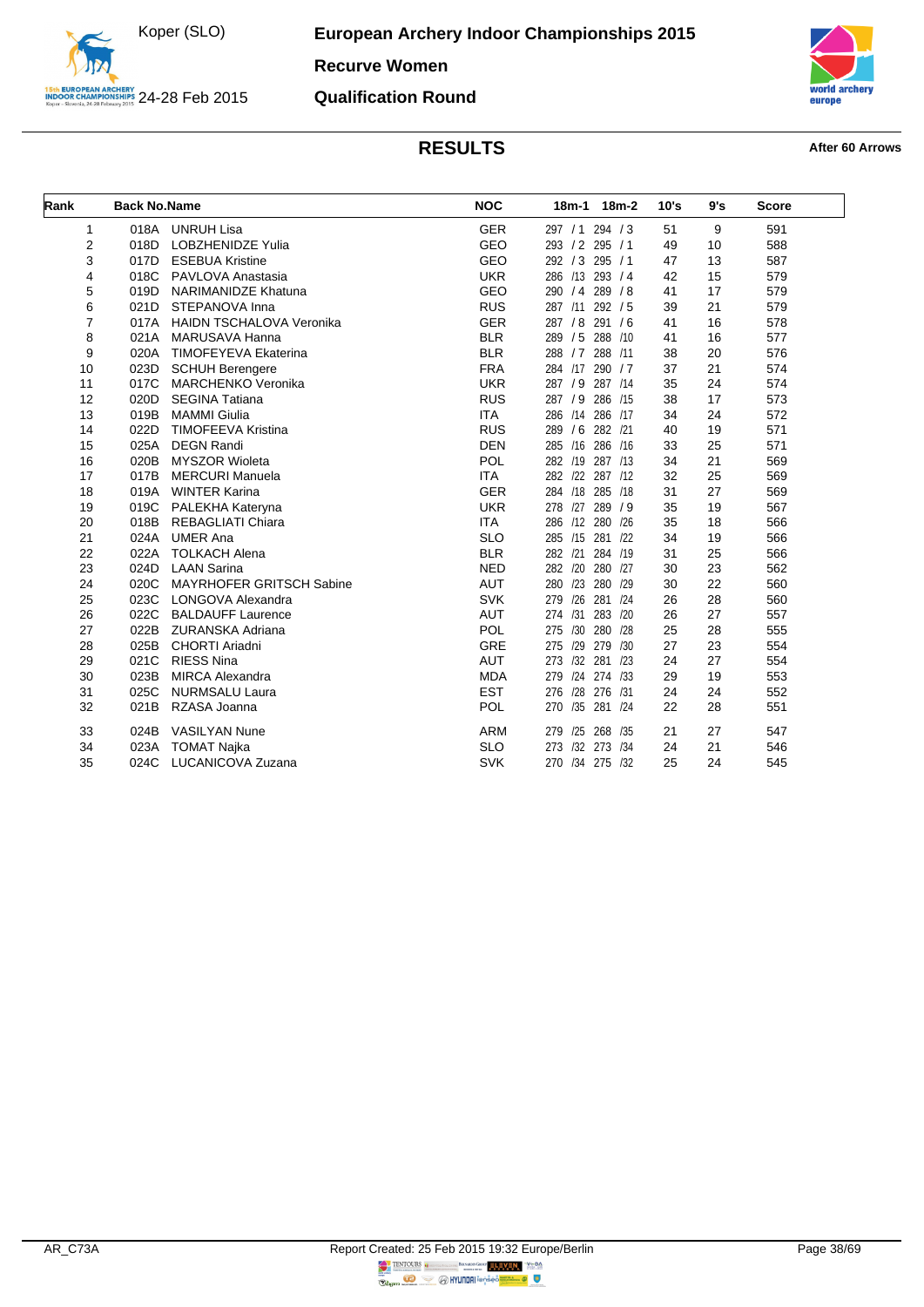# European Archery Indoor Championships 2015

Koper (SLO) 24-28 Feb 2015

## Recurve Women

## Qualification Round

## RESULTS

**After 60 Arrows**

| Rank | Back No. | Name | NOC | 18m-1 | 18m-2 | 10's | 9's | Score |
|---|---|---|---|---|---|---|---|---|
| 1 | 018A | UNRUH Lisa | GER | 297 / 1 | 294 / 3 | 51 | 9 | 591 |
| 2 | 018D | LOBZHENIDZE Yulia | GEO | 293 / 2 | 295 / 1 | 49 | 10 | 588 |
| 3 | 017D | ESEBUA Kristine | GEO | 292 / 3 | 295 / 1 | 47 | 13 | 587 |
| 4 | 018C | PAVLOVA Anastasia | UKR | 286 /13 | 293 / 4 | 42 | 15 | 579 |
| 5 | 019D | NARIMANIDZE Khatuna | GEO | 290 / 4 | 289 / 8 | 41 | 17 | 579 |
| 6 | 021D | STEPANOVA Inna | RUS | 287 /11 | 292 / 5 | 39 | 21 | 579 |
| 7 | 017A | HAIDN TSCHALOVA Veronika | GER | 287 / 8 | 291 / 6 | 41 | 16 | 578 |
| 8 | 021A | MARUSAVA Hanna | BLR | 289 / 5 | 288 /10 | 41 | 16 | 577 |
| 9 | 020A | TIMOFEYEVA Ekaterina | BLR | 288 / 7 | 288 /11 | 38 | 20 | 576 |
| 10 | 023D | SCHUH Berengere | FRA | 284 /17 | 290 / 7 | 37 | 21 | 574 |
| 11 | 017C | MARCHENKO Veronika | UKR | 287 / 9 | 287 /14 | 35 | 24 | 574 |
| 12 | 020D | SEGINA Tatiana | RUS | 287 / 9 | 286 /15 | 38 | 17 | 573 |
| 13 | 019B | MAMMI Giulia | ITA | 286 /14 | 286 /17 | 34 | 24 | 572 |
| 14 | 022D | TIMOFEEVA Kristina | RUS | 289 / 6 | 282 /21 | 40 | 19 | 571 |
| 15 | 025A | DEGN Randi | DEN | 285 /16 | 286 /16 | 33 | 25 | 571 |
| 16 | 020B | MYSZOR Wioleta | POL | 282 /19 | 287 /13 | 34 | 21 | 569 |
| 17 | 017B | MERCURI Manuela | ITA | 282 /22 | 287 /12 | 32 | 25 | 569 |
| 18 | 019A | WINTER Karina | GER | 284 /18 | 285 /18 | 31 | 27 | 569 |
| 19 | 019C | PALEKHA Kateryna | UKR | 278 /27 | 289 / 9 | 35 | 19 | 567 |
| 20 | 018B | REBAGLIATI Chiara | ITA | 286 /12 | 280 /26 | 35 | 18 | 566 |
| 21 | 024A | UMER Ana | SLO | 285 /15 | 281 /22 | 34 | 19 | 566 |
| 22 | 022A | TOLKACH Alena | BLR | 282 /21 | 284 /19 | 31 | 25 | 566 |
| 23 | 024D | LAAN Sarina | NED | 282 /20 | 280 /27 | 30 | 23 | 562 |
| 24 | 020C | MAYRHOFER GRITSCH Sabine | AUT | 280 /23 | 280 /29 | 30 | 22 | 560 |
| 25 | 023C | LONGOVA Alexandra | SVK | 279 /26 | 281 /24 | 26 | 28 | 560 |
| 26 | 022C | BALDAUFF Laurence | AUT | 274 /31 | 283 /20 | 26 | 27 | 557 |
| 27 | 022B | ZURANSKA Adriana | POL | 275 /30 | 280 /28 | 25 | 28 | 555 |
| 28 | 025B | CHORTI Ariadni | GRE | 275 /29 | 279 /30 | 27 | 23 | 554 |
| 29 | 021C | RIESS Nina | AUT | 273 /32 | 281 /23 | 24 | 27 | 554 |
| 30 | 023B | MIRCA Alexandra | MDA | 279 /24 | 274 /33 | 29 | 19 | 553 |
| 31 | 025C | NURMSALU Laura | EST | 276 /28 | 276 /31 | 24 | 24 | 552 |
| 32 | 021B | RZASA Joanna | POL | 270 /35 | 281 /24 | 22 | 28 | 551 |
| 33 | 024B | VASILYAN Nune | ARM | 279 /25 | 268 /35 | 21 | 27 | 547 |
| 34 | 023A | TOMAT Najka | SLO | 273 /32 | 273 /34 | 24 | 21 | 546 |
| 35 | 024C | LUCANICOVA Zuzana | SVK | 270 /34 | 275 /32 | 25 | 24 | 545 |

AR_C73A — Report Created: 25 Feb 2015 19:32 Europe/Berlin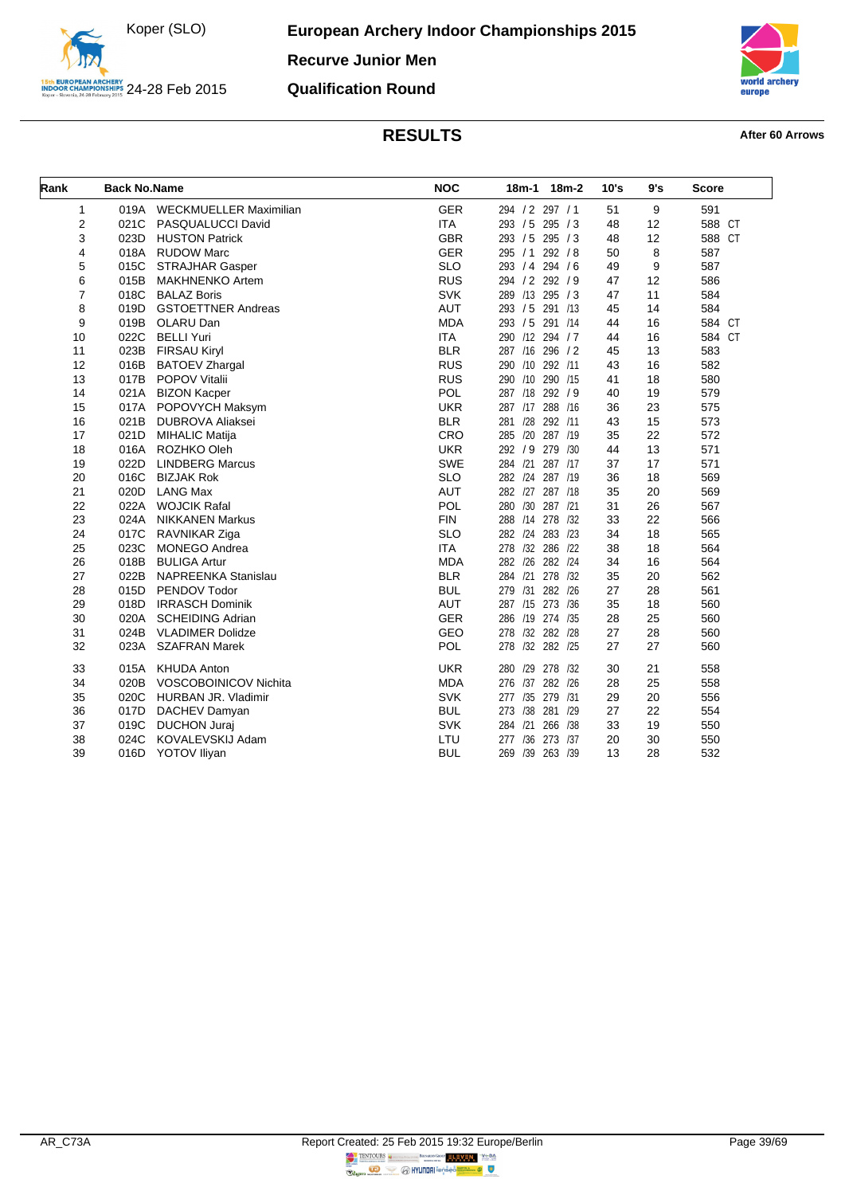# European Archery Indoor Championships 2015

Koper (SLO) 24-28 Feb 2015

## Recurve Junior Men

## Qualification Round

### RESULTS

**After 60 Arrows**

| Rank | Back No. | Name | NOC | 18m-1 | 18m-2 | 10's | 9's | Score |
|---|---|---|---|---|---|---|---|---|
| 1 | 019A | WECKMUELLER Maximilian | GER | 294 / 2 | 297 / 1 | 51 | 9 | 591 |
| 2 | 021C | PASQUALUCCI David | ITA | 293 / 5 | 295 / 3 | 48 | 12 | 588 CT |
| 3 | 023D | HUSTON Patrick | GBR | 293 / 5 | 295 / 3 | 48 | 12 | 588 CT |
| 4 | 018A | RUDOW Marc | GER | 295 / 1 | 292 / 8 | 50 | 8 | 587 |
| 5 | 015C | STRAJHAR Gasper | SLO | 293 / 4 | 294 / 6 | 49 | 9 | 587 |
| 6 | 015B | MAKHNENKO Artem | RUS | 294 / 2 | 292 / 9 | 47 | 12 | 586 |
| 7 | 018C | BALAZ Boris | SVK | 289 /13 | 295 / 3 | 47 | 11 | 584 |
| 8 | 019D | GSTOETTNER Andreas | AUT | 293 / 5 | 291 /13 | 45 | 14 | 584 |
| 9 | 019B | OLARU Dan | MDA | 293 / 5 | 291 /14 | 44 | 16 | 584 CT |
| 10 | 022C | BELLI Yuri | ITA | 290 /12 | 294 / 7 | 44 | 16 | 584 CT |
| 11 | 023B | FIRSAU Kiryl | BLR | 287 /16 | 296 / 2 | 45 | 13 | 583 |
| 12 | 016B | BATOEV Zhargal | RUS | 290 /10 | 292 /11 | 43 | 16 | 582 |
| 13 | 017B | POPOV Vitalii | RUS | 290 /10 | 290 /15 | 41 | 18 | 580 |
| 14 | 021A | BIZON Kacper | POL | 287 /18 | 292 / 9 | 40 | 19 | 579 |
| 15 | 017A | POPOVYCH Maksym | UKR | 287 /17 | 288 /16 | 36 | 23 | 575 |
| 16 | 021B | DUBROVA Aliaksei | BLR | 281 /28 | 292 /11 | 43 | 15 | 573 |
| 17 | 021D | MIHALIC Matija | CRO | 285 /20 | 287 /19 | 35 | 22 | 572 |
| 18 | 016A | ROZHKO Oleh | UKR | 292 / 9 | 279 /30 | 44 | 13 | 571 |
| 19 | 022D | LINDBERG Marcus | SWE | 284 /21 | 287 /17 | 37 | 17 | 571 |
| 20 | 016C | BIZJAK Rok | SLO | 282 /24 | 287 /19 | 36 | 18 | 569 |
| 21 | 020D | LANG Max | AUT | 282 /27 | 287 /18 | 35 | 20 | 569 |
| 22 | 022A | WOJCIK Rafal | POL | 280 /30 | 287 /21 | 31 | 26 | 567 |
| 23 | 024A | NIKKANEN Markus | FIN | 288 /14 | 278 /32 | 33 | 22 | 566 |
| 24 | 017C | RAVNIKAR Ziga | SLO | 282 /24 | 283 /23 | 34 | 18 | 565 |
| 25 | 023C | MONEGO Andrea | ITA | 278 /32 | 286 /22 | 38 | 18 | 564 |
| 26 | 018B | BULIGA Artur | MDA | 282 /26 | 282 /24 | 34 | 16 | 564 |
| 27 | 022B | NAPREENKA Stanislau | BLR | 284 /21 | 278 /32 | 35 | 20 | 562 |
| 28 | 015D | PENDOV Todor | BUL | 279 /31 | 282 /26 | 27 | 28 | 561 |
| 29 | 018D | IRRASCH Dominik | AUT | 287 /15 | 273 /36 | 35 | 18 | 560 |
| 30 | 020A | SCHEIDING Adrian | GER | 286 /19 | 274 /35 | 28 | 25 | 560 |
| 31 | 024B | VLADIMER Dolidze | GEO | 278 /32 | 282 /28 | 27 | 28 | 560 |
| 32 | 023A | SZAFRAN Marek | POL | 278 /32 | 282 /25 | 27 | 27 | 560 |
| 33 | 015A | KHUDA Anton | UKR | 280 /29 | 278 /32 | 30 | 21 | 558 |
| 34 | 020B | VOSCOBOINICOV Nichita | MDA | 276 /37 | 282 /26 | 28 | 25 | 558 |
| 35 | 020C | HURBAN JR. Vladimir | SVK | 277 /35 | 279 /31 | 29 | 20 | 556 |
| 36 | 017D | DACHEV Damyan | BUL | 273 /38 | 281 /29 | 27 | 22 | 554 |
| 37 | 019C | DUCHON Juraj | SVK | 284 /21 | 266 /38 | 33 | 19 | 550 |
| 38 | 024C | KOVALEVSKIJ Adam | LTU | 277 /36 | 273 /37 | 20 | 30 | 550 |
| 39 | 016D | YOTOV Iliyan | BUL | 269 /39 | 263 /39 | 13 | 28 | 532 |

AR_C73A Report Created: 25 Feb 2015 19:32 Europe/Berlin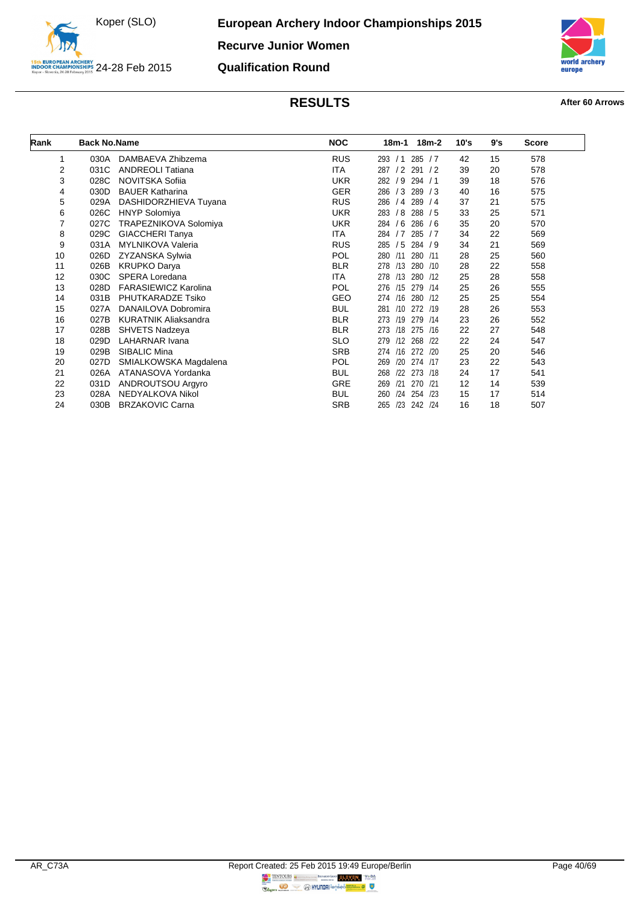Koper (SLO)

24-28 Feb 2015

**European Archery Indoor Championships 2015**

**Recurve Junior Women**

**Qualification Round**

## RESULTS

**After 60 Arrows**

| Rank | Back No. | Name | NOC | 18m-1 | 18m-2 | 10's | 9's | Score |
|---|---|---|---|---|---|---|---|---|
| 1 | 030A | DAMBAEVA Zhibzema | RUS | 293 / 1 | 285 / 7 | 42 | 15 | 578 |
| 2 | 031C | ANDREOLI Tatiana | ITA | 287 / 2 | 291 / 2 | 39 | 20 | 578 |
| 3 | 028C | NOVITSKA Sofiia | UKR | 282 / 9 | 294 / 1 | 39 | 18 | 576 |
| 4 | 030D | BAUER Katharina | GER | 286 / 3 | 289 / 3 | 40 | 16 | 575 |
| 5 | 029A | DASHIDORZHIEVA Tuyana | RUS | 286 / 4 | 289 / 4 | 37 | 21 | 575 |
| 6 | 026C | HNYP Solomiya | UKR | 283 / 8 | 288 / 5 | 33 | 25 | 571 |
| 7 | 027C | TRAPEZNIKOVA Solomiya | UKR | 284 / 6 | 286 / 6 | 35 | 20 | 570 |
| 8 | 029C | GIACCHERI Tanya | ITA | 284 / 7 | 285 / 7 | 34 | 22 | 569 |
| 9 | 031A | MYLNIKOVA Valeria | RUS | 285 / 5 | 284 / 9 | 34 | 21 | 569 |
| 10 | 026D | ZYZANSKA Sylwia | POL | 280 /11 | 280 /11 | 28 | 25 | 560 |
| 11 | 026B | KRUPKO Darya | BLR | 278 /13 | 280 /10 | 28 | 22 | 558 |
| 12 | 030C | SPERA Loredana | ITA | 278 /13 | 280 /12 | 25 | 28 | 558 |
| 13 | 028D | FARASIEWICZ Karolina | POL | 276 /15 | 279 /14 | 25 | 26 | 555 |
| 14 | 031B | PHUTKARADZE Tsiko | GEO | 274 /16 | 280 /12 | 25 | 25 | 554 |
| 15 | 027A | DANAILOVA Dobromira | BUL | 281 /10 | 272 /19 | 28 | 26 | 553 |
| 16 | 027B | KURATNIK Aliaksandra | BLR | 273 /19 | 279 /14 | 23 | 26 | 552 |
| 17 | 028B | SHVETS Nadzeya | BLR | 273 /18 | 275 /16 | 22 | 27 | 548 |
| 18 | 029D | LAHARNAR Ivana | SLO | 279 /12 | 268 /22 | 22 | 24 | 547 |
| 19 | 029B | SIBALIC Mina | SRB | 274 /16 | 272 /20 | 25 | 20 | 546 |
| 20 | 027D | SMIALKOWSKA Magdalena | POL | 269 /20 | 274 /17 | 23 | 22 | 543 |
| 21 | 026A | ATANASOVA Yordanka | BUL | 268 /22 | 273 /18 | 24 | 17 | 541 |
| 22 | 031D | ANDROUTSOU Argyro | GRE | 269 /21 | 270 /21 | 12 | 14 | 539 |
| 23 | 028A | NEDYALKOVA Nikol | BUL | 260 /24 | 254 /23 | 15 | 17 | 514 |
| 24 | 030B | BRZAKOVIC Carna | SRB | 265 /23 | 242 /24 | 16 | 18 | 507 |

AR_C73A

Report Created: 25 Feb 2015 19:49 Europe/Berlin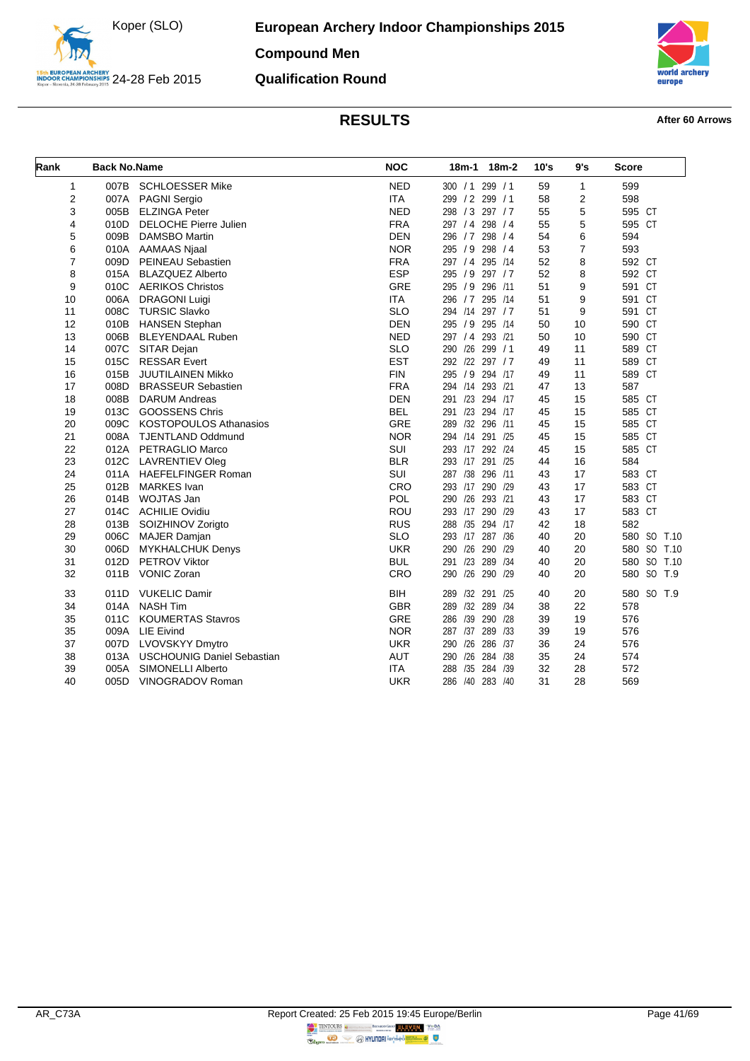# European Archery Indoor Championships 2015

Koper (SLO)
24-28 Feb 2015

## Compound Men

## Qualification Round

### RESULTS

**After 60 Arrows**

| Rank | Back No. | Name | NOC | 18m-1 | 18m-2 | 10's | 9's | Score |
|---|---|---|---|---|---|---|---|---|
| 1 | 007B | SCHLOESSER Mike | NED | 300 / 1 | 299 / 1 | 59 | 1 | 599 |
| 2 | 007A | PAGNI Sergio | ITA | 299 / 2 | 299 / 1 | 58 | 2 | 598 |
| 3 | 005B | ELZINGA Peter | NED | 298 / 3 | 297 / 7 | 55 | 5 | 595 CT |
| 4 | 010D | DELOCHE Pierre Julien | FRA | 297 / 4 | 298 / 4 | 55 | 5 | 595 CT |
| 5 | 009B | DAMSBO Martin | DEN | 296 / 7 | 298 / 4 | 54 | 6 | 594 |
| 6 | 010A | AAMAAS Njaal | NOR | 295 / 9 | 298 / 4 | 53 | 7 | 593 |
| 7 | 009D | PEINEAU Sebastien | FRA | 297 / 4 | 295 /14 | 52 | 8 | 592 CT |
| 8 | 015A | BLAZQUEZ Alberto | ESP | 295 / 9 | 297 / 7 | 52 | 8 | 592 CT |
| 9 | 010C | AERIKOS Christos | GRE | 295 / 9 | 296 /11 | 51 | 9 | 591 CT |
| 10 | 006A | DRAGONI Luigi | ITA | 296 / 7 | 295 /14 | 51 | 9 | 591 CT |
| 11 | 008C | TURSIC Slavko | SLO | 294 /14 | 297 / 7 | 51 | 9 | 591 CT |
| 12 | 010B | HANSEN Stephan | DEN | 295 / 9 | 295 /14 | 50 | 10 | 590 CT |
| 13 | 006B | BLEYENDAAL Ruben | NED | 297 / 4 | 293 /21 | 50 | 10 | 590 CT |
| 14 | 007C | SITAR Dejan | SLO | 290 /26 | 299 / 1 | 49 | 11 | 589 CT |
| 15 | 015C | RESSAR Evert | EST | 292 /22 | 297 / 7 | 49 | 11 | 589 CT |
| 16 | 015B | JUUTILAINEN Mikko | FIN | 295 / 9 | 294 /17 | 49 | 11 | 589 CT |
| 17 | 008D | BRASSEUR Sebastien | FRA | 294 /14 | 293 /21 | 47 | 13 | 587 |
| 18 | 008B | DARUM Andreas | DEN | 291 /23 | 294 /17 | 45 | 15 | 585 CT |
| 19 | 013C | GOOSSENS Chris | BEL | 291 /23 | 294 /17 | 45 | 15 | 585 CT |
| 20 | 009C | KOSTOPOULOS Athanasios | GRE | 289 /32 | 296 /11 | 45 | 15 | 585 CT |
| 21 | 008A | TJENTLAND Oddmund | NOR | 294 /14 | 291 /25 | 45 | 15 | 585 CT |
| 22 | 012A | PETRAGLIO Marco | SUI | 293 /17 | 292 /24 | 45 | 15 | 585 CT |
| 23 | 012C | LAVRENTIEV Oleg | BLR | 293 /17 | 291 /25 | 44 | 16 | 584 |
| 24 | 011A | HAEFELFINGER Roman | SUI | 287 /38 | 296 /11 | 43 | 17 | 583 CT |
| 25 | 012B | MARKES Ivan | CRO | 293 /17 | 290 /29 | 43 | 17 | 583 CT |
| 26 | 014B | WOJTAS Jan | POL | 290 /26 | 293 /21 | 43 | 17 | 583 CT |
| 27 | 014C | ACHILIE Ovidiu | ROU | 293 /17 | 290 /29 | 43 | 17 | 583 CT |
| 28 | 013B | SOIZHINOV Zorigto | RUS | 288 /35 | 294 /17 | 42 | 18 | 582 |
| 29 | 006C | MAJER Damjan | SLO | 293 /17 | 287 /36 | 40 | 20 | 580 SO T.10 |
| 30 | 006D | MYKHALCHUK Denys | UKR | 290 /26 | 290 /29 | 40 | 20 | 580 SO T.10 |
| 31 | 012D | PETROV Viktor | BUL | 291 /23 | 289 /34 | 40 | 20 | 580 SO T.10 |
| 32 | 011B | VONIC Zoran | CRO | 290 /26 | 290 /29 | 40 | 20 | 580 SO T.9 |
| 33 | 011D | VUKELIC Damir | BIH | 289 /32 | 291 /25 | 40 | 20 | 580 SO T.9 |
| 34 | 014A | NASH Tim | GBR | 289 /32 | 289 /34 | 38 | 22 | 578 |
| 35 | 011C | KOUMERTAS Stavros | GRE | 286 /39 | 290 /28 | 39 | 19 | 576 |
| 35 | 009A | LIE Eivind | NOR | 287 /37 | 289 /33 | 39 | 19 | 576 |
| 37 | 007D | LVOVSKYY Dmytro | UKR | 290 /26 | 286 /37 | 36 | 24 | 576 |
| 38 | 013A | USCHOUNIG Daniel Sebastian | AUT | 290 /26 | 284 /38 | 35 | 24 | 574 |
| 39 | 005A | SIMONELLI Alberto | ITA | 288 /35 | 284 /39 | 32 | 28 | 572 |
| 40 | 005D | VINOGRADOV Roman | UKR | 286 /40 | 283 /40 | 31 | 28 | 569 |

AR_C73A — Report Created: 25 Feb 2015 19:45 Europe/Berlin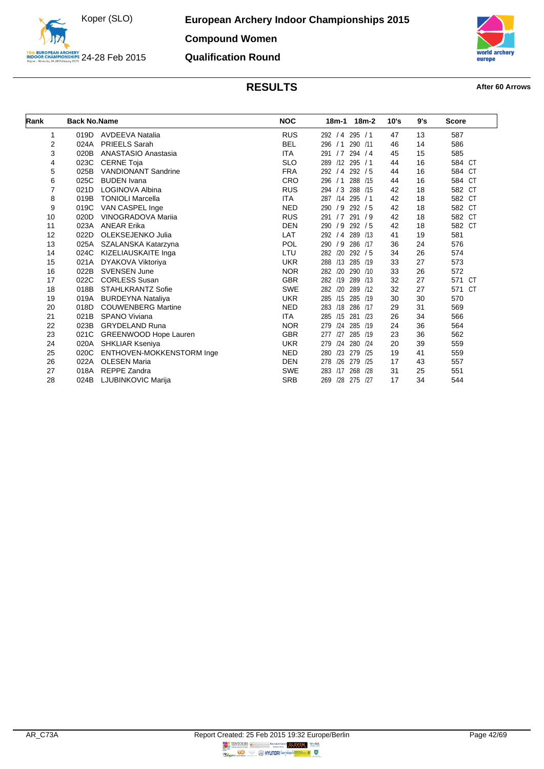# European Archery Indoor Championships 2015

Koper (SLO)

24-28 Feb 2015

## Compound Women

## Qualification Round

## RESULTS

After 60 Arrows

| Rank | Back No. | Name | NOC | 18m-1 | 18m-2 | 10's | 9's | Score |
|---|---|---|---|---|---|---|---|---|
| 1 | 019D | AVDEEVA Natalia | RUS | 292 / 4 | 295 / 1 | 47 | 13 | 587 |
| 2 | 024A | PRIEELS Sarah | BEL | 296 / 1 | 290 /11 | 46 | 14 | 586 |
| 3 | 020B | ANASTASIO Anastasia | ITA | 291 / 7 | 294 / 4 | 45 | 15 | 585 |
| 4 | 023C | CERNE Toja | SLO | 289 /12 | 295 / 1 | 44 | 16 | 584 CT |
| 5 | 025B | VANDIONANT Sandrine | FRA | 292 / 4 | 292 / 5 | 44 | 16 | 584 CT |
| 6 | 025C | BUDEN Ivana | CRO | 296 / 1 | 288 /15 | 44 | 16 | 584 CT |
| 7 | 021D | LOGINOVA Albina | RUS | 294 / 3 | 288 /15 | 42 | 18 | 582 CT |
| 8 | 019B | TONIOLI Marcella | ITA | 287 /14 | 295 / 1 | 42 | 18 | 582 CT |
| 9 | 019C | VAN CASPEL Inge | NED | 290 / 9 | 292 / 5 | 42 | 18 | 582 CT |
| 10 | 020D | VINOGRADOVA Mariia | RUS | 291 / 7 | 291 / 9 | 42 | 18 | 582 CT |
| 11 | 023A | ANEAR Erika | DEN | 290 / 9 | 292 / 5 | 42 | 18 | 582 CT |
| 12 | 022D | OLEKSEJENKO Julia | LAT | 292 / 4 | 289 /13 | 41 | 19 | 581 |
| 13 | 025A | SZALANSKA Katarzyna | POL | 290 / 9 | 286 /17 | 36 | 24 | 576 |
| 14 | 024C | KIZELIAUSKAITE Inga | LTU | 282 /20 | 292 / 5 | 34 | 26 | 574 |
| 15 | 021A | DYAKOVA Viktoriya | UKR | 288 /13 | 285 /19 | 33 | 27 | 573 |
| 16 | 022B | SVENSEN June | NOR | 282 /20 | 290 /10 | 33 | 26 | 572 |
| 17 | 022C | CORLESS Susan | GBR | 282 /19 | 289 /13 | 32 | 27 | 571 CT |
| 18 | 018B | STAHLKRANTZ Sofie | SWE | 282 /20 | 289 /12 | 32 | 27 | 571 CT |
| 19 | 019A | BURDEYNA Nataliya | UKR | 285 /15 | 285 /19 | 30 | 30 | 570 |
| 20 | 018D | COUWENBERG Martine | NED | 283 /18 | 286 /17 | 29 | 31 | 569 |
| 21 | 021B | SPANO Viviana | ITA | 285 /15 | 281 /23 | 26 | 34 | 566 |
| 22 | 023B | GRYDELAND Runa | NOR | 279 /24 | 285 /19 | 24 | 36 | 564 |
| 23 | 021C | GREENWOOD Hope Lauren | GBR | 277 /27 | 285 /19 | 23 | 36 | 562 |
| 24 | 020A | SHKLIAR Kseniya | UKR | 279 /24 | 280 /24 | 20 | 39 | 559 |
| 25 | 020C | ENTHOVEN-MOKKENSTORM Inge | NED | 280 /23 | 279 /25 | 19 | 41 | 559 |
| 26 | 022A | OLESEN Maria | DEN | 278 /26 | 279 /25 | 17 | 43 | 557 |
| 27 | 018A | REPPE Zandra | SWE | 283 /17 | 268 /28 | 31 | 25 | 551 |
| 28 | 024B | LJUBINKOVIC Marija | SRB | 269 /28 | 275 /27 | 17 | 34 | 544 |

AR_C73A

Report Created: 25 Feb 2015 19:32 Europe/Berlin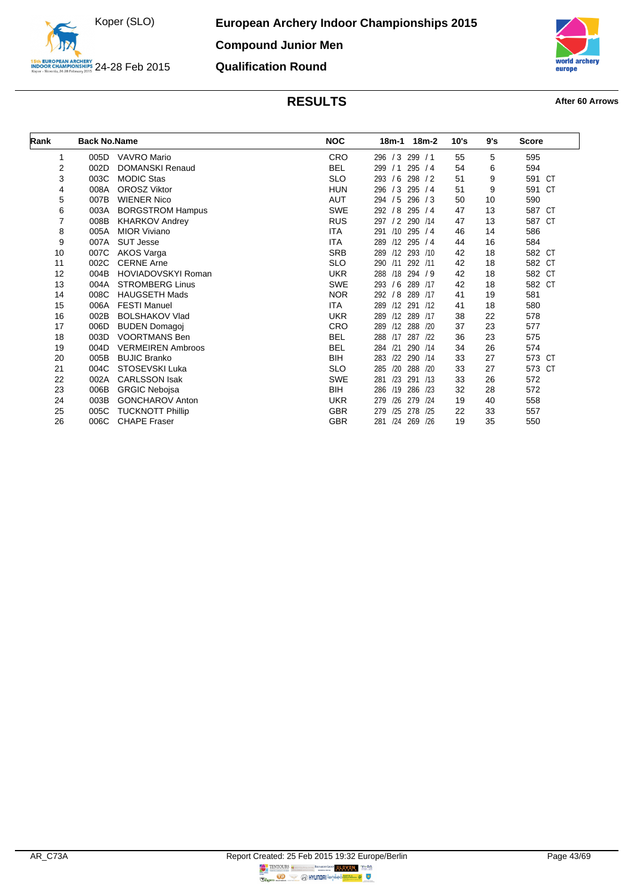# European Archery Indoor Championships 2015

## Compound Junior Men

## Qualification Round

Koper (SLO)
24-28 Feb 2015

## RESULTS

**After 60 Arrows**

| Rank | Back No. | Name | NOC | 18m-1 | 18m-2 | 10's | 9's | Score |
|---|---|---|---|---|---|---|---|---|
| 1 | 005D | VAVRO Mario | CRO | 296 / 3 | 299 / 1 | 55 | 5 | 595 |
| 2 | 002D | DOMANSKI Renaud | BEL | 299 / 1 | 295 / 4 | 54 | 6 | 594 |
| 3 | 003C | MODIC Stas | SLO | 293 / 6 | 298 / 2 | 51 | 9 | 591 CT |
| 4 | 008A | OROSZ Viktor | HUN | 296 / 3 | 295 / 4 | 51 | 9 | 591 CT |
| 5 | 007B | WIENER Nico | AUT | 294 / 5 | 296 / 3 | 50 | 10 | 590 |
| 6 | 003A | BORGSTROM Hampus | SWE | 292 / 8 | 295 / 4 | 47 | 13 | 587 CT |
| 7 | 008B | KHARKOV Andrey | RUS | 297 / 2 | 290 /14 | 47 | 13 | 587 CT |
| 8 | 005A | MIOR Viviano | ITA | 291 /10 | 295 / 4 | 46 | 14 | 586 |
| 9 | 007A | SUT Jesse | ITA | 289 /12 | 295 / 4 | 44 | 16 | 584 |
| 10 | 007C | AKOS Varga | SRB | 289 /12 | 293 /10 | 42 | 18 | 582 CT |
| 11 | 002C | CERNE Arne | SLO | 290 /11 | 292 /11 | 42 | 18 | 582 CT |
| 12 | 004B | HOVIADOVSKYI Roman | UKR | 288 /18 | 294 / 9 | 42 | 18 | 582 CT |
| 13 | 004A | STROMBERG Linus | SWE | 293 / 6 | 289 /17 | 42 | 18 | 582 CT |
| 14 | 008C | HAUGSETH Mads | NOR | 292 / 8 | 289 /17 | 41 | 19 | 581 |
| 15 | 006A | FESTI Manuel | ITA | 289 /12 | 291 /12 | 41 | 18 | 580 |
| 16 | 002B | BOLSHAKOV Vlad | UKR | 289 /12 | 289 /17 | 38 | 22 | 578 |
| 17 | 006D | BUDEN Domagoj | CRO | 289 /12 | 288 /20 | 37 | 23 | 577 |
| 18 | 003D | VOORTMANS Ben | BEL | 288 /17 | 287 /22 | 36 | 23 | 575 |
| 19 | 004D | VERMEIREN Ambroos | BEL | 284 /21 | 290 /14 | 34 | 26 | 574 |
| 20 | 005B | BUJIC Branko | BIH | 283 /22 | 290 /14 | 33 | 27 | 573 CT |
| 21 | 004C | STOSEVSKI Luka | SLO | 285 /20 | 288 /20 | 33 | 27 | 573 CT |
| 22 | 002A | CARLSSON Isak | SWE | 281 /23 | 291 /13 | 33 | 26 | 572 |
| 23 | 006B | GRGIC Nebojsa | BIH | 286 /19 | 286 /23 | 32 | 28 | 572 |
| 24 | 003B | GONCHAROV Anton | UKR | 279 /26 | 279 /24 | 19 | 40 | 558 |
| 25 | 005C | TUCKNOTT Phillip | GBR | 279 /25 | 278 /25 | 22 | 33 | 557 |
| 26 | 006C | CHAPE Fraser | GBR | 281 /24 | 269 /26 | 19 | 35 | 550 |

AR_C73A — Report Created: 25 Feb 2015 19:32 Europe/Berlin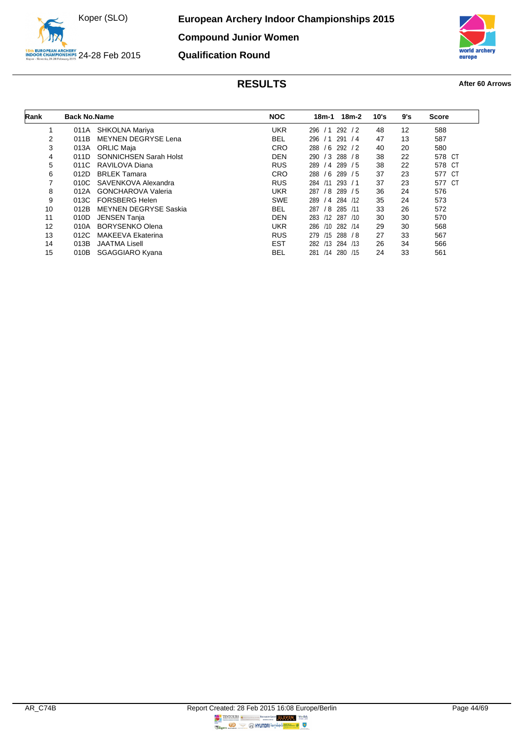Koper (SLO)

24-28 Feb 2015

# European Archery Indoor Championships 2015

## Compound Junior Women

## Qualification Round

### RESULTS

**After 60 Arrows**

| Rank | Back No. | Name | NOC | 18m-1 | 18m-2 | 10's | 9's | Score |
|---|---|---|---|---|---|---|---|---|
| 1 | 011A | SHKOLNA Mariya | UKR | 296 / 1 | 292 / 2 | 48 | 12 | 588 |
| 2 | 011B | MEYNEN DEGRYSE Lena | BEL | 296 / 1 | 291 / 4 | 47 | 13 | 587 |
| 3 | 013A | ORLIC Maja | CRO | 288 / 6 | 292 / 2 | 40 | 20 | 580 |
| 4 | 011D | SONNICHSEN Sarah Holst | DEN | 290 / 3 | 288 / 8 | 38 | 22 | 578 CT |
| 5 | 011C | RAVILOVA Diana | RUS | 289 / 4 | 289 / 5 | 38 | 22 | 578 CT |
| 6 | 012D | BRLEK Tamara | CRO | 288 / 6 | 289 / 5 | 37 | 23 | 577 CT |
| 7 | 010C | SAVENKOVA Alexandra | RUS | 284 /11 | 293 / 1 | 37 | 23 | 577 CT |
| 8 | 012A | GONCHAROVA Valeria | UKR | 287 / 8 | 289 / 5 | 36 | 24 | 576 |
| 9 | 013C | FORSBERG Helen | SWE | 289 / 4 | 284 /12 | 35 | 24 | 573 |
| 10 | 012B | MEYNEN DEGRYSE Saskia | BEL | 287 / 8 | 285 /11 | 33 | 26 | 572 |
| 11 | 010D | JENSEN Tanja | DEN | 283 /12 | 287 /10 | 30 | 30 | 570 |
| 12 | 010A | BORYSENKO Olena | UKR | 286 /10 | 282 /14 | 29 | 30 | 568 |
| 13 | 012C | MAKEEVA Ekaterina | RUS | 279 /15 | 288 / 8 | 27 | 33 | 567 |
| 14 | 013B | JAATMA Lisell | EST | 282 /13 | 284 /13 | 26 | 34 | 566 |
| 15 | 010B | SGAGGIARO Kyana | BEL | 281 /14 | 280 /15 | 24 | 33 | 561 |

AR_C74B Report Created: 28 Feb 2015 16:08 Europe/Berlin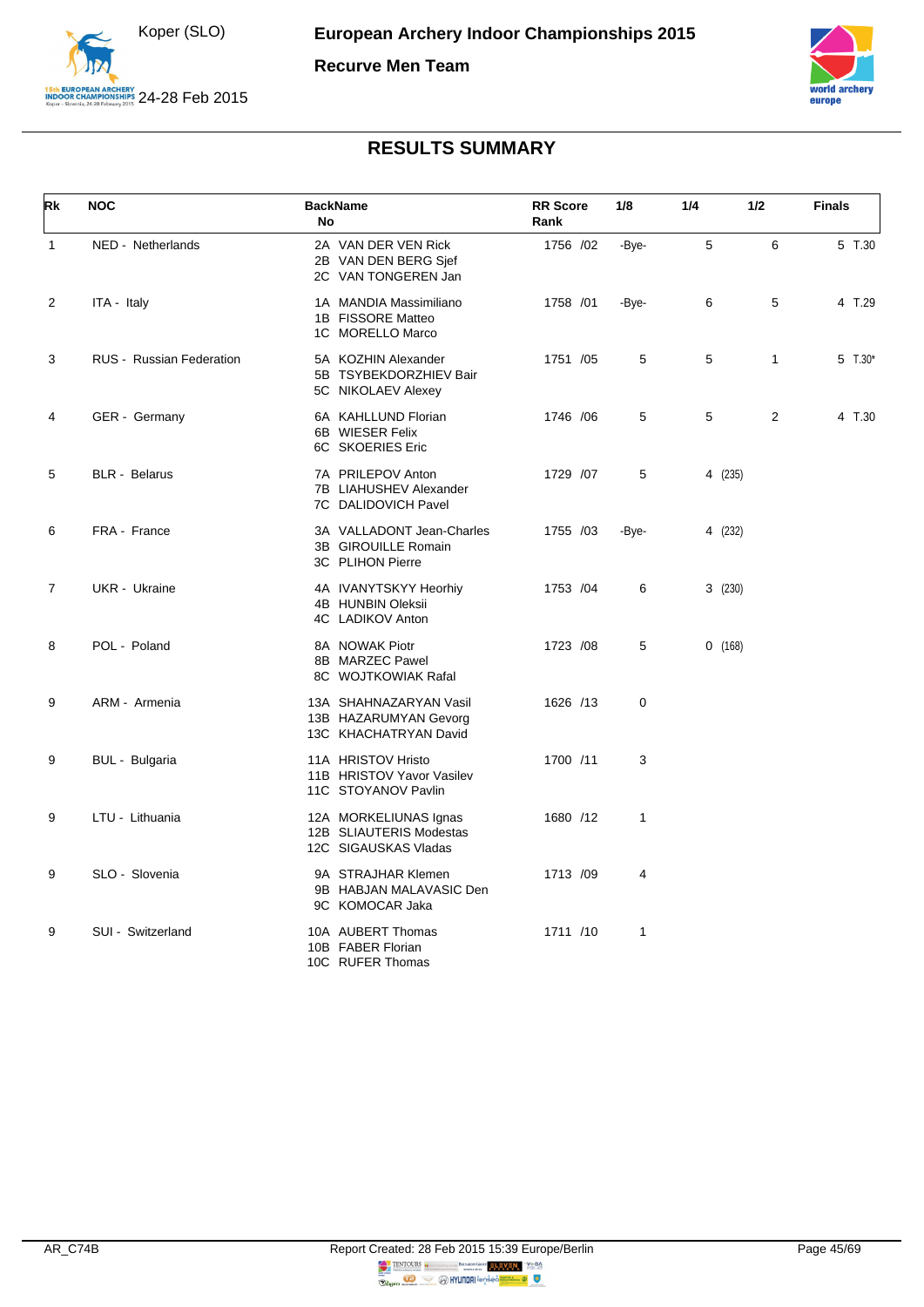# European Archery Indoor Championships 2015

## Recurve Men Team

Koper (SLO)
24-28 Feb 2015

### RESULTS SUMMARY

| Rk | NOC | BackName No | RR Score Rank | 1/8 | 1/4 | 1/2 | Finals |
|---|---|---|---|---|---|---|---|
| 1 | NED - Netherlands | 2A VAN DER VEN Rick<br>2B VAN DEN BERG Sjef<br>2C VAN TONGEREN Jan | 1756 /02 | -Bye- | 5 | 6 | 5 T.30 |
| 2 | ITA - Italy | 1A MANDIA Massimiliano<br>1B FISSORE Matteo<br>1C MORELLO Marco | 1758 /01 | -Bye- | 6 | 5 | 4 T.29 |
| 3 | RUS - Russian Federation | 5A KOZHIN Alexander<br>5B TSYBEKDORZHIEV Bair<br>5C NIKOLAEV Alexey | 1751 /05 | 5 | 5 | 1 | 5 T.30* |
| 4 | GER - Germany | 6A KAHLLUND Florian<br>6B WIESER Felix<br>6C SKOERIES Eric | 1746 /06 | 5 | 5 | 2 | 4 T.30 |
| 5 | BLR - Belarus | 7A PRILEPOV Anton<br>7B LIAHUSHEV Alexander<br>7C DALIDOVICH Pavel | 1729 /07 | 5 | 4 (235) | | |
| 6 | FRA - France | 3A VALLADONT Jean-Charles<br>3B GIROUILLE Romain<br>3C PLIHON Pierre | 1755 /03 | -Bye- | 4 (232) | | |
| 7 | UKR - Ukraine | 4A IVANYTSKYY Heorhiy<br>4B HUNBIN Oleksii<br>4C LADIKOV Anton | 1753 /04 | 6 | 3 (230) | | |
| 8 | POL - Poland | 8A NOWAK Piotr<br>8B MARZEC Pawel<br>8C WOJTKOWIAK Rafal | 1723 /08 | 5 | 0 (168) | | |
| 9 | ARM - Armenia | 13A SHAHNAZARYAN Vasil<br>13B HAZARUMYAN Gevorg<br>13C KHACHATRYAN David | 1626 /13 | 0 | | | |
| 9 | BUL - Bulgaria | 11A HRISTOV Hristo<br>11B HRISTOV Yavor Vasilev<br>11C STOYANOV Pavlin | 1700 /11 | 3 | | | |
| 9 | LTU - Lithuania | 12A MORKELIUNAS Ignas<br>12B SLIAUTERIS Modestas<br>12C SIGAUSKAS Vladas | 1680 /12 | 1 | | | |
| 9 | SLO - Slovenia | 9A STRAJHAR Klemen<br>9B HABJAN MALAVASIC Den<br>9C KOMOCAR Jaka | 1713 /09 | 4 | | | |
| 9 | SUI - Switzerland | 10A AUBERT Thomas<br>10B FABER Florian<br>10C RUFER Thomas | 1711 /10 | 1 | | | |

AR_C74B Report Created: 28 Feb 2015 15:39 Europe/Berlin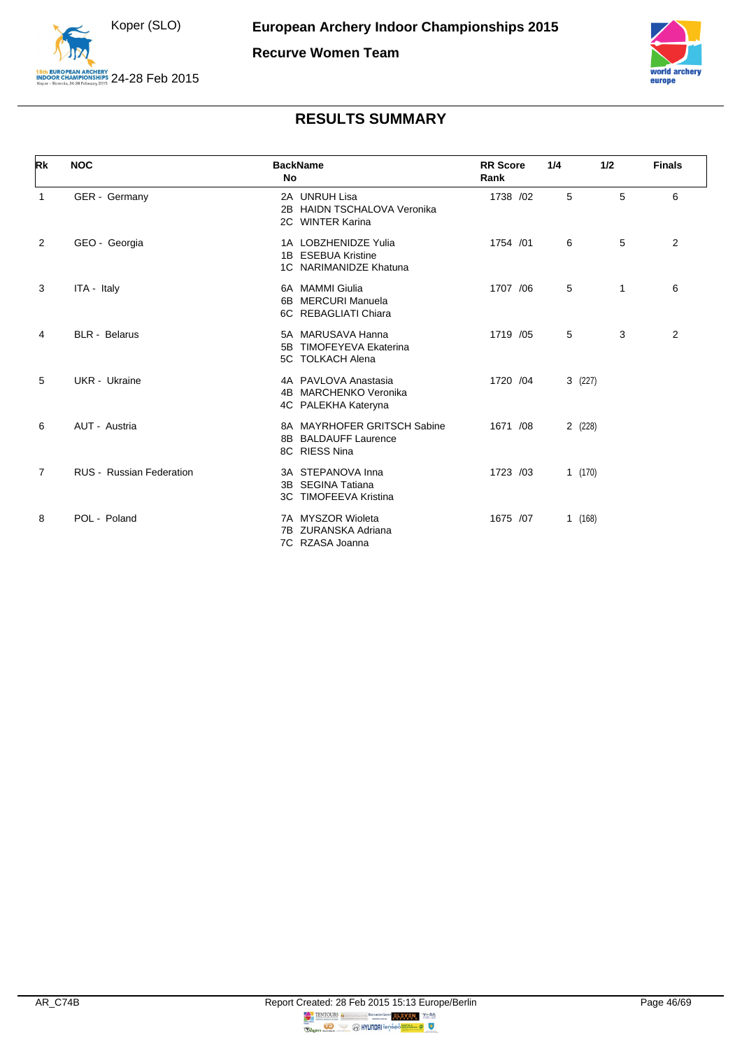# European Archery Indoor Championships 2015

## Recurve Women Team

Koper (SLO)

24-28 Feb 2015

## RESULTS SUMMARY

| Rk | NOC | BackName No | RR Score Rank | 1/4 | 1/2 | Finals |
|---|---|---|---|---|---|---|
| 1 | GER - Germany | 2A UNRUH Lisa<br>2B HAIDN TSCHALOVA Veronika<br>2C WINTER Karina | 1738 /02 | 5 | 5 | 6 |
| 2 | GEO - Georgia | 1A LOBZHENIDZE Yulia<br>1B ESEBUA Kristine<br>1C NARIMANIDZE Khatuna | 1754 /01 | 6 | 5 | 2 |
| 3 | ITA - Italy | 6A MAMMI Giulia<br>6B MERCURI Manuela<br>6C REBAGLIATI Chiara | 1707 /06 | 5 | 1 | 6 |
| 4 | BLR - Belarus | 5A MARUSAVA Hanna<br>5B TIMOFEYEVA Ekaterina<br>5C TOLKACH Alena | 1719 /05 | 5 | 3 | 2 |
| 5 | UKR - Ukraine | 4A PAVLOVA Anastasia<br>4B MARCHENKO Veronika<br>4C PALEKHA Kateryna | 1720 /04 | 3 (227) | | |
| 6 | AUT - Austria | 8A MAYRHOFER GRITSCH Sabine<br>8B BALDAUFF Laurence<br>8C RIESS Nina | 1671 /08 | 2 (228) | | |
| 7 | RUS - Russian Federation | 3A STEPANOVA Inna<br>3B SEGINA Tatiana<br>3C TIMOFEEVA Kristina | 1723 /03 | 1 (170) | | |
| 8 | POL - Poland | 7A MYSZOR Wioleta<br>7B ZURANSKA Adriana<br>7C RZASA Joanna | 1675 /07 | 1 (168) | | |

AR_C74B

Report Created: 28 Feb 2015 15:13 Europe/Berlin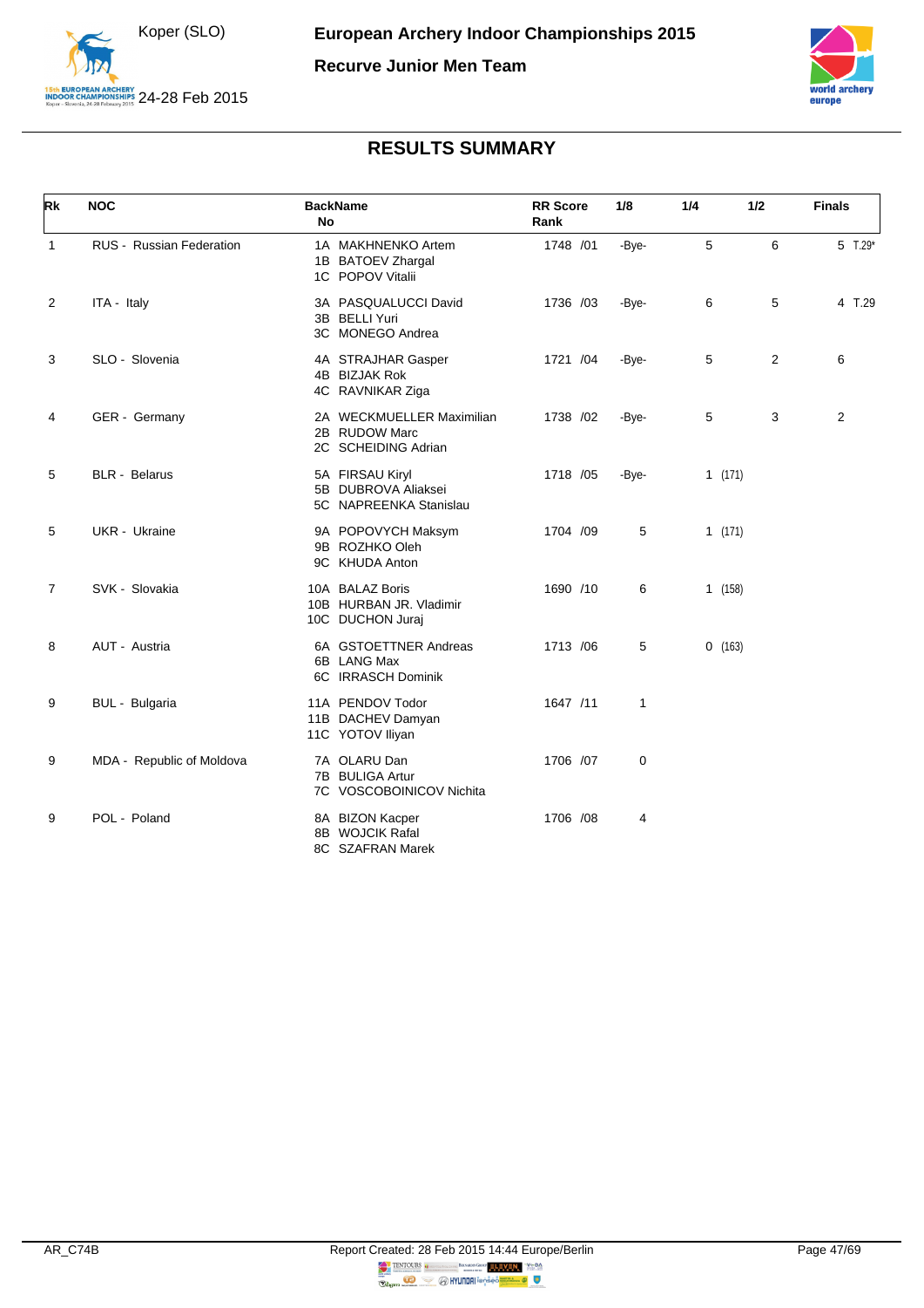# European Archery Indoor Championships 2015

## Recurve Junior Men Team

Koper (SLO)
24-28 Feb 2015

## RESULTS SUMMARY

| Rk | NOC | BackName No | RR Score Rank | 1/8 | 1/4 | 1/2 | Finals |
|---|---|---|---|---|---|---|---|
| 1 | RUS - Russian Federation | 1A MAKHNENKO Artem<br>1B BATOEV Zhargal<br>1C POPOV Vitalii | 1748 /01 | -Bye- | 5 | 6 | 5 T.29* |
| 2 | ITA - Italy | 3A PASQUALUCCI David<br>3B BELLI Yuri<br>3C MONEGO Andrea | 1736 /03 | -Bye- | 6 | 5 | 4 T.29 |
| 3 | SLO - Slovenia | 4A STRAJHAR Gasper<br>4B BIZJAK Rok<br>4C RAVNIKAR Ziga | 1721 /04 | -Bye- | 5 | 2 | 6 |
| 4 | GER - Germany | 2A WECKMUELLER Maximilian<br>2B RUDOW Marc<br>2C SCHEIDING Adrian | 1738 /02 | -Bye- | 5 | 3 | 2 |
| 5 | BLR - Belarus | 5A FIRSAU Kiryl<br>5B DUBROVA Aliaksei<br>5C NAPREENKA Stanislau | 1718 /05 | -Bye- | 1 (171) | | |
| 5 | UKR - Ukraine | 9A POPOVYCH Maksym<br>9B ROZHKO Oleh<br>9C KHUDA Anton | 1704 /09 | 5 | 1 (171) | | |
| 7 | SVK - Slovakia | 10A BALAZ Boris<br>10B HURBAN JR. Vladimir<br>10C DUCHON Juraj | 1690 /10 | 6 | 1 (158) | | |
| 8 | AUT - Austria | 6A GSTOETTNER Andreas<br>6B LANG Max<br>6C IRRASCH Dominik | 1713 /06 | 5 | 0 (163) | | |
| 9 | BUL - Bulgaria | 11A PENDOV Todor<br>11B DACHEV Damyan<br>11C YOTOV Iliyan | 1647 /11 | 1 | | | |
| 9 | MDA - Republic of Moldova | 7A OLARU Dan<br>7B BULIGA Artur<br>7C VOSCOBOINICOV Nichita | 1706 /07 | 0 | | | |
| 9 | POL - Poland | 8A BIZON Kacper<br>8B WOJCIK Rafal<br>8C SZAFRAN Marek | 1706 /08 | 4 | | | |

AR_C74B    Report Created: 28 Feb 2015 14:44 Europe/Berlin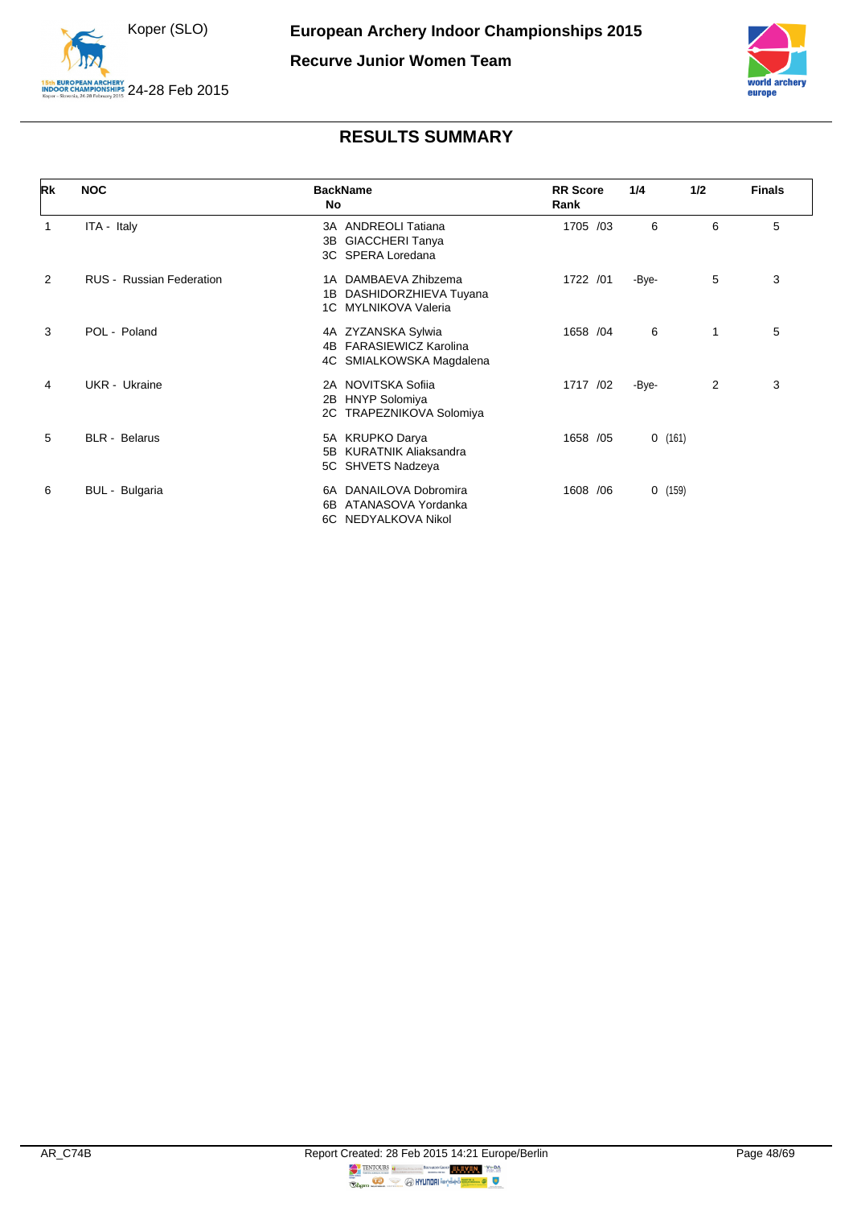# European Archery Indoor Championships 2015

Koper (SLO)

24-28 Feb 2015

## Recurve Junior Women Team

## RESULTS SUMMARY

| Rk | NOC | BackName No | RR Score Rank | 1/4 | 1/2 | Finals |
|---|---|---|---|---|---|---|
| 1 | ITA - Italy | 3A ANDREOLI Tatiana<br>3B GIACCHERI Tanya<br>3C SPERA Loredana | 1705 /03 | 6 | 6 | 5 |
| 2 | RUS - Russian Federation | 1A DAMBAEVA Zhibzema<br>1B DASHIDORZHIEVA Tuyana<br>1C MYLNIKOVA Valeria | 1722 /01 | -Bye- | 5 | 3 |
| 3 | POL - Poland | 4A ZYZANSKA Sylwia<br>4B FARASIEWICZ Karolina<br>4C SMIALKOWSKA Magdalena | 1658 /04 | 6 | 1 | 5 |
| 4 | UKR - Ukraine | 2A NOVITSKA Sofiia<br>2B HNYP Solomiya<br>2C TRAPEZNIKOVA Solomiya | 1717 /02 | -Bye- | 2 | 3 |
| 5 | BLR - Belarus | 5A KRUPKO Darya<br>5B KURATNIK Aliaksandra<br>5C SHVETS Nadzeya | 1658 /05 | 0 (161) | | |
| 6 | BUL - Bulgaria | 6A DANAILOVA Dobromira<br>6B ATANASOVA Yordanka<br>6C NEDYALKOVA Nikol | 1608 /06 | 0 (159) | | |

AR_C74B Report Created: 28 Feb 2015 14:21 Europe/Berlin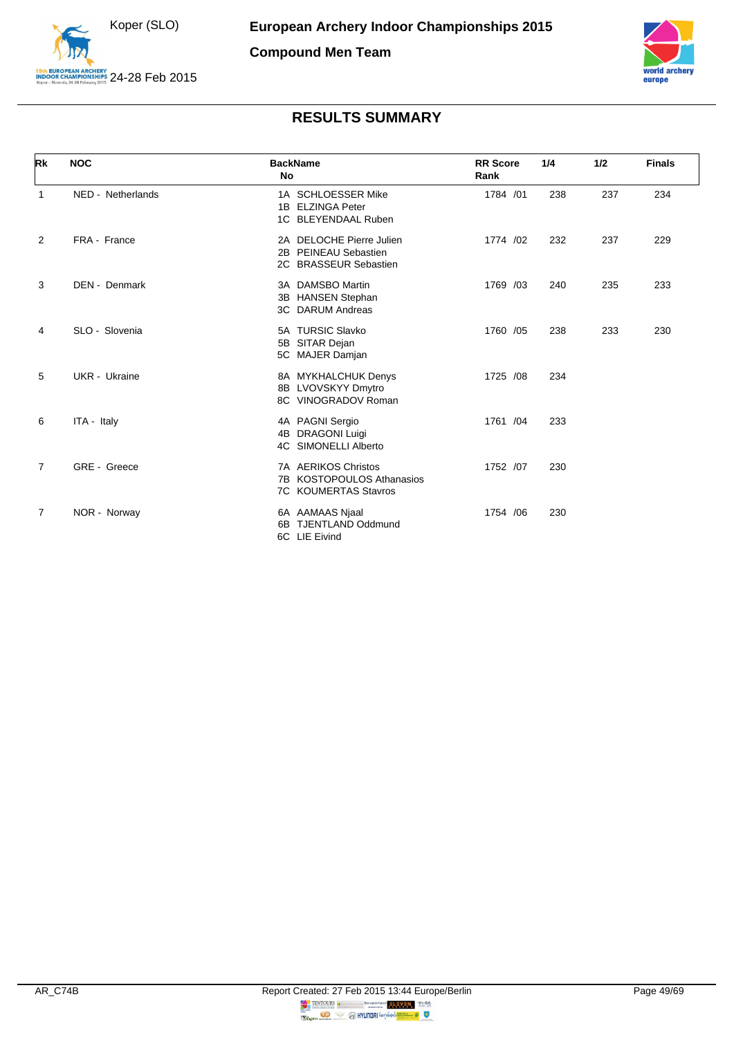# European Archery Indoor Championships 2015

## Compound Men Team

Koper (SLO)

24-28 Feb 2015

## RESULTS SUMMARY

| Rk | NOC | BackName No | RR Score Rank | 1/4 | 1/2 | Finals |
|---|---|---|---|---|---|---|
| 1 | NED - Netherlands | 1A SCHLOESSER Mike<br>1B ELZINGA Peter<br>1C BLEYENDAAL Ruben | 1784 /01 | 238 | 237 | 234 |
| 2 | FRA - France | 2A DELOCHE Pierre Julien<br>2B PEINEAU Sebastien<br>2C BRASSEUR Sebastien | 1774 /02 | 232 | 237 | 229 |
| 3 | DEN - Denmark | 3A DAMSBO Martin<br>3B HANSEN Stephan<br>3C DARUM Andreas | 1769 /03 | 240 | 235 | 233 |
| 4 | SLO - Slovenia | 5A TURSIC Slavko<br>5B SITAR Dejan<br>5C MAJER Damjan | 1760 /05 | 238 | 233 | 230 |
| 5 | UKR - Ukraine | 8A MYKHALCHUK Denys<br>8B LVOVSKYY Dmytro<br>8C VINOGRADOV Roman | 1725 /08 | 234 | | |
| 6 | ITA - Italy | 4A PAGNI Sergio<br>4B DRAGONI Luigi<br>4C SIMONELLI Alberto | 1761 /04 | 233 | | |
| 7 | GRE - Greece | 7A AERIKOS Christos<br>7B KOSTOPOULOS Athanasios<br>7C KOUMERTAS Stavros | 1752 /07 | 230 | | |
| 7 | NOR - Norway | 6A AAMAAS Njaal<br>6B TJENTLAND Oddmund<br>6C LIE Eivind | 1754 /06 | 230 | | |

AR_C74B

Report Created: 27 Feb 2015 13:44 Europe/Berlin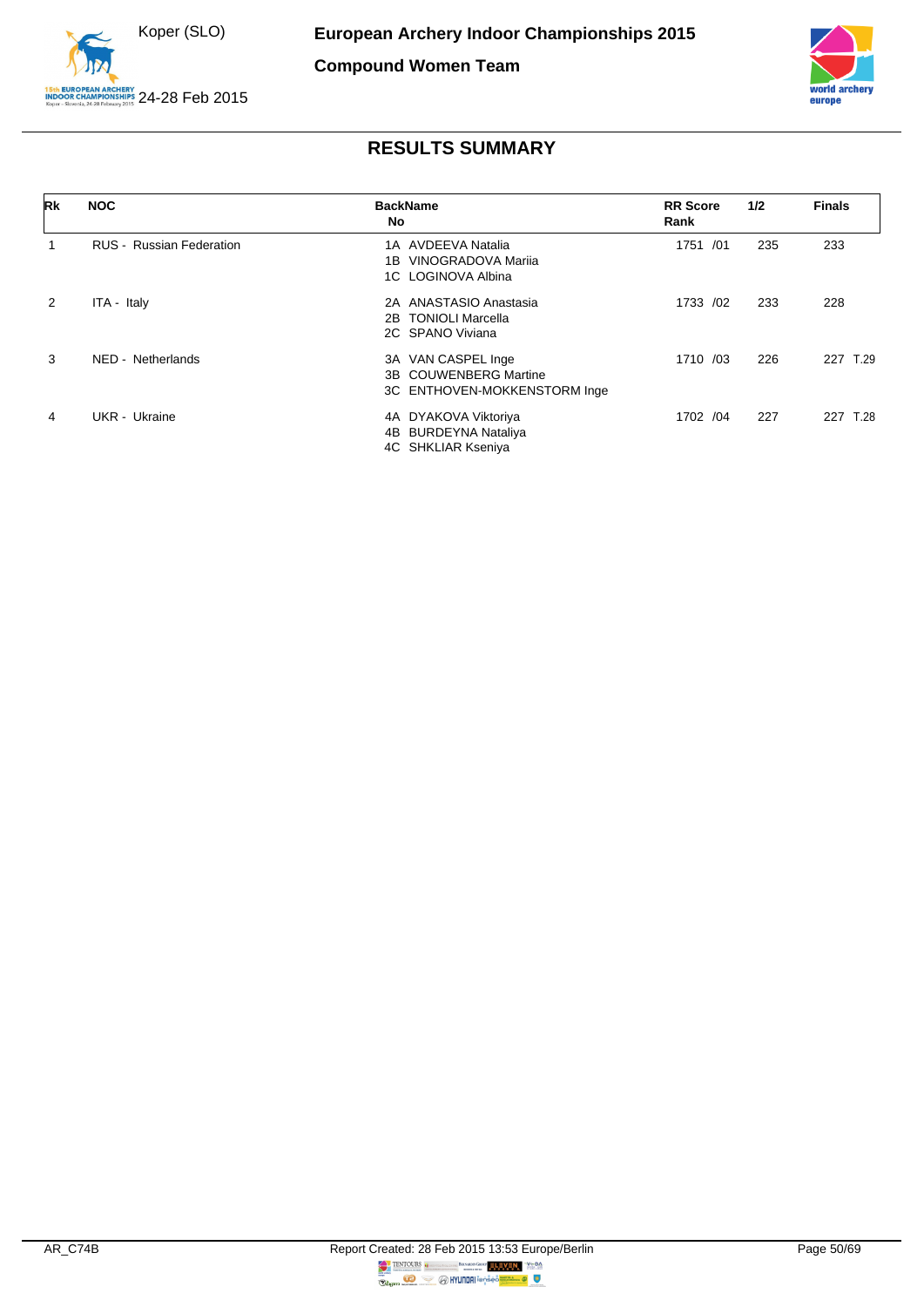# European Archery Indoor Championships 2015

## Compound Women Team

Koper (SLO)

24-28 Feb 2015

## RESULTS SUMMARY

| Rk | NOC | BackName No | RR Score Rank | 1/2 | Finals |
|---|---|---|---|---|---|
| 1 | RUS - Russian Federation | 1A AVDEEVA Natalia<br>1B VINOGRADOVA Mariia<br>1C LOGINOVA Albina | 1751 /01 | 235 | 233 |
| 2 | ITA - Italy | 2A ANASTASIO Anastasia<br>2B TONIOLI Marcella<br>2C SPANO Viviana | 1733 /02 | 233 | 228 |
| 3 | NED - Netherlands | 3A VAN CASPEL Inge<br>3B COUWENBERG Martine<br>3C ENTHOVEN-MOKKENSTORM Inge | 1710 /03 | 226 | 227 T.29 |
| 4 | UKR - Ukraine | 4A DYAKOVA Viktoriya<br>4B BURDEYNA Nataliya<br>4C SHKLIAR Kseniya | 1702 /04 | 227 | 227 T.28 |

AR_C74B

Report Created: 28 Feb 2015 13:53 Europe/Berlin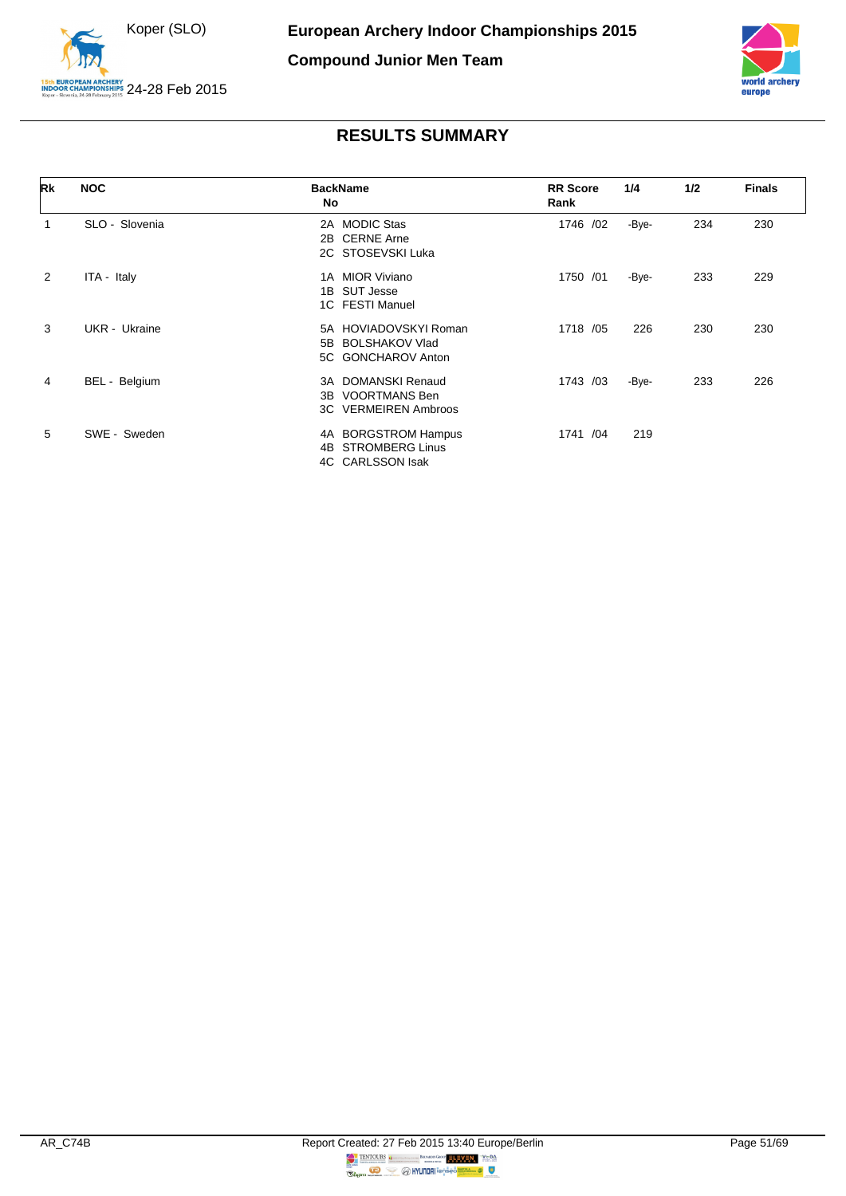# European Archery Indoor Championships 2015

## Compound Junior Men Team

Koper (SLO)
24-28 Feb 2015

## RESULTS SUMMARY

| Rk | NOC | BackName No | RR Score Rank | 1/4 | 1/2 | Finals |
|---|---|---|---|---|---|---|
| 1 | SLO - Slovenia | 2A MODIC Stas<br>2B CERNE Arne<br>2C STOSEVSKI Luka | 1746 /02 | -Bye- | 234 | 230 |
| 2 | ITA - Italy | 1A MIOR Viviano<br>1B SUT Jesse<br>1C FESTI Manuel | 1750 /01 | -Bye- | 233 | 229 |
| 3 | UKR - Ukraine | 5A HOVIADOVSKYI Roman<br>5B BOLSHAKOV Vlad<br>5C GONCHAROV Anton | 1718 /05 | 226 | 230 | 230 |
| 4 | BEL - Belgium | 3A DOMANSKI Renaud<br>3B VOORTMANS Ben<br>3C VERMEIREN Ambroos | 1743 /03 | -Bye- | 233 | 226 |
| 5 | SWE - Sweden | 4A BORGSTROM Hampus<br>4B STROMBERG Linus<br>4C CARLSSON Isak | 1741 /04 | 219 | | |

AR_C74B Report Created: 27 Feb 2015 13:40 Europe/Berlin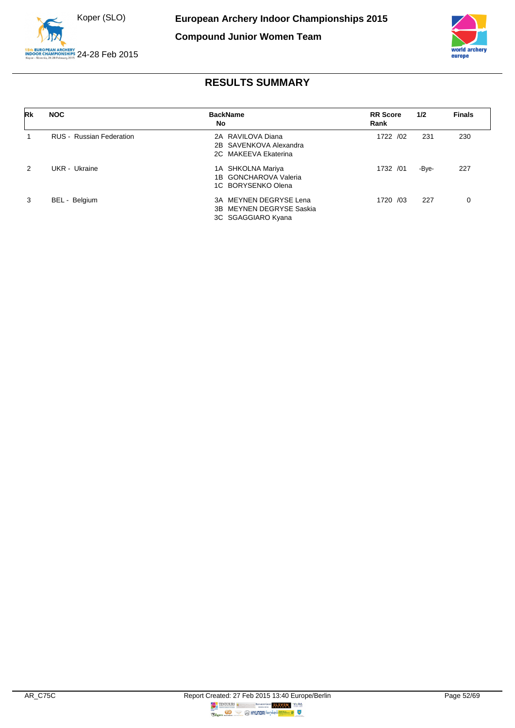# European Archery Indoor Championships 2015

## Compound Junior Women Team

Koper (SLO)

24-28 Feb 2015

## RESULTS SUMMARY

| Rk | NOC | BackName No | RR Score Rank | 1/2 | Finals |
|---|---|---|---|---|---|
| 1 | RUS - Russian Federation | 2A RAVILOVA Diana<br>2B SAVENKOVA Alexandra<br>2C MAKEEVA Ekaterina | 1722 /02 | 231 | 230 |
| 2 | UKR - Ukraine | 1A SHKOLNA Mariya<br>1B GONCHAROVA Valeria<br>1C BORYSENKO Olena | 1732 /01 | -Bye- | 227 |
| 3 | BEL - Belgium | 3A MEYNEN DEGRYSE Lena<br>3B MEYNEN DEGRYSE Saskia<br>3C SGAGGIARO Kyana | 1720 /03 | 227 | 0 |

AR_C75C

Report Created: 27 Feb 2015 13:40 Europe/Berlin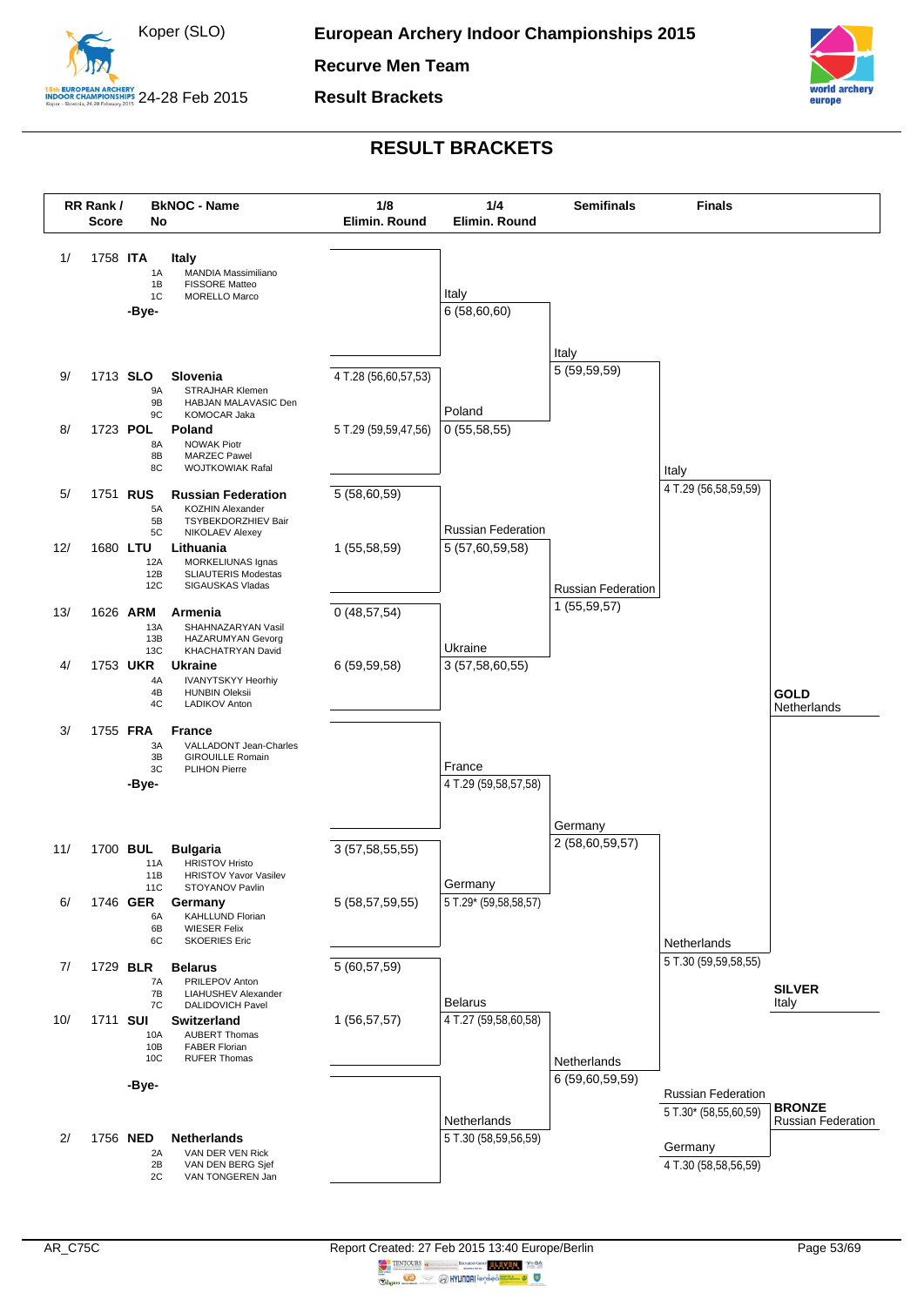# European Archery Indoor Championships 2015

Koper (SLO)
24-28 Feb 2015

**Recurve Men Team**

**Result Brackets**

## RESULT BRACKETS

| RR Rank / Score | BkNOC - Name | No | Athletes | 1/8 Elimin. Round | 1/4 Elimin. Round | Semifinals | Finals |
|---|---|---|---|---|---|---|---|
| 1/ 1758 | ITA Italy | 1A / 1B / 1C | MANDIA Massimiliano / FISSORE Matteo / MORELLO Marco | | Italy 6 (58,60,60) | Italy 5 (59,59,59) | Italy 4 T.29 (56,58,59,59) |
| | -Bye- | | | | | | |
| 9/ 1713 | SLO Slovenia | 9A / 9B / 9C | STRAJHAR Klemen / HABJAN MALAVASIC Den / KOMOCAR Jaka | 4 T.28 (56,60,57,53) | | | |
| 8/ 1723 | POL Poland | 8A / 8B / 8C | NOWAK Piotr / MARZEC Pawel / WOJTKOWIAK Rafal | 5 T.29 (59,59,47,56) | Poland 0 (55,58,55) | | |
| 5/ 1751 | RUS Russian Federation | 5A / 5B / 5C | KOZHIN Alexander / TSYBEKDORZHIEV Bair / NIKOLAEV Alexey | 5 (58,60,59) | Russian Federation 5 (57,60,59,58) | Russian Federation 1 (55,59,57) | |
| 12/ 1680 | LTU Lithuania | 12A / 12B / 12C | MORKELIUNAS Ignas / SLIAUTERIS Modestas / SIGAUSKAS Vladas | 1 (55,58,59) | | | |
| 13/ 1626 | ARM Armenia | 13A / 13B / 13C | SHAHNAZARYAN Vasil / HAZARUMYAN Gevorg / KHACHATRYAN David | 0 (48,57,54) | | | |
| 4/ 1753 | UKR Ukraine | 4A / 4B / 4C | IVANYTSKYY Heorhiy / HUNBIN Oleksii / LADIKOV Anton | 6 (59,59,58) | Ukraine 3 (57,58,60,55) | | |
| 3/ 1755 | FRA France | 3A / 3B / 3C | VALLADONT Jean-Charles / GIROUILLE Romain / PLIHON Pierre | | France 4 T.29 (59,58,57,58) | Germany 2 (58,60,59,57) | Netherlands 5 T.30 (59,59,58,55) |
| | -Bye- | | | | | | |
| 11/ 1700 | BUL Bulgaria | 11A / 11B / 11C | HRISTOV Hristo / HRISTOV Yavor Vasilev / STOYANOV Pavlin | 3 (57,58,55,55) | | | |
| 6/ 1746 | GER Germany | 6A / 6B / 6C | KAHLLUND Florian / WIESER Felix / SKOERIES Eric | 5 (58,57,59,55) | Germany 5 T.29* (59,58,58,57) | | |
| 7/ 1729 | BLR Belarus | 7A / 7B / 7C | PRILEPOV Anton / LIAHUSHEV Alexander / DALIDOVICH Pavel | 5 (60,57,59) | Belarus 4 T.27 (59,58,60,58) | Netherlands 6 (59,60,59,59) | |
| 10/ 1711 | SUI Switzerland | 10A / 10B / 10C | AUBERT Thomas / FABER Florian / RUFER Thomas | 1 (56,57,57) | | | |
| | -Bye- | | | | | | |
| 2/ 1756 | NED Netherlands | 2A / 2B / 2C | VAN DER VEN Rick / VAN DEN BERG Sjef / VAN TONGEREN Jan | | Netherlands 5 T.30 (58,59,56,59) | | |

**Bronze match:** Russian Federation 5 T.30* (58,55,60,59) – Germany 4 T.30 (58,58,56,59)

**GOLD** Netherlands

**SILVER** Italy

**BRONZE** Russian Federation

AR_C75C — Report Created: 27 Feb 2015 13:40 Europe/Berlin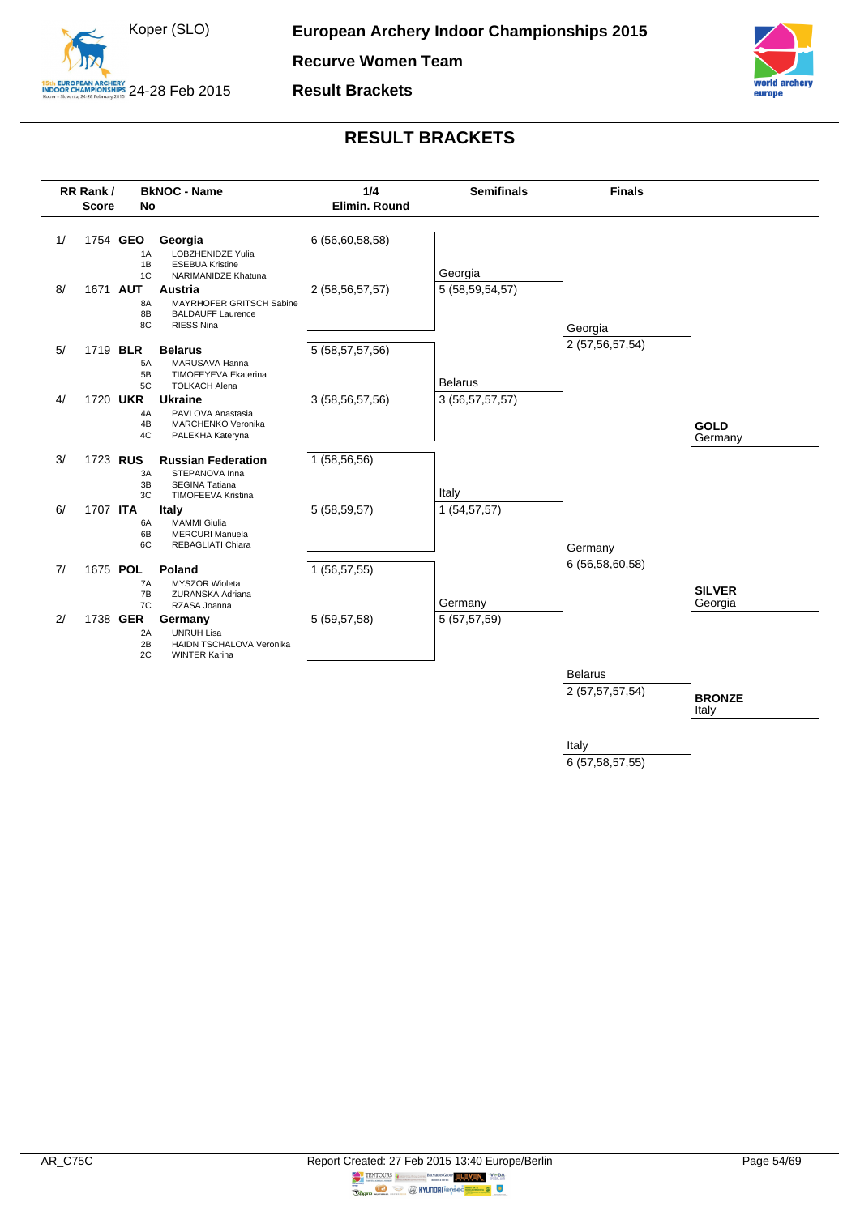# RESULT BRACKETS

## Recurve Women Team — Result Brackets

| RR Rank / Score | BkNOC - Name | No | Athlete | 1/4 Elimin. Round |
|---|---|---|---|---|
| 1/ 1754 | GEO Georgia | 1A | LOBZHENIDZE Yulia | 6 (56,60,58,58) |
| | | 1B | ESEBUA Kristine | |
| | | 1C | NARIMANIDZE Khatuna | |
| 8/ 1671 | AUT Austria | 8A | MAYRHOFER GRITSCH Sabine | 2 (58,56,57,57) |
| | | 8B | BALDAUFF Laurence | |
| | | 8C | RIESS Nina | |
| 5/ 1719 | BLR Belarus | 5A | MARUSAVA Hanna | 5 (58,57,57,56) |
| | | 5B | TIMOFEYEVA Ekaterina | |
| | | 5C | TOLKACH Alena | |
| 4/ 1720 | UKR Ukraine | 4A | PAVLOVA Anastasia | 3 (58,56,57,56) |
| | | 4B | MARCHENKO Veronika | |
| | | 4C | PALEKHA Kateryna | |
| 3/ 1723 | RUS Russian Federation | 3A | STEPANOVA Inna | 1 (58,56,56) |
| | | 3B | SEGINA Tatiana | |
| | | 3C | TIMOFEEVA Kristina | |
| 6/ 1707 | ITA Italy | 6A | MAMMI Giulia | 5 (58,59,57) |
| | | 6B | MERCURI Manuela | |
| | | 6C | REBAGLIATI Chiara | |
| 7/ 1675 | POL Poland | 7A | MYSZOR Wioleta | 1 (56,57,55) |
| | | 7B | ZURANSKA Adriana | |
| | | 7C | RZASA Joanna | |
| 2/ 1738 | GER Germany | 2A | UNRUH Lisa | 5 (59,57,58) |
| | | 2B | HAIDN TSCHALOVA Veronika | |
| | | 2C | WINTER Karina | |

### Semifinals

| Team | Score |
|---|---|
| Georgia | 5 (58,59,54,57) |
| Belarus | 3 (56,57,57,57) |
| Italy | 1 (54,57,57) |
| Germany | 5 (57,57,59) |

### Finals

| Team | Score |
|---|---|
| Georgia | 2 (57,56,57,54) |
| Germany | 6 (56,58,60,58) |

### Bronze Match

| Team | Score |
|---|---|
| Belarus | 2 (57,57,57,54) |
| Italy | 6 (57,58,57,55) |

### Results

- **GOLD** Germany
- **SILVER** Georgia
- **BRONZE** Italy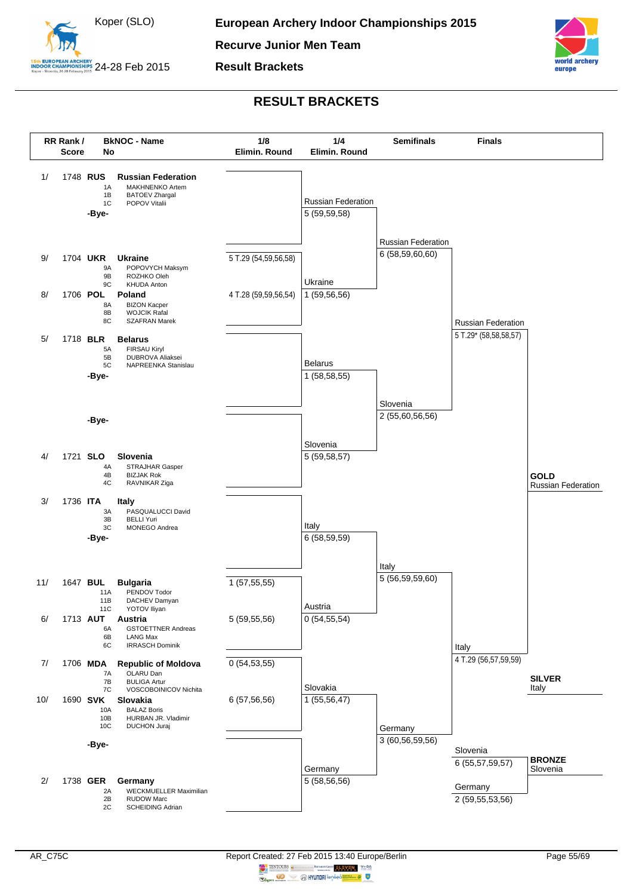# European Archery Indoor Championships 2015

Koper (SLO)
24-28 Feb 2015

**Recurve Junior Men Team**

**Result Brackets**

## RESULT BRACKETS

| RR Rank / Score | BkNOC - Name | 1/8 Elimin. Round | 1/4 Elimin. Round | Semifinals | Finals |
|---|---|---|---|---|---|
| 1/ 1748 | **RUS** **Russian Federation** 1A MAKHNENKO Artem, 1B BATOEV Zhargal, 1C POPOV Vitalii | | Russian Federation 5 (59,59,58) | | |
| | -Bye- | | | Russian Federation 6 (58,59,60,60) | |
| 9/ 1704 | **UKR** **Ukraine** 9A POPOVYCH Maksym, 9B ROZHKO Oleh, 9C KHUDA Anton | 5 T.29 (54,59,56,58) | Ukraine 1 (59,56,56) | | |
| 8/ 1706 | **POL** **Poland** 8A BIZON Kacper, 8B WOJCIK Rafal, 8C SZAFRAN Marek | 4 T.28 (59,59,56,54) | | | Russian Federation 5 T.29* (58,58,58,57) |
| 5/ 1718 | **BLR** **Belarus** 5A FIRSAU Kiryl, 5B DUBROVA Aliaksei, 5C NAPREENKA Stanislau | | Belarus 1 (58,58,55) | | |
| | -Bye- | | | Slovenia 2 (55,60,56,56) | |
| | -Bye- | | Slovenia 5 (59,58,57) | | |
| 4/ 1721 | **SLO** **Slovenia** 4A STRAJHAR Gasper, 4B BIZJAK Rok, 4C RAVNIKAR Ziga | | | | |
| 3/ 1736 | **ITA** **Italy** 3A PASQUALUCCI David, 3B BELLI Yuri, 3C MONEGO Andrea | | Italy 6 (58,59,59) | | |
| | -Bye- | | | Italy 5 (56,59,59,60) | |
| 11/ 1647 | **BUL** **Bulgaria** 11A PENDOV Todor, 11B DACHEV Damyan, 11C YOTOV Iliyan | 1 (57,55,55) | Austria 0 (54,55,54) | | |
| 6/ 1713 | **AUT** **Austria** 6A GSTOETTNER Andreas, 6B LANG Max, 6C IRRASCH Dominik | 5 (59,55,56) | | | Italy 4 T.29 (56,57,59,59) |
| 7/ 1706 | **MDA** **Republic of Moldova** 7A OLARU Dan, 7B BULIGA Artur, 7C VOSCOBOINICOV Nichita | 0 (54,53,55) | Slovakia 1 (55,56,47) | | |
| 10/ 1690 | **SVK** **Slovakia** 10A BALAZ Boris, 10B HURBAN JR. Vladimir, 10C DUCHON Juraj | 6 (57,56,56) | | Germany 3 (60,56,59,56) | |
| | -Bye- | | Germany 5 (58,56,56) | | |
| 2/ 1738 | **GER** **Germany** 2A WECKMUELLER Maximilian, 2B RUDOW Marc, 2C SCHEIDING Adrian | | | | |

**Bronze Medal Match:** Slovenia 6 (55,57,59,57) – Germany 2 (59,55,53,56)

**GOLD** Russian Federation

**SILVER** Italy

**BRONZE** Slovenia

AR_C75C

Report Created: 27 Feb 2015 13:40 Europe/Berlin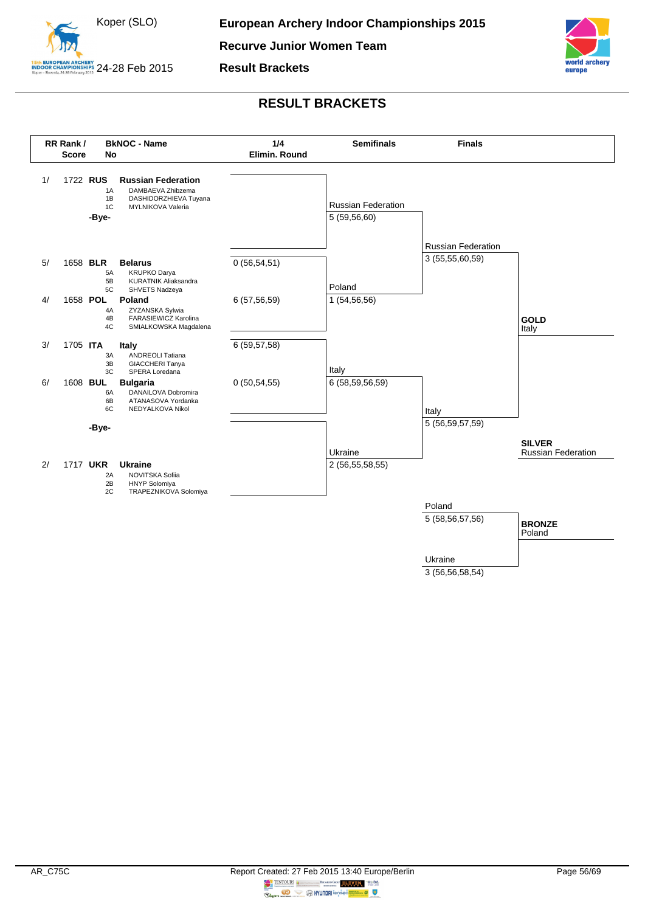# European Archery Indoor Championships 2015

Koper (SLO), 24-28 Feb 2015

## Recurve Junior Women Team

### Result Brackets

## RESULT BRACKETS

| RR Rank / Score | BkNOC - Name | No | Athlete |
|---|---|---|---|
| 1/ 1722 | RUS Russian Federation | 1A | DAMBAEVA Zhibzema |
| | | 1B | DASHIDORZHIEVA Tuyana |
| | | 1C | MYLNIKOVA Valeria |
| | -Bye- | | |
| 5/ 1658 | BLR Belarus | 5A | KRUPKO Darya |
| | | 5B | KURATNIK Aliaksandra |
| | | 5C | SHVETS Nadzeya |
| 4/ 1658 | POL Poland | 4A | ZYZANSKA Sylwia |
| | | 4B | FARASIEWICZ Karolina |
| | | 4C | SMIALKOWSKA Magdalena |
| 3/ 1705 | ITA Italy | 3A | ANDREOLI Tatiana |
| | | 3B | GIACCHERI Tanya |
| | | 3C | SPERA Loredana |
| 6/ 1608 | BUL Bulgaria | 6A | DANAILOVA Dobromira |
| | | 6B | ATANASOVA Yordanka |
| | | 6C | NEDYALKOVA Nikol |
| | -Bye- | | |
| 2/ 1717 | UKR Ukraine | 2A | NOVITSKA Sofiia |
| | | 2B | HNYP Solomiya |
| | | 2C | TRAPEZNIKOVA Solomiya |

### 1/4 Elimin. Round

| Match | Score |
|---|---|
| Russian Federation | -Bye- |
| Belarus | 0 (56,54,51) |
| Poland | 6 (57,56,59) |
| Italy | 6 (59,57,58) |
| Bulgaria | 0 (50,54,55) |
| Ukraine | -Bye- |

### Semifinals

| Team | Score |
|---|---|
| Russian Federation | 5 (59,56,60) |
| Poland | 1 (54,56,56) |
| Italy | 6 (58,59,56,59) |
| Ukraine | 2 (56,55,58,55) |

### Finals

| Team | Score |
|---|---|
| Russian Federation | 3 (55,55,60,59) |
| Italy | 5 (56,59,57,59) |

### Bronze Match

| Team | Score |
|---|---|
| Poland | 5 (58,56,57,56) |
| Ukraine | 3 (56,56,58,54) |

**GOLD** Italy

**SILVER** Russian Federation

**BRONZE** Poland

AR_C75C

Report Created: 27 Feb 2015 13:40 Europe/Berlin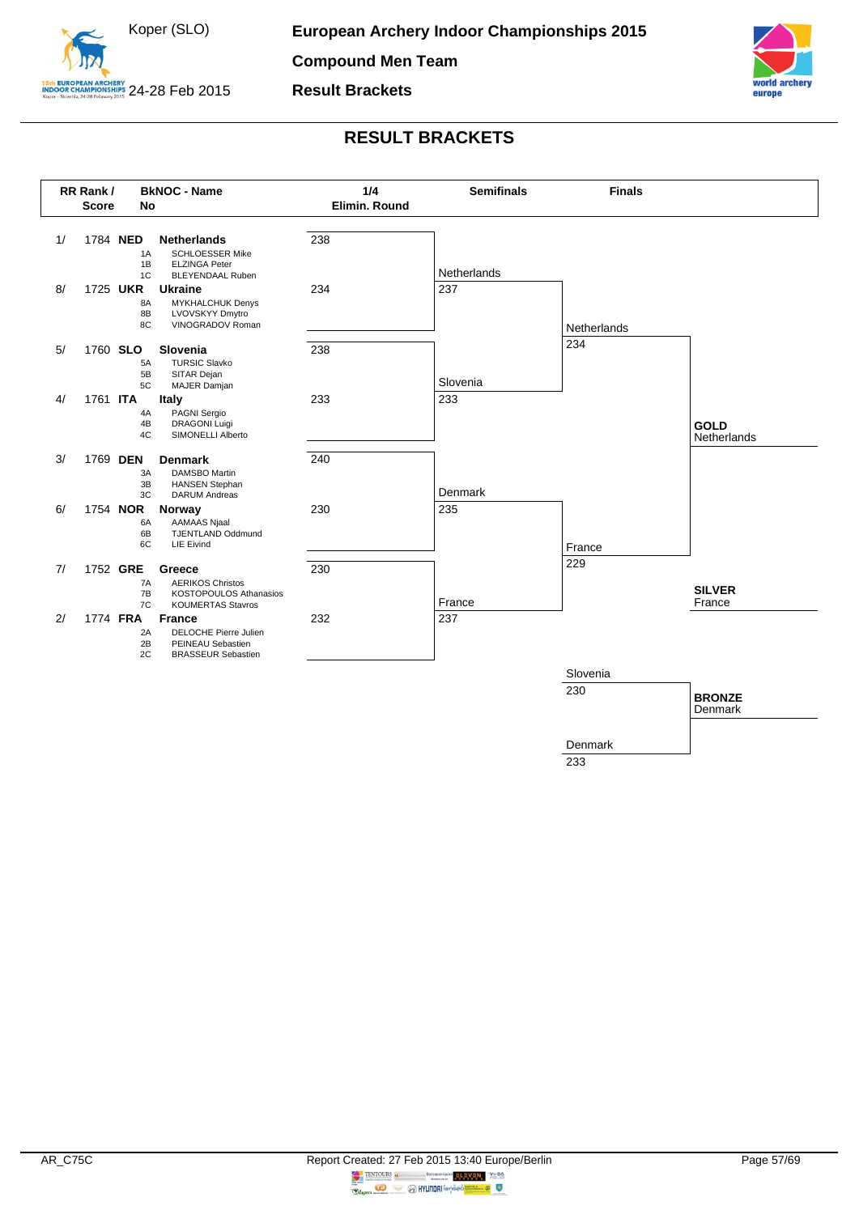# European Archery Indoor Championships 2015

## Compound Men Team

## Result Brackets

Koper (SLO)

24-28 Feb 2015

## RESULT BRACKETS

| RR Rank / Score | BkNOC - No | Name | 1/4 Elimin. Round | Semifinals | Finals |
|---|---|---|---|---|---|
| 1/ 1784 | NED | **Netherlands** | 238 | Netherlands 237 | Netherlands 234 |
| | 1A | SCHLOESSER Mike | | | |
| | 1B | ELZINGA Peter | | | |
| | 1C | BLEYENDAAL Ruben | | | |
| 8/ 1725 | UKR | **Ukraine** | 234 | | |
| | 8A | MYKHALCHUK Denys | | | |
| | 8B | LVOVSKYY Dmytro | | | |
| | 8C | VINOGRADOV Roman | | | |
| 5/ 1760 | SLO | **Slovenia** | 238 | Slovenia 233 | |
| | 5A | TURSIC Slavko | | | |
| | 5B | SITAR Dejan | | | |
| | 5C | MAJER Damjan | | | |
| 4/ 1761 | ITA | **Italy** | 233 | | |
| | 4A | PAGNI Sergio | | | |
| | 4B | DRAGONI Luigi | | | |
| | 4C | SIMONELLI Alberto | | | |
| 3/ 1769 | DEN | **Denmark** | 240 | Denmark 235 | France 229 |
| | 3A | DAMSBO Martin | | | |
| | 3B | HANSEN Stephan | | | |
| | 3C | DARUM Andreas | | | |
| 6/ 1754 | NOR | **Norway** | 230 | | |
| | 6A | AAMAAS Njaal | | | |
| | 6B | TJENTLAND Oddmund | | | |
| | 6C | LIE Eivind | | | |
| 7/ 1752 | GRE | **Greece** | 230 | France 237 | |
| | 7A | AERIKOS Christos | | | |
| | 7B | KOSTOPOULOS Athanasios | | | |
| | 7C | KOUMERTAS Stavros | | | |
| 2/ 1774 | FRA | **France** | 232 | | |
| | 2A | DELOCHE Pierre Julien | | | |
| | 2B | PEINEAU Sebastien | | | |
| | 2C | BRASSEUR Sebastien | | | |

**GOLD** Netherlands

**SILVER** France

Bronze match: Slovenia 230 – Denmark 233

**BRONZE** Denmark

AR_C75C

Report Created: 27 Feb 2015 13:40 Europe/Berlin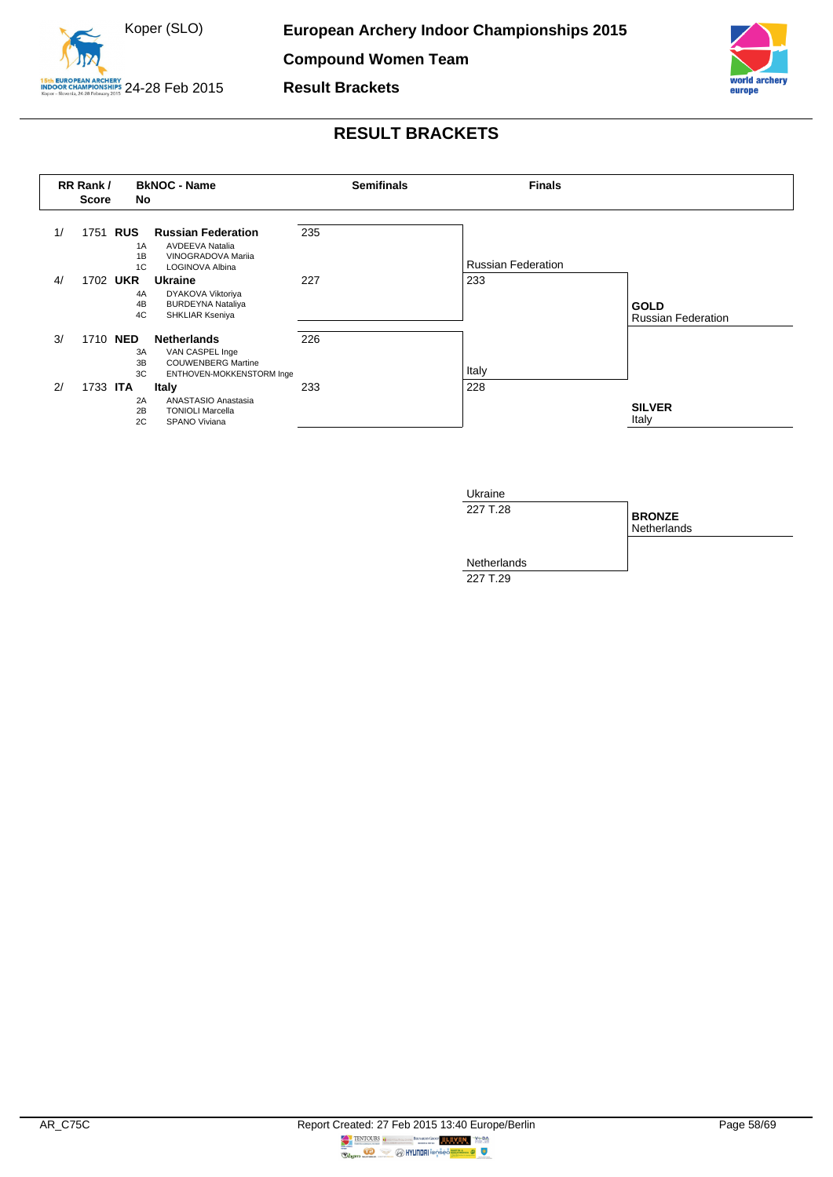# European Archery Indoor Championships 2015

## Compound Women Team

## Result Brackets

Koper (SLO) 24-28 Feb 2015

## RESULT BRACKETS

| RR Rank / Score | BkNOC - Name No | Semifinals | Finals | |
|---|---|---|---|---|
| 1/ 1751 | **RUS** **Russian Federation** 1A AVDEEVA Natalia 1B VINOGRADOVA Mariia 1C LOGINOVA Albina | 235 | Russian Federation 233 | |
| 4/ 1702 | **UKR** **Ukraine** 4A DYAKOVA Viktoriya 4B BURDEYNA Nataliya 4C SHKLIAR Kseniya | 227 | | **GOLD** Russian Federation |
| 3/ 1710 | **NED** **Netherlands** 3A VAN CASPEL Inge 3B COUWENBERG Martine 3C ENTHOVEN-MOKKENSTORM Inge | 226 | Italy 228 | |
| 2/ 1733 | **ITA** **Italy** 2A ANASTASIO Anastasia 2B TONIOLI Marcella 2C SPANO Viviana | 233 | | **SILVER** Italy |

### Bronze Match

| Team | Score | |
|---|---|---|
| Ukraine | 227 T.28 | |
| Netherlands | 227 T.29 | **BRONZE** Netherlands |

AR_C75C

Report Created: 27 Feb 2015 13:40 Europe/Berlin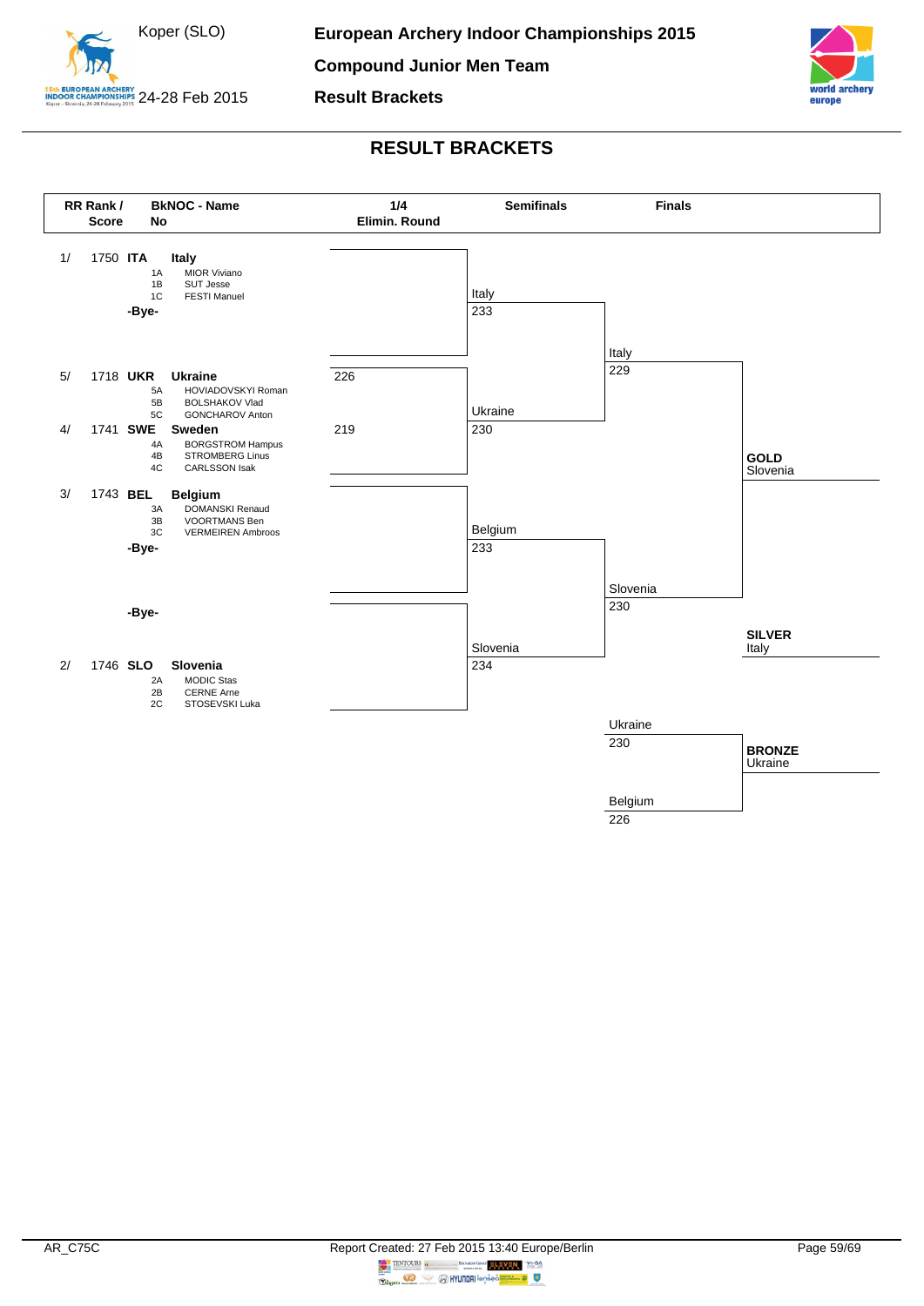# European Archery Indoor Championships 2015

**Compound Junior Men Team**

**Result Brackets**

Koper (SLO) 24-28 Feb 2015

## RESULT BRACKETS

| RR Rank / Score | BkNOC - No | Name | 1/4 Elimin. Round | Semifinals | Finals |
|---|---|---|---|---|---|
| 1/ 1750 | ITA | **Italy** | | Italy 233 | Italy 229 |
| | 1A | MIOR Viviano | | | |
| | 1B | SUT Jesse | | | |
| | 1C | FESTI Manuel | | | |
| | -Bye- | | | | |
| 5/ 1718 | UKR | **Ukraine** | 226 | Ukraine 230 | |
| | 5A | HOVIADOVSKYI Roman | | | |
| | 5B | BOLSHAKOV Vlad | | | |
| | 5C | GONCHAROV Anton | | | |
| 4/ 1741 | SWE | **Sweden** | 219 | | |
| | 4A | BORGSTROM Hampus | | | |
| | 4B | STROMBERG Linus | | | |
| | 4C | CARLSSON Isak | | | |
| 3/ 1743 | BEL | **Belgium** | | Belgium 233 | Slovenia 230 |
| | 3A | DOMANSKI Renaud | | | |
| | 3B | VOORTMANS Ben | | | |
| | 3C | VERMEIREN Ambroos | | | |
| | -Bye- | | | | |
| | -Bye- | | | | |
| 2/ 1746 | SLO | **Slovenia** | | Slovenia 234 | |
| | 2A | MODIC Stas | | | |
| | 2B | CERNE Arne | | | |
| | 2C | STOSEVSKI Luka | | | |

**GOLD** Slovenia

**SILVER** Italy

Bronze match: Ukraine 230 – Belgium 226

**BRONZE** Ukraine

AR_C75C

Report Created: 27 Feb 2015 13:40 Europe/Berlin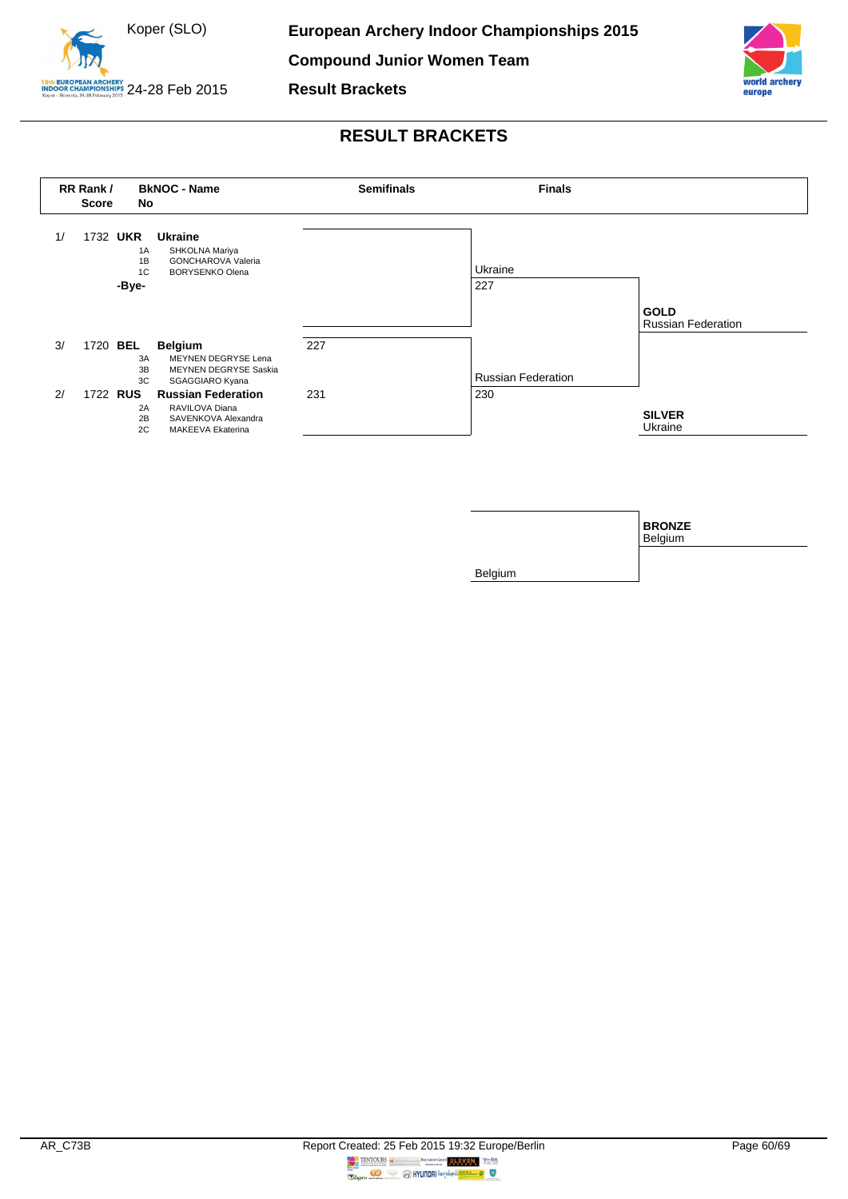# European Archery Indoor Championships 2015

## Compound Junior Women Team

### Result Brackets

Koper (SLO) 24-28 Feb 2015

## RESULT BRACKETS

| RR Rank / Score | BkNOC - Name | Semifinals | Finals | |
|---|---|---|---|---|
| 1/ 1732 | **UKR** **Ukraine**<br>1A SHKOLNA Mariya<br>1B GONCHAROVA Valeria<br>1C BORYSENKO Olena | | Ukraine 227 | |
| | **-Bye-** | | | **GOLD** Russian Federation |
| 3/ 1720 | **BEL** **Belgium**<br>3A MEYNEN DEGRYSE Lena<br>3B MEYNEN DEGRYSE Saskia<br>3C SGAGGIARO Kyana | 227 | Russian Federation 230 | |
| 2/ 1722 | **RUS** **Russian Federation**<br>2A RAVILOVA Diana<br>2B SAVENKOVA Alexandra<br>2C MAKEEVA Ekaterina | 231 | | **SILVER** Ukraine |

**Bronze match**

| Finals | |
|---|---|
| | **BRONZE** Belgium |
| Belgium | |

AR_C73B — Report Created: 25 Feb 2015 19:32 Europe/Berlin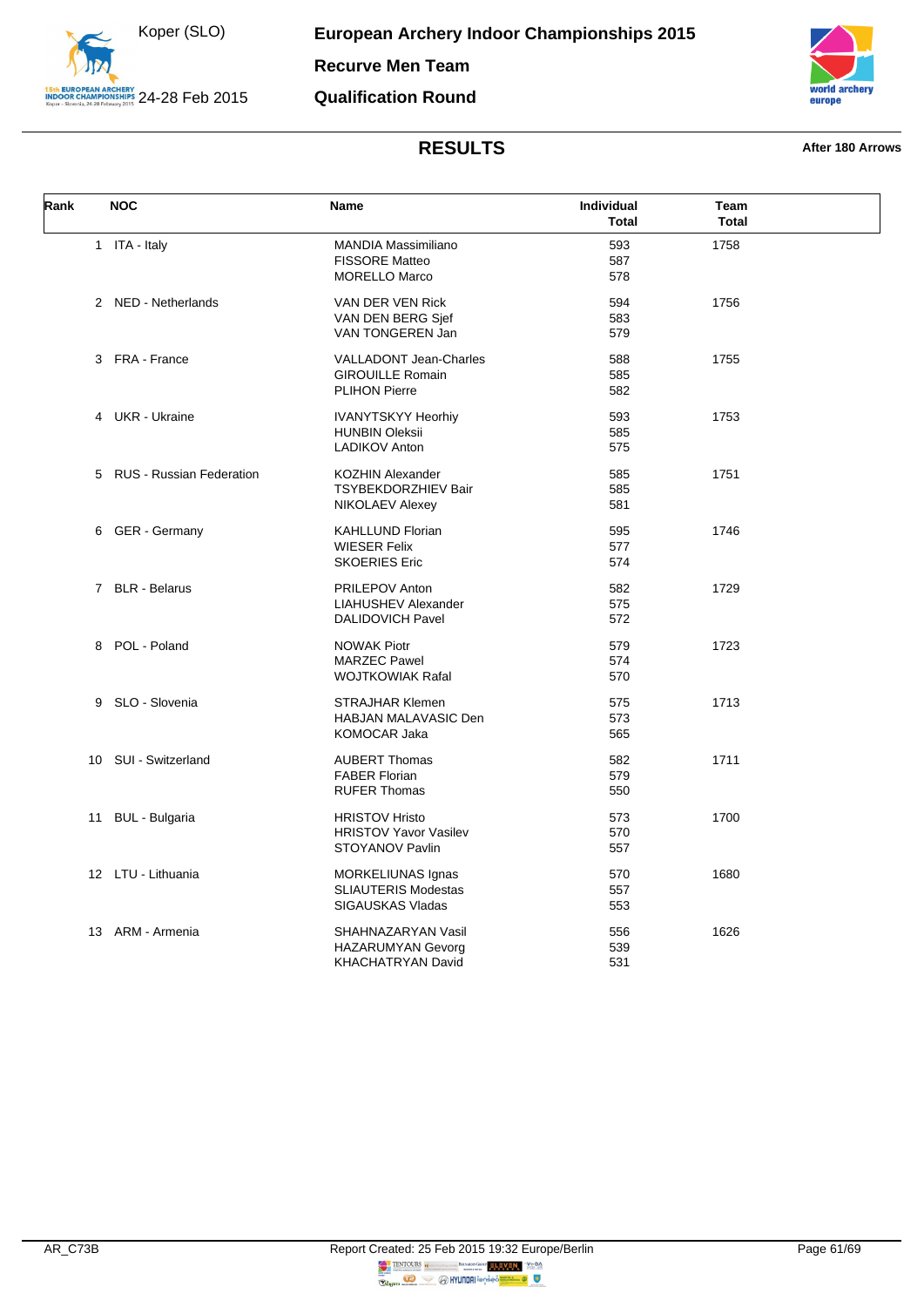# European Archery Indoor Championships 2015

## Recurve Men Team

## Qualification Round

Koper (SLO) 24-28 Feb 2015

### RESULTS

After 180 Arrows

| Rank | NOC | Name | Individual Total | Team Total |
|---|---|---|---|---|
| 1 | ITA - Italy | MANDIA Massimiliano | 593 | 1758 |
| | | FISSORE Matteo | 587 | |
| | | MORELLO Marco | 578 | |
| 2 | NED - Netherlands | VAN DER VEN Rick | 594 | 1756 |
| | | VAN DEN BERG Sjef | 583 | |
| | | VAN TONGEREN Jan | 579 | |
| 3 | FRA - France | VALLADONT Jean-Charles | 588 | 1755 |
| | | GIROUILLE Romain | 585 | |
| | | PLIHON Pierre | 582 | |
| 4 | UKR - Ukraine | IVANYTSKYY Heorhiy | 593 | 1753 |
| | | HUNBIN Oleksii | 585 | |
| | | LADIKOV Anton | 575 | |
| 5 | RUS - Russian Federation | KOZHIN Alexander | 585 | 1751 |
| | | TSYBEKDORZHIEV Bair | 585 | |
| | | NIKOLAEV Alexey | 581 | |
| 6 | GER - Germany | KAHLLUND Florian | 595 | 1746 |
| | | WIESER Felix | 577 | |
| | | SKOERIES Eric | 574 | |
| 7 | BLR - Belarus | PRILEPOV Anton | 582 | 1729 |
| | | LIAHUSHEV Alexander | 575 | |
| | | DALIDOVICH Pavel | 572 | |
| 8 | POL - Poland | NOWAK Piotr | 579 | 1723 |
| | | MARZEC Pawel | 574 | |
| | | WOJTKOWIAK Rafal | 570 | |
| 9 | SLO - Slovenia | STRAJHAR Klemen | 575 | 1713 |
| | | HABJAN MALAVASIC Den | 573 | |
| | | KOMOCAR Jaka | 565 | |
| 10 | SUI - Switzerland | AUBERT Thomas | 582 | 1711 |
| | | FABER Florian | 579 | |
| | | RUFER Thomas | 550 | |
| 11 | BUL - Bulgaria | HRISTOV Hristo | 573 | 1700 |
| | | HRISTOV Yavor Vasilev | 570 | |
| | | STOYANOV Pavlin | 557 | |
| 12 | LTU - Lithuania | MORKELIUNAS Ignas | 570 | 1680 |
| | | SLIAUTERIS Modestas | 557 | |
| | | SIGAUSKAS Vladas | 553 | |
| 13 | ARM - Armenia | SHAHNAZARYAN Vasil | 556 | 1626 |
| | | HAZARUMYAN Gevorg | 539 | |
| | | KHACHATRYAN David | 531 | |

AR_C73B Report Created: 25 Feb 2015 19:32 Europe/Berlin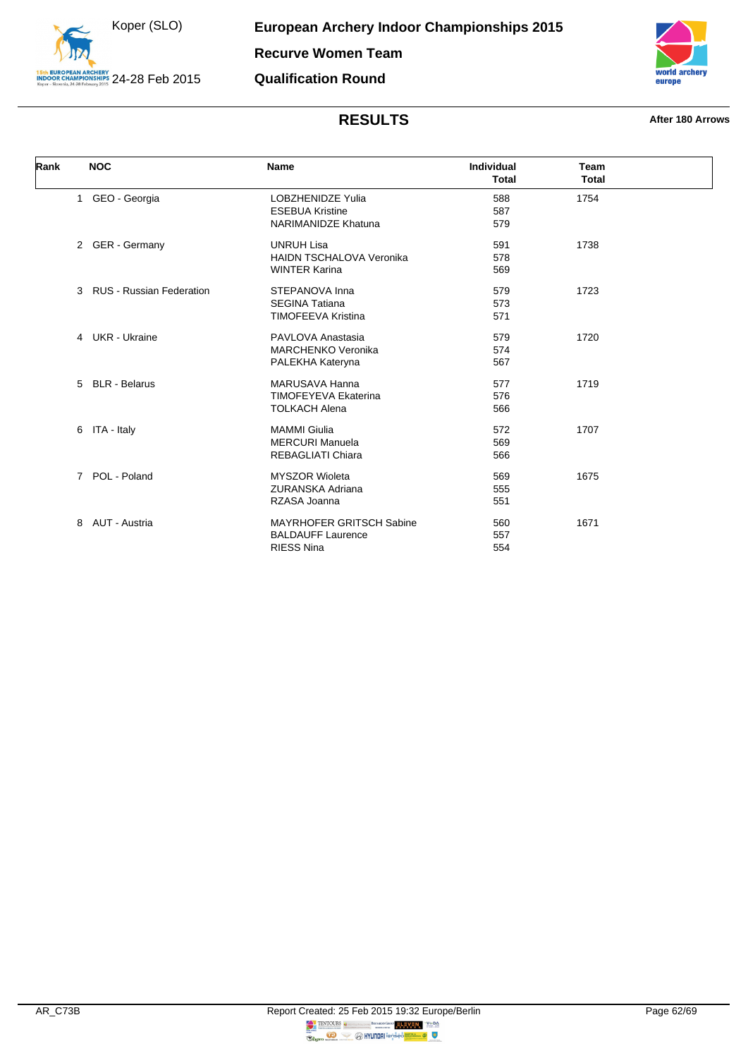# European Archery Indoor Championships 2015

## Recurve Women Team

## Qualification Round

Koper (SLO)

24-28 Feb 2015

### RESULTS

**After 180 Arrows**

| Rank | NOC | Name | Individual Total | Team Total |
|---|---|---|---|---|
| 1 | GEO - Georgia | LOBZHENIDZE Yulia | 588 | 1754 |
| | | ESEBUA Kristine | 587 | |
| | | NARIMANIDZE Khatuna | 579 | |
| 2 | GER - Germany | UNRUH Lisa | 591 | 1738 |
| | | HAIDN TSCHALOVA Veronika | 578 | |
| | | WINTER Karina | 569 | |
| 3 | RUS - Russian Federation | STEPANOVA Inna | 579 | 1723 |
| | | SEGINA Tatiana | 573 | |
| | | TIMOFEEVA Kristina | 571 | |
| 4 | UKR - Ukraine | PAVLOVA Anastasia | 579 | 1720 |
| | | MARCHENKO Veronika | 574 | |
| | | PALEKHA Kateryna | 567 | |
| 5 | BLR - Belarus | MARUSAVA Hanna | 577 | 1719 |
| | | TIMOFEYEVA Ekaterina | 576 | |
| | | TOLKACH Alena | 566 | |
| 6 | ITA - Italy | MAMMI Giulia | 572 | 1707 |
| | | MERCURI Manuela | 569 | |
| | | REBAGLIATI Chiara | 566 | |
| 7 | POL - Poland | MYSZOR Wioleta | 569 | 1675 |
| | | ZURANSKA Adriana | 555 | |
| | | RZASA Joanna | 551 | |
| 8 | AUT - Austria | MAYRHOFER GRITSCH Sabine | 560 | 1671 |
| | | BALDAUFF Laurence | 557 | |
| | | RIESS Nina | 554 | |

AR_C73B

Report Created: 25 Feb 2015 19:32 Europe/Berlin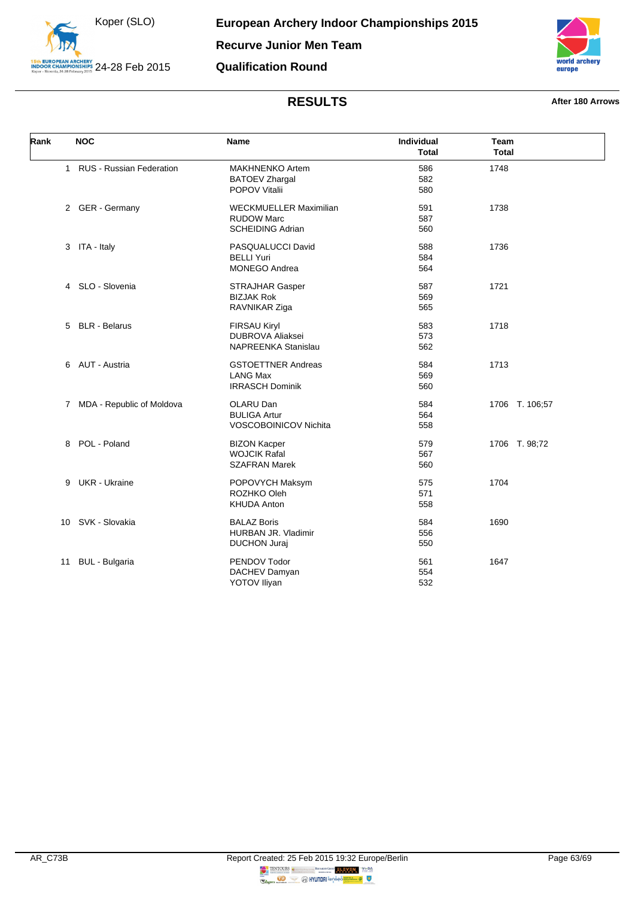# European Archery Indoor Championships 2015

## Recurve Junior Men Team

## Qualification Round

Koper (SLO)

24-28 Feb 2015

### RESULTS

**After 180 Arrows**

| Rank | NOC | Name | Individual Total | Team Total |
|---|---|---|---|---|
| 1 | RUS - Russian Federation | MAKHNENKO Artem | 586 | 1748 |
| | | BATOEV Zhargal | 582 | |
| | | POPOV Vitalii | 580 | |
| 2 | GER - Germany | WECKMUELLER Maximilian | 591 | 1738 |
| | | RUDOW Marc | 587 | |
| | | SCHEIDING Adrian | 560 | |
| 3 | ITA - Italy | PASQUALUCCI David | 588 | 1736 |
| | | BELLI Yuri | 584 | |
| | | MONEGO Andrea | 564 | |
| 4 | SLO - Slovenia | STRAJHAR Gasper | 587 | 1721 |
| | | BIZJAK Rok | 569 | |
| | | RAVNIKAR Ziga | 565 | |
| 5 | BLR - Belarus | FIRSAU Kiryl | 583 | 1718 |
| | | DUBROVA Aliaksei | 573 | |
| | | NAPREENKA Stanislau | 562 | |
| 6 | AUT - Austria | GSTOETTNER Andreas | 584 | 1713 |
| | | LANG Max | 569 | |
| | | IRRASCH Dominik | 560 | |
| 7 | MDA - Republic of Moldova | OLARU Dan | 584 | 1706 T. 106;57 |
| | | BULIGA Artur | 564 | |
| | | VOSCOBOINICOV Nichita | 558 | |
| 8 | POL - Poland | BIZON Kacper | 579 | 1706 T. 98;72 |
| | | WOJCIK Rafal | 567 | |
| | | SZAFRAN Marek | 560 | |
| 9 | UKR - Ukraine | POPOVYCH Maksym | 575 | 1704 |
| | | ROZHKO Oleh | 571 | |
| | | KHUDA Anton | 558 | |
| 10 | SVK - Slovakia | BALAZ Boris | 584 | 1690 |
| | | HURBAN JR. Vladimir | 556 | |
| | | DUCHON Juraj | 550 | |
| 11 | BUL - Bulgaria | PENDOV Todor | 561 | 1647 |
| | | DACHEV Damyan | 554 | |
| | | YOTOV Iliyan | 532 | |

AR_C73B

Report Created: 25 Feb 2015 19:32 Europe/Berlin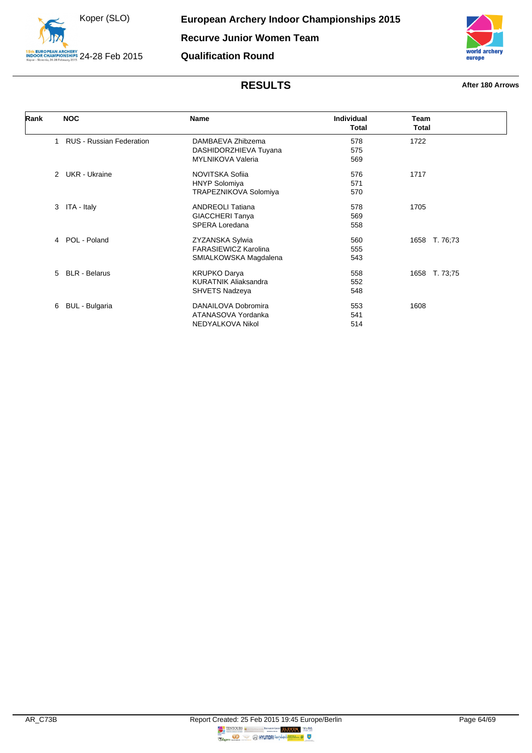# European Archery Indoor Championships 2015

## Recurve Junior Women Team

## Qualification Round

Koper (SLO)
24-28 Feb 2015

## RESULTS

**After 180 Arrows**

| Rank | NOC | Name | Individual Total | Team Total |
|---|---|---|---|---|
| 1 | RUS - Russian Federation | DAMBAEVA Zhibzema | 578 | 1722 |
| | | DASHIDORZHIEVA Tuyana | 575 | |
| | | MYLNIKOVA Valeria | 569 | |
| 2 | UKR - Ukraine | NOVITSKA Sofiia | 576 | 1717 |
| | | HNYP Solomiya | 571 | |
| | | TRAPEZNIKOVA Solomiya | 570 | |
| 3 | ITA - Italy | ANDREOLI Tatiana | 578 | 1705 |
| | | GIACCHERI Tanya | 569 | |
| | | SPERA Loredana | 558 | |
| 4 | POL - Poland | ZYZANSKA Sylwia | 560 | 1658 T. 76;73 |
| | | FARASIEWICZ Karolina | 555 | |
| | | SMIALKOWSKA Magdalena | 543 | |
| 5 | BLR - Belarus | KRUPKO Darya | 558 | 1658 T. 73;75 |
| | | KURATNIK Aliaksandra | 552 | |
| | | SHVETS Nadzeya | 548 | |
| 6 | BUL - Bulgaria | DANAILOVA Dobromira | 553 | 1608 |
| | | ATANASOVA Yordanka | 541 | |
| | | NEDYALKOVA Nikol | 514 | |

AR_C73B

Report Created: 25 Feb 2015 19:45 Europe/Berlin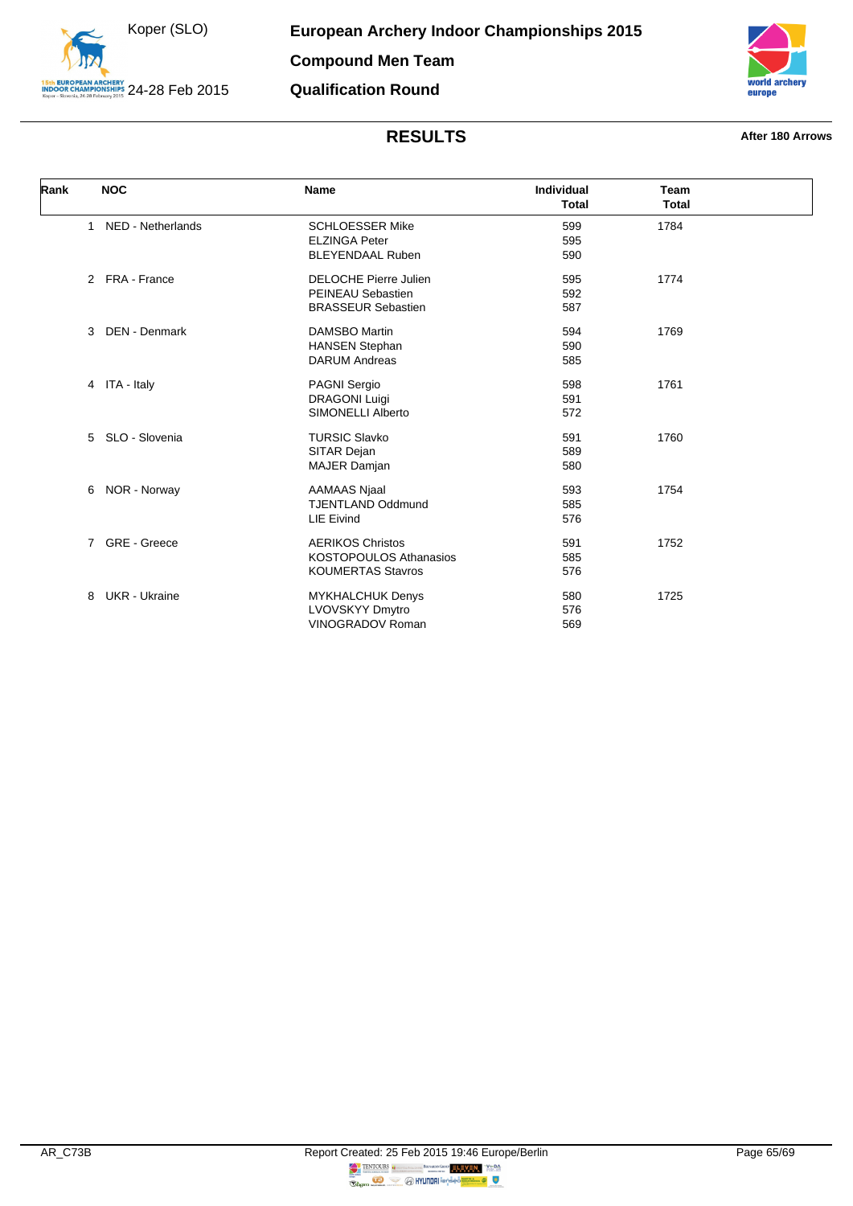# European Archery Indoor Championships 2015

## Compound Men Team

## Qualification Round

Koper (SLO)

24-28 Feb 2015

### RESULTS

**After 180 Arrows**

| Rank | NOC | Name | Individual Total | Team Total |
|---|---|---|---|---|
| 1 | NED - Netherlands | SCHLOESSER Mike | 599 | 1784 |
| | | ELZINGA Peter | 595 | |
| | | BLEYENDAAL Ruben | 590 | |
| 2 | FRA - France | DELOCHE Pierre Julien | 595 | 1774 |
| | | PEINEAU Sebastien | 592 | |
| | | BRASSEUR Sebastien | 587 | |
| 3 | DEN - Denmark | DAMSBO Martin | 594 | 1769 |
| | | HANSEN Stephan | 590 | |
| | | DARUM Andreas | 585 | |
| 4 | ITA - Italy | PAGNI Sergio | 598 | 1761 |
| | | DRAGONI Luigi | 591 | |
| | | SIMONELLI Alberto | 572 | |
| 5 | SLO - Slovenia | TURSIC Slavko | 591 | 1760 |
| | | SITAR Dejan | 589 | |
| | | MAJER Damjan | 580 | |
| 6 | NOR - Norway | AAMAAS Njaal | 593 | 1754 |
| | | TJENTLAND Oddmund | 585 | |
| | | LIE Eivind | 576 | |
| 7 | GRE - Greece | AERIKOS Christos | 591 | 1752 |
| | | KOSTOPOULOS Athanasios | 585 | |
| | | KOUMERTAS Stavros | 576 | |
| 8 | UKR - Ukraine | MYKHALCHUK Denys | 580 | 1725 |
| | | LVOVSKYY Dmytro | 576 | |
| | | VINOGRADOV Roman | 569 | |

AR_C73B

Report Created: 25 Feb 2015 19:46 Europe/Berlin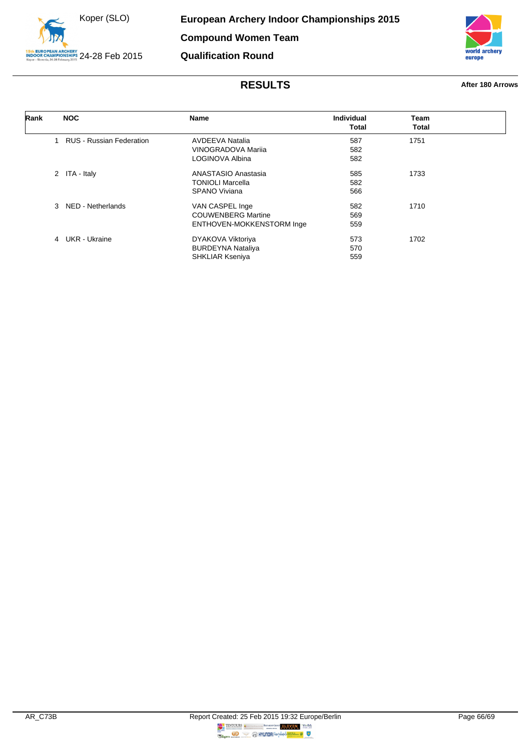# European Archery Indoor Championships 2015

## Compound Women Team

## Qualification Round

Koper (SLO)

24-28 Feb 2015

## RESULTS

**After 180 Arrows**

| Rank | NOC | Name | Individual Total | Team Total |
|---|---|---|---|---|
| 1 | RUS - Russian Federation | AVDEEVA Natalia | 587 | 1751 |
| | | VINOGRADOVA Mariia | 582 | |
| | | LOGINOVA Albina | 582 | |
| 2 | ITA - Italy | ANASTASIO Anastasia | 585 | 1733 |
| | | TONIOLI Marcella | 582 | |
| | | SPANO Viviana | 566 | |
| 3 | NED - Netherlands | VAN CASPEL Inge | 582 | 1710 |
| | | COUWENBERG Martine | 569 | |
| | | ENTHOVEN-MOKKENSTORM Inge | 559 | |
| 4 | UKR - Ukraine | DYAKOVA Viktoriya | 573 | 1702 |
| | | BURDEYNA Nataliya | 570 | |
| | | SHKLIAR Kseniya | 559 | |

AR_C73B

Report Created: 25 Feb 2015 19:32 Europe/Berlin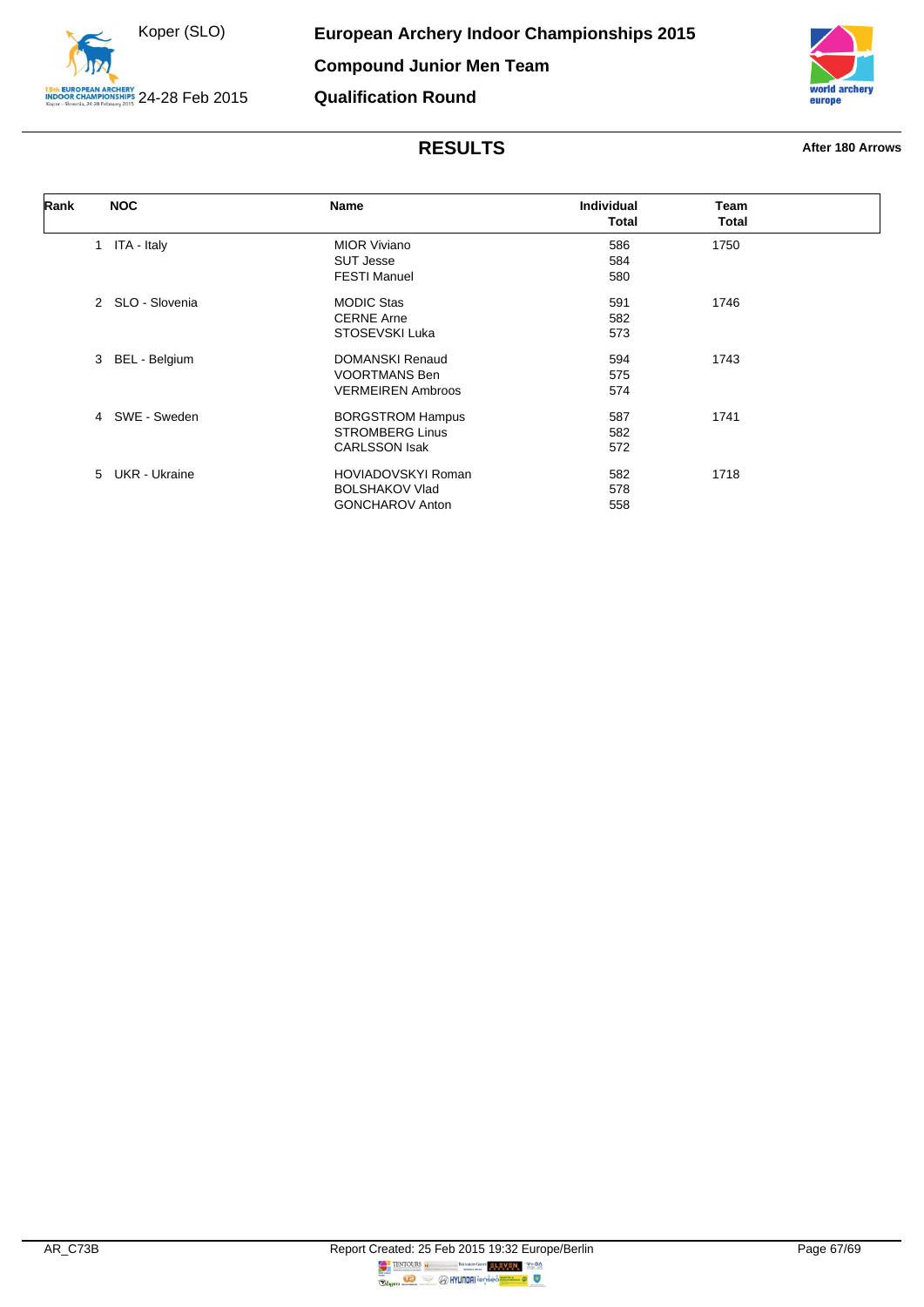# European Archery Indoor Championships 2015

## Compound Junior Men Team

## Qualification Round

Koper (SLO)
24-28 Feb 2015

### RESULTS

**After 180 Arrows**

| Rank | NOC | Name | Individual Total | Team Total |
|---|---|---|---|---|
| 1 | ITA - Italy | MIOR Viviano | 586 | 1750 |
| | | SUT Jesse | 584 | |
| | | FESTI Manuel | 580 | |
| 2 | SLO - Slovenia | MODIC Stas | 591 | 1746 |
| | | CERNE Arne | 582 | |
| | | STOSEVSKI Luka | 573 | |
| 3 | BEL - Belgium | DOMANSKI Renaud | 594 | 1743 |
| | | VOORTMANS Ben | 575 | |
| | | VERMEIREN Ambroos | 574 | |
| 4 | SWE - Sweden | BORGSTROM Hampus | 587 | 1741 |
| | | STROMBERG Linus | 582 | |
| | | CARLSSON Isak | 572 | |
| 5 | UKR - Ukraine | HOVIADOVSKYI Roman | 582 | 1718 |
| | | BOLSHAKOV Vlad | 578 | |
| | | GONCHAROV Anton | 558 | |

AR_C73B

Report Created: 25 Feb 2015 19:32 Europe/Berlin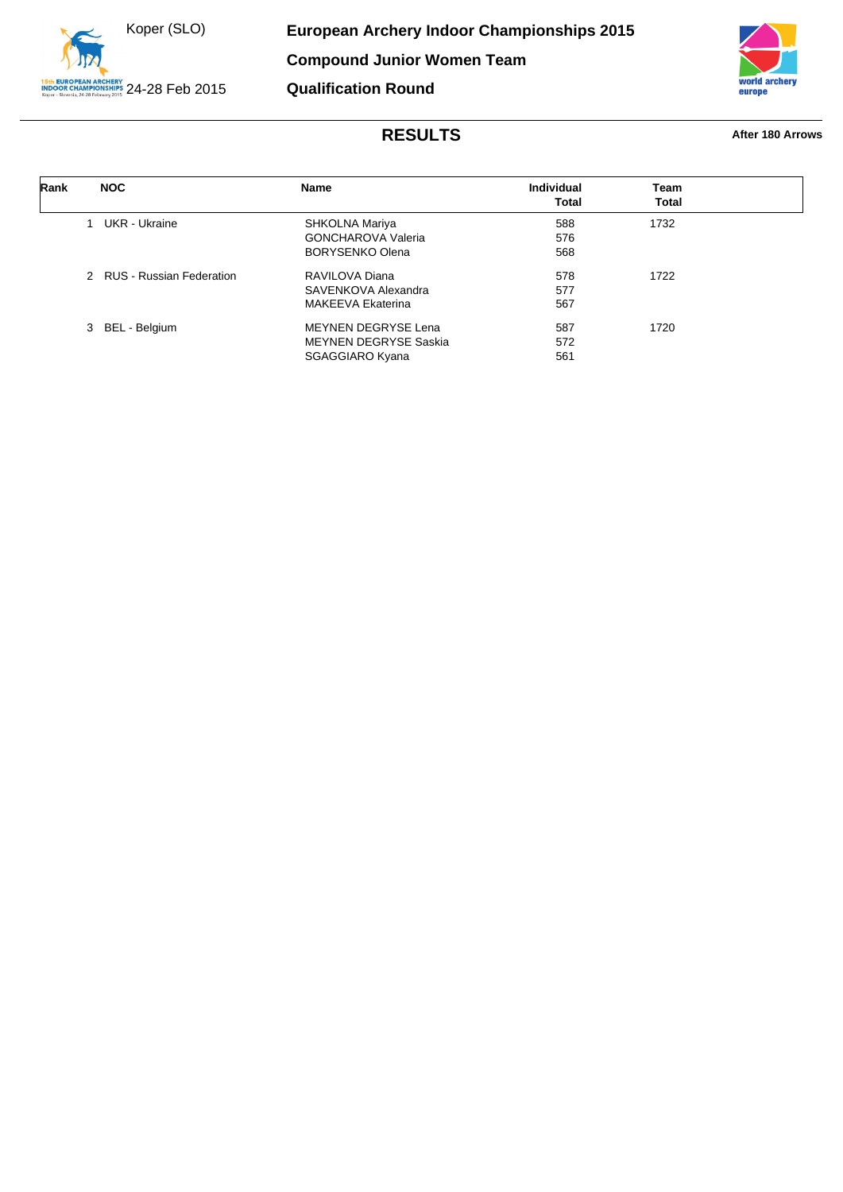# European Archery Indoor Championships 2015

## Compound Junior Women Team

## Qualification Round

Koper (SLO)

24-28 Feb 2015

### RESULTS

After 180 Arrows

| Rank | NOC | Name | Individual Total | Team Total |
|---|---|---|---|---|
| 1 | UKR - Ukraine | SHKOLNA Mariya | 588 | 1732 |
| | | GONCHAROVA Valeria | 576 | |
| | | BORYSENKO Olena | 568 | |
| 2 | RUS - Russian Federation | RAVILOVA Diana | 578 | 1722 |
| | | SAVENKOVA Alexandra | 577 | |
| | | MAKEEVA Ekaterina | 567 | |
| 3 | BEL - Belgium | MEYNEN DEGRYSE Lena | 587 | 1720 |
| | | MEYNEN DEGRYSE Saskia | 572 | |
| | | SGAGGIARO Kyana | 561 | |